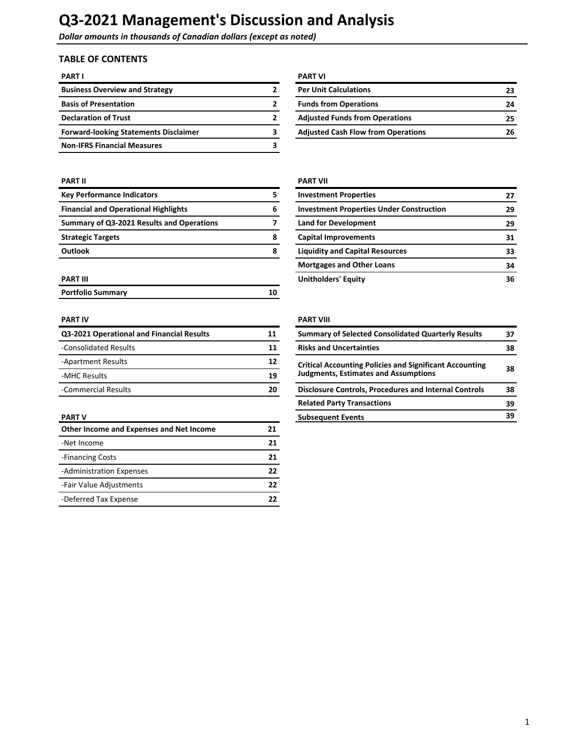# Q3-2021 Management's Discussion and Analysis

*Dollar amounts in thousands of Canadian dollars (except as noted)*

## TABLE OF CONTENTS

| PART I | |
|---|---|
| **Business Overview and Strategy** | 2 |
| **Basis of Presentation** | 2 |
| **Declaration of Trust** | 2 |
| **Forward-looking Statements Disclaimer** | 3 |
| **Non-IFRS Financial Measures** | 3 |

| PART II | |
|---|---|
| **Key Performance Indicators** | 5 |
| **Financial and Operational Highlights** | 6 |
| **Summary of Q3-2021 Results and Operations** | 7 |
| **Strategic Targets** | 8 |
| **Outlook** | 8 |

| PART III | |
|---|---|
| **Portfolio Summary** | 10 |

| PART IV | |
|---|---|
| **Q3-2021 Operational and Financial Results** | 11 |
| -Consolidated Results | 11 |
| -Apartment Results | 12 |
| -MHC Results | 19 |
| -Commercial Results | 20 |

| PART V | |
|---|---|
| **Other Income and Expenses and Net Income** | 21 |
| -Net Income | 21 |
| -Financing Costs | 21 |
| -Administration Expenses | 22 |
| -Fair Value Adjustments | 22 |
| -Deferred Tax Expense | 22 |

| PART VI | |
|---|---|
| **Per Unit Calculations** | 23 |
| **Funds from Operations** | 24 |
| **Adjusted Funds from Operations** | 25 |
| **Adjusted Cash Flow from Operations** | 26 |

| PART VII | |
|---|---|
| **Investment Properties** | 27 |
| **Investment Properties Under Construction** | 29 |
| **Land for Development** | 29 |
| **Capital Improvements** | 31 |
| **Liquidity and Capital Resources** | 33 |
| **Mortgages and Other Loans** | 34 |
| **Unitholders' Equity** | 36 |

| PART VIII | |
|---|---|
| **Summary of Selected Consolidated Quarterly Results** | 37 |
| **Risks and Uncertainties** | 38 |
| **Critical Accounting Policies and Significant Accounting Judgments, Estimates and Assumptions** | 38 |
| **Disclosure Controls, Procedures and Internal Controls** | 38 |
| **Related Party Transactions** | 39 |
| **Subsequent Events** | 39 |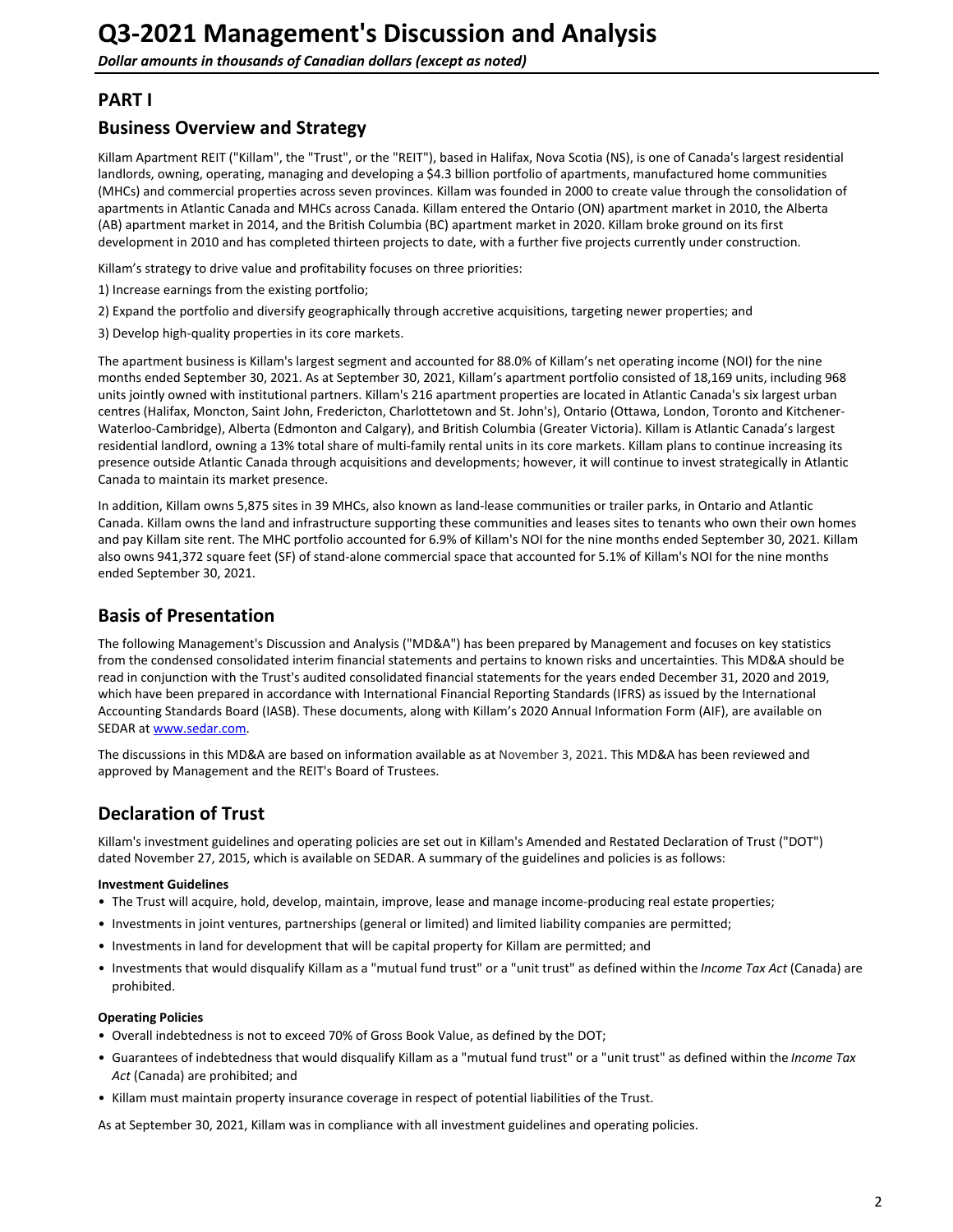# Q3-2021 Management's Discussion and Analysis

*Dollar amounts in thousands of Canadian dollars (except as noted)*

## PART I

## Business Overview and Strategy

Killam Apartment REIT ("Killam", the "Trust", or the "REIT"), based in Halifax, Nova Scotia (NS), is one of Canada's largest residential landlords, owning, operating, managing and developing a $4.3 billion portfolio of apartments, manufactured home communities (MHCs) and commercial properties across seven provinces. Killam was founded in 2000 to create value through the consolidation of apartments in Atlantic Canada and MHCs across Canada. Killam entered the Ontario (ON) apartment market in 2010, the Alberta (AB) apartment market in 2014, and the British Columbia (BC) apartment market in 2020. Killam broke ground on its first development in 2010 and has completed thirteen projects to date, with a further five projects currently under construction.

Killam's strategy to drive value and profitability focuses on three priorities:

1) Increase earnings from the existing portfolio;

2) Expand the portfolio and diversify geographically through accretive acquisitions, targeting newer properties; and

3) Develop high-quality properties in its core markets.

The apartment business is Killam's largest segment and accounted for 88.0% of Killam's net operating income (NOI) for the nine months ended September 30, 2021. As at September 30, 2021, Killam's apartment portfolio consisted of 18,169 units, including 968 units jointly owned with institutional partners. Killam's 216 apartment properties are located in Atlantic Canada's six largest urban centres (Halifax, Moncton, Saint John, Fredericton, Charlottetown and St. John's), Ontario (Ottawa, London, Toronto and Kitchener-Waterloo-Cambridge), Alberta (Edmonton and Calgary), and British Columbia (Greater Victoria). Killam is Atlantic Canada's largest residential landlord, owning a 13% total share of multi-family rental units in its core markets. Killam plans to continue increasing its presence outside Atlantic Canada through acquisitions and developments; however, it will continue to invest strategically in Atlantic Canada to maintain its market presence.

In addition, Killam owns 5,875 sites in 39 MHCs, also known as land-lease communities or trailer parks, in Ontario and Atlantic Canada. Killam owns the land and infrastructure supporting these communities and leases sites to tenants who own their own homes and pay Killam site rent. The MHC portfolio accounted for 6.9% of Killam's NOI for the nine months ended September 30, 2021. Killam also owns 941,372 square feet (SF) of stand-alone commercial space that accounted for 5.1% of Killam's NOI for the nine months ended September 30, 2021.

## Basis of Presentation

The following Management's Discussion and Analysis ("MD&A") has been prepared by Management and focuses on key statistics from the condensed consolidated interim financial statements and pertains to known risks and uncertainties. This MD&A should be read in conjunction with the Trust's audited consolidated financial statements for the years ended December 31, 2020 and 2019, which have been prepared in accordance with International Financial Reporting Standards (IFRS) as issued by the International Accounting Standards Board (IASB). These documents, along with Killam's 2020 Annual Information Form (AIF), are available on SEDAR at www.sedar.com.

The discussions in this MD&A are based on information available as at November 3, 2021. This MD&A has been reviewed and approved by Management and the REIT's Board of Trustees.

## Declaration of Trust

Killam's investment guidelines and operating policies are set out in Killam's Amended and Restated Declaration of Trust ("DOT") dated November 27, 2015, which is available on SEDAR. A summary of the guidelines and policies is as follows:

**Investment Guidelines**

- The Trust will acquire, hold, develop, maintain, improve, lease and manage income-producing real estate properties;
- Investments in joint ventures, partnerships (general or limited) and limited liability companies are permitted;
- Investments in land for development that will be capital property for Killam are permitted; and
- Investments that would disqualify Killam as a "mutual fund trust" or a "unit trust" as defined within the *Income Tax Act* (Canada) are prohibited.

**Operating Policies**

- Overall indebtedness is not to exceed 70% of Gross Book Value, as defined by the DOT;
- Guarantees of indebtedness that would disqualify Killam as a "mutual fund trust" or a "unit trust" as defined within the *Income Tax Act* (Canada) are prohibited; and
- Killam must maintain property insurance coverage in respect of potential liabilities of the Trust.

As at September 30, 2021, Killam was in compliance with all investment guidelines and operating policies.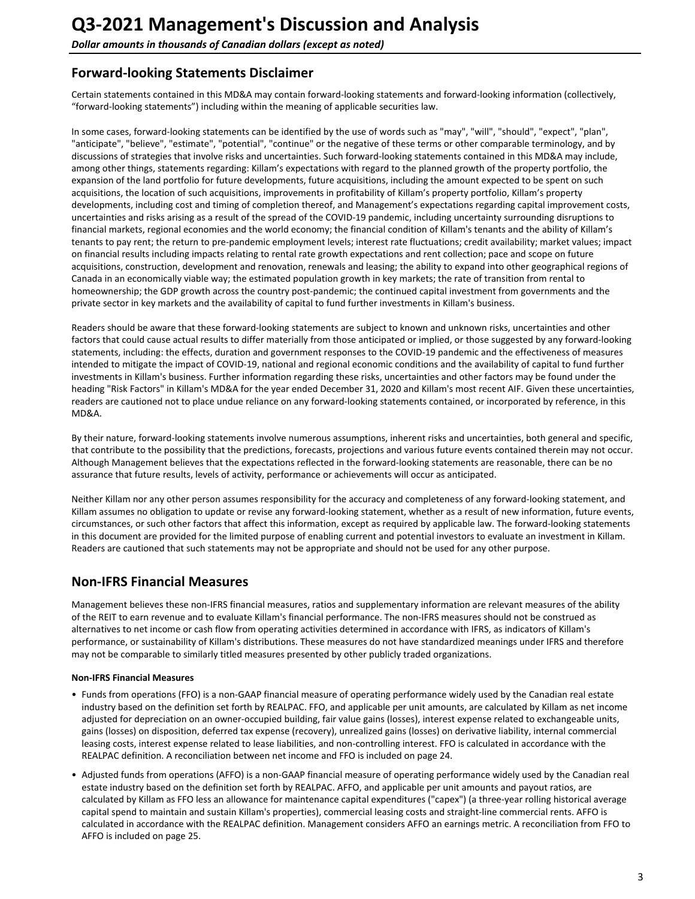# Q3-2021 Management's Discussion and Analysis

***Dollar amounts in thousands of Canadian dollars (except as noted)***

## Forward-looking Statements Disclaimer

Certain statements contained in this MD&A may contain forward-looking statements and forward-looking information (collectively, “forward-looking statements”) including within the meaning of applicable securities law.

In some cases, forward-looking statements can be identified by the use of words such as "may", "will", "should", "expect", "plan", "anticipate", "believe", "estimate", "potential", "continue" or the negative of these terms or other comparable terminology, and by discussions of strategies that involve risks and uncertainties. Such forward-looking statements contained in this MD&A may include, among other things, statements regarding: Killam’s expectations with regard to the planned growth of the property portfolio, the expansion of the land portfolio for future developments, future acquisitions, including the amount expected to be spent on such acquisitions, the location of such acquisitions, improvements in profitability of Killam’s property portfolio, Killam’s property developments, including cost and timing of completion thereof, and Management’s expectations regarding capital improvement costs, uncertainties and risks arising as a result of the spread of the COVID-19 pandemic, including uncertainty surrounding disruptions to financial markets, regional economies and the world economy; the financial condition of Killam's tenants and the ability of Killam’s tenants to pay rent; the return to pre-pandemic employment levels; interest rate fluctuations; credit availability; market values; impact on financial results including impacts relating to rental rate growth expectations and rent collection; pace and scope on future acquisitions, construction, development and renovation, renewals and leasing; the ability to expand into other geographical regions of Canada in an economically viable way; the estimated population growth in key markets; the rate of transition from rental to homeownership; the GDP growth across the country post-pandemic; the continued capital investment from governments and the private sector in key markets and the availability of capital to fund further investments in Killam's business.

Readers should be aware that these forward-looking statements are subject to known and unknown risks, uncertainties and other factors that could cause actual results to differ materially from those anticipated or implied, or those suggested by any forward-looking statements, including: the effects, duration and government responses to the COVID-19 pandemic and the effectiveness of measures intended to mitigate the impact of COVID-19, national and regional economic conditions and the availability of capital to fund further investments in Killam's business. Further information regarding these risks, uncertainties and other factors may be found under the heading "Risk Factors" in Killam's MD&A for the year ended December 31, 2020 and Killam's most recent AIF. Given these uncertainties, readers are cautioned not to place undue reliance on any forward-looking statements contained, or incorporated by reference, in this MD&A.

By their nature, forward-looking statements involve numerous assumptions, inherent risks and uncertainties, both general and specific, that contribute to the possibility that the predictions, forecasts, projections and various future events contained therein may not occur. Although Management believes that the expectations reflected in the forward-looking statements are reasonable, there can be no assurance that future results, levels of activity, performance or achievements will occur as anticipated.

Neither Killam nor any other person assumes responsibility for the accuracy and completeness of any forward-looking statement, and Killam assumes no obligation to update or revise any forward-looking statement, whether as a result of new information, future events, circumstances, or such other factors that affect this information, except as required by applicable law. The forward-looking statements in this document are provided for the limited purpose of enabling current and potential investors to evaluate an investment in Killam. Readers are cautioned that such statements may not be appropriate and should not be used for any other purpose.

## Non-IFRS Financial Measures

Management believes these non-IFRS financial measures, ratios and supplementary information are relevant measures of the ability of the REIT to earn revenue and to evaluate Killam's financial performance. The non-IFRS measures should not be construed as alternatives to net income or cash flow from operating activities determined in accordance with IFRS, as indicators of Killam's performance, or sustainability of Killam's distributions. These measures do not have standardized meanings under IFRS and therefore may not be comparable to similarly titled measures presented by other publicly traded organizations.

**Non-IFRS Financial Measures**

- Funds from operations (FFO) is a non-GAAP financial measure of operating performance widely used by the Canadian real estate industry based on the definition set forth by REALPAC. FFO, and applicable per unit amounts, are calculated by Killam as net income adjusted for depreciation on an owner-occupied building, fair value gains (losses), interest expense related to exchangeable units, gains (losses) on disposition, deferred tax expense (recovery), unrealized gains (losses) on derivative liability, internal commercial leasing costs, interest expense related to lease liabilities, and non-controlling interest. FFO is calculated in accordance with the REALPAC definition. A reconciliation between net income and FFO is included on page 24.
- Adjusted funds from operations (AFFO) is a non-GAAP financial measure of operating performance widely used by the Canadian real estate industry based on the definition set forth by REALPAC. AFFO, and applicable per unit amounts and payout ratios, are calculated by Killam as FFO less an allowance for maintenance capital expenditures ("capex") (a three-year rolling historical average capital spend to maintain and sustain Killam's properties), commercial leasing costs and straight-line commercial rents. AFFO is calculated in accordance with the REALPAC definition. Management considers AFFO an earnings metric. A reconciliation from FFO to AFFO is included on page 25.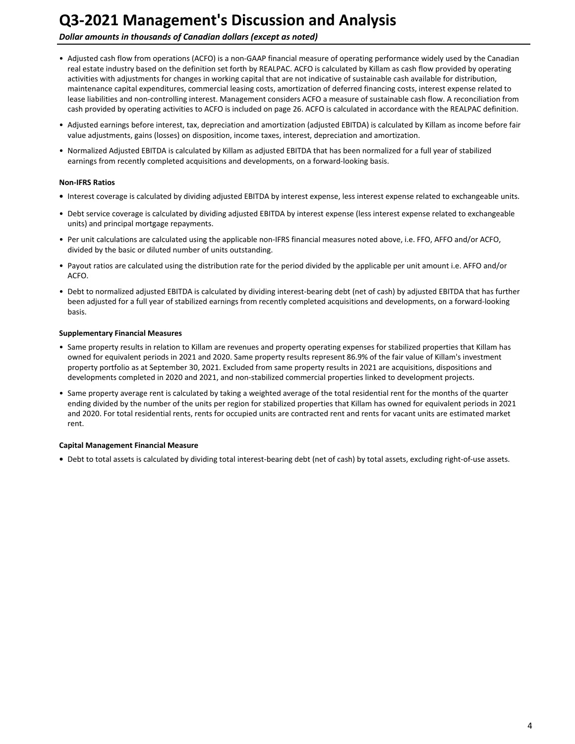- Adjusted cash flow from operations (ACFO) is a non-GAAP financial measure of operating performance widely used by the Canadian real estate industry based on the definition set forth by REALPAC. ACFO is calculated by Killam as cash flow provided by operating activities with adjustments for changes in working capital that are not indicative of sustainable cash available for distribution, maintenance capital expenditures, commercial leasing costs, amortization of deferred financing costs, interest expense related to lease liabilities and non-controlling interest. Management considers ACFO a measure of sustainable cash flow. A reconciliation from cash provided by operating activities to ACFO is included on page 26. ACFO is calculated in accordance with the REALPAC definition.
- Adjusted earnings before interest, tax, depreciation and amortization (adjusted EBITDA) is calculated by Killam as income before fair value adjustments, gains (losses) on disposition, income taxes, interest, depreciation and amortization.
- Normalized Adjusted EBITDA is calculated by Killam as adjusted EBITDA that has been normalized for a full year of stabilized earnings from recently completed acquisitions and developments, on a forward-looking basis.

**Non-IFRS Ratios**

- Interest coverage is calculated by dividing adjusted EBITDA by interest expense, less interest expense related to exchangeable units.
- Debt service coverage is calculated by dividing adjusted EBITDA by interest expense (less interest expense related to exchangeable units) and principal mortgage repayments.
- Per unit calculations are calculated using the applicable non-IFRS financial measures noted above, i.e. FFO, AFFO and/or ACFO, divided by the basic or diluted number of units outstanding.
- Payout ratios are calculated using the distribution rate for the period divided by the applicable per unit amount i.e. AFFO and/or ACFO.
- Debt to normalized adjusted EBITDA is calculated by dividing interest-bearing debt (net of cash) by adjusted EBITDA that has further been adjusted for a full year of stabilized earnings from recently completed acquisitions and developments, on a forward-looking basis.

**Supplementary Financial Measures**

- Same property results in relation to Killam are revenues and property operating expenses for stabilized properties that Killam has owned for equivalent periods in 2021 and 2020. Same property results represent 86.9% of the fair value of Killam's investment property portfolio as at September 30, 2021. Excluded from same property results in 2021 are acquisitions, dispositions and developments completed in 2020 and 2021, and non-stabilized commercial properties linked to development projects.
- Same property average rent is calculated by taking a weighted average of the total residential rent for the months of the quarter ending divided by the number of the units per region for stabilized properties that Killam has owned for equivalent periods in 2021 and 2020. For total residential rents, rents for occupied units are contracted rent and rents for vacant units are estimated market rent.

**Capital Management Financial Measure**

- Debt to total assets is calculated by dividing total interest-bearing debt (net of cash) by total assets, excluding right-of-use assets.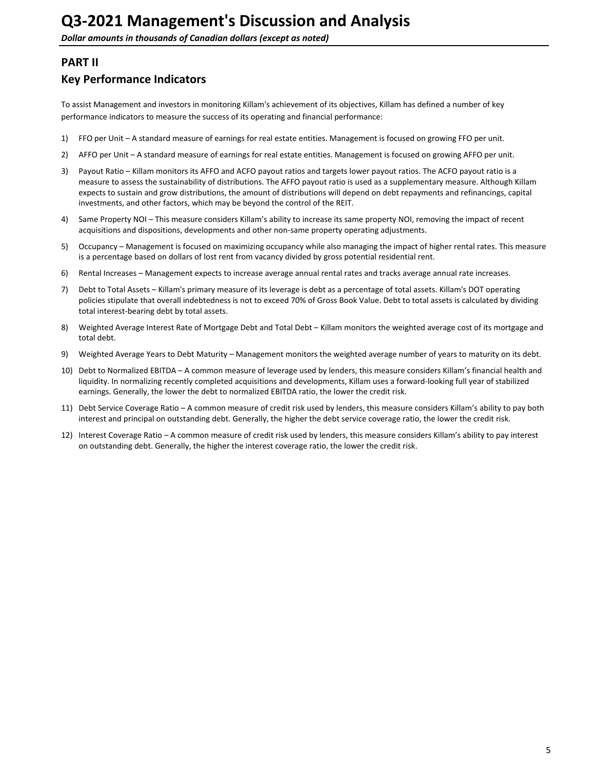# Q3-2021 Management's Discussion and Analysis

***Dollar amounts in thousands of Canadian dollars (except as noted)***

## PART II

## Key Performance Indicators

To assist Management and investors in monitoring Killam's achievement of its objectives, Killam has defined a number of key performance indicators to measure the success of its operating and financial performance:

1) FFO per Unit – A standard measure of earnings for real estate entities. Management is focused on growing FFO per unit.
2) AFFO per Unit – A standard measure of earnings for real estate entities. Management is focused on growing AFFO per unit.
3) Payout Ratio – Killam monitors its AFFO and ACFO payout ratios and targets lower payout ratios. The ACFO payout ratio is a measure to assess the sustainability of distributions. The AFFO payout ratio is used as a supplementary measure. Although Killam expects to sustain and grow distributions, the amount of distributions will depend on debt repayments and refinancings, capital investments, and other factors, which may be beyond the control of the REIT.
4) Same Property NOI – This measure considers Killam's ability to increase its same property NOI, removing the impact of recent acquisitions and dispositions, developments and other non-same property operating adjustments.
5) Occupancy – Management is focused on maximizing occupancy while also managing the impact of higher rental rates. This measure is a percentage based on dollars of lost rent from vacancy divided by gross potential residential rent.
6) Rental Increases – Management expects to increase average annual rental rates and tracks average annual rate increases.
7) Debt to Total Assets – Killam's primary measure of its leverage is debt as a percentage of total assets. Killam's DOT operating policies stipulate that overall indebtedness is not to exceed 70% of Gross Book Value. Debt to total assets is calculated by dividing total interest-bearing debt by total assets.
8) Weighted Average Interest Rate of Mortgage Debt and Total Debt – Killam monitors the weighted average cost of its mortgage and total debt.
9) Weighted Average Years to Debt Maturity – Management monitors the weighted average number of years to maturity on its debt.
10) Debt to Normalized EBITDA – A common measure of leverage used by lenders, this measure considers Killam's financial health and liquidity. In normalizing recently completed acquisitions and developments, Killam uses a forward-looking full year of stabilized earnings. Generally, the lower the debt to normalized EBITDA ratio, the lower the credit risk.
11) Debt Service Coverage Ratio – A common measure of credit risk used by lenders, this measure considers Killam's ability to pay both interest and principal on outstanding debt. Generally, the higher the debt service coverage ratio, the lower the credit risk.
12) Interest Coverage Ratio – A common measure of credit risk used by lenders, this measure considers Killam's ability to pay interest on outstanding debt. Generally, the higher the interest coverage ratio, the lower the credit risk.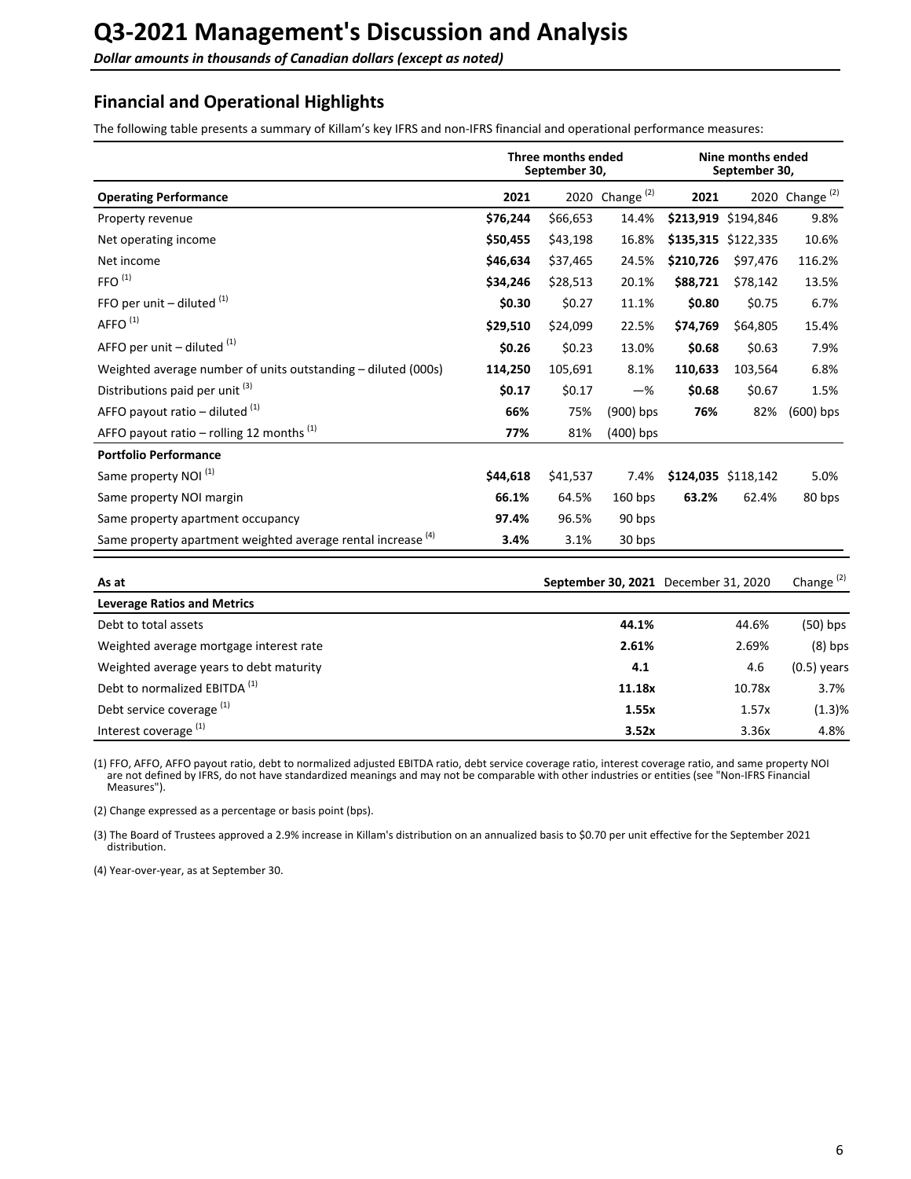# Q3-2021 Management's Discussion and Analysis

***Dollar amounts in thousands of Canadian dollars (except as noted)***

## Financial and Operational Highlights

The following table presents a summary of Killam's key IFRS and non-IFRS financial and operational performance measures:

| | Three months ended September 30, | | | Nine months ended September 30, | | |
|---|---|---|---|---|---|---|
| **Operating Performance** | **2021** | 2020 | Change [2] | **2021** | 2020 | Change [2] |
| Property revenue | **$76,244** | $66,653 | 14.4% | **$213,919** | $194,846 | 9.8% |
| Net operating income | **$50,455** | $43,198 | 16.8% | **$135,315** | $122,335 | 10.6% |
| Net income | **$46,634** | $37,465 | 24.5% | **$210,726** | $97,476 | 116.2% |
| FFO [1] | **$34,246** | $28,513 | 20.1% | **$88,721** | $78,142 | 13.5% |
| FFO per unit – diluted [1] | **$0.30** | $0.27 | 11.1% | **$0.80** | $0.75 | 6.7% |
| AFFO [1] | **$29,510** | $24,099 | 22.5% | **$74,769** | $64,805 | 15.4% |
| AFFO per unit – diluted [1] | **$0.26** | $0.23 | 13.0% | **$0.68** | $0.63 | 7.9% |
| Weighted average number of units outstanding – diluted (000s) | **114,250** | 105,691 | 8.1% | **110,633** | 103,564 | 6.8% |
| Distributions paid per unit [3] | **$0.17** | $0.17 | —% | **$0.68** | $0.67 | 1.5% |
| AFFO payout ratio – diluted [1] | **66%** | 75% | (900) bps | **76%** | 82% | (600) bps |
| AFFO payout ratio – rolling 12 months [1] | **77%** | 81% | (400) bps | | | |
| **Portfolio Performance** | | | | | | |
| Same property NOI [1] | **$44,618** | $41,537 | 7.4% | **$124,035** | $118,142 | 5.0% |
| Same property NOI margin | **66.1%** | 64.5% | 160 bps | **63.2%** | 62.4% | 80 bps |
| Same property apartment occupancy | **97.4%** | 96.5% | 90 bps | | | |
| Same property apartment weighted average rental increase [4] | **3.4%** | 3.1% | 30 bps | | | |

| As at | **September 30, 2021** | December 31, 2020 | Change [2] |
|---|---|---|---|
| **Leverage Ratios and Metrics** | | | |
| Debt to total assets | **44.1%** | 44.6% | (50) bps |
| Weighted average mortgage interest rate | **2.61%** | 2.69% | (8) bps |
| Weighted average years to debt maturity | **4.1** | 4.6 | (0.5) years |
| Debt to normalized EBITDA [1] | **11.18x** | 10.78x | 3.7% |
| Debt service coverage [1] | **1.55x** | 1.57x | (1.3)% |
| Interest coverage [1] | **3.52x** | 3.36x | 4.8% |

(1) FFO, AFFO, AFFO payout ratio, debt to normalized adjusted EBITDA ratio, debt service coverage ratio, interest coverage ratio, and same property NOI are not defined by IFRS, do not have standardized meanings and may not be comparable with other industries or entities (see "Non-IFRS Financial Measures").

(2) Change expressed as a percentage or basis point (bps).

(3) The Board of Trustees approved a 2.9% increase in Killam's distribution on an annualized basis to $0.70 per unit effective for the September 2021 distribution.

(4) Year-over-year, as at September 30.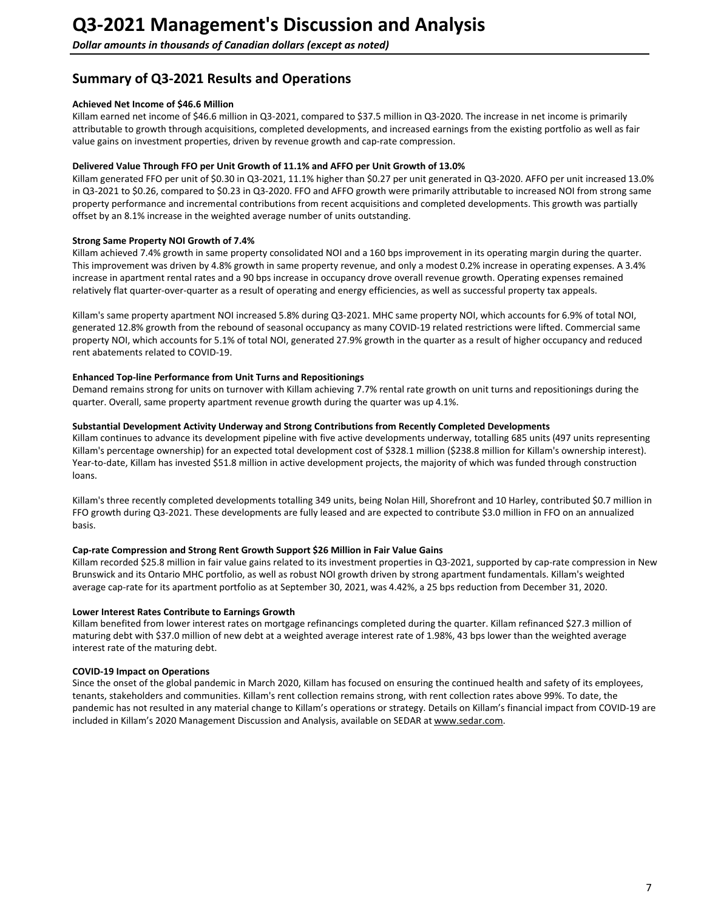# Q3-2021 Management's Discussion and Analysis

*Dollar amounts in thousands of Canadian dollars (except as noted)*

## Summary of Q3-2021 Results and Operations

**Achieved Net Income of $46.6 Million**

Killam earned net income of $46.6 million in Q3-2021, compared to $37.5 million in Q3-2020. The increase in net income is primarily attributable to growth through acquisitions, completed developments, and increased earnings from the existing portfolio as well as fair value gains on investment properties, driven by revenue growth and cap-rate compression.

**Delivered Value Through FFO per Unit Growth of 11.1% and AFFO per Unit Growth of 13.0%**

Killam generated FFO per unit of $0.30 in Q3-2021, 11.1% higher than $0.27 per unit generated in Q3-2020. AFFO per unit increased 13.0% in Q3-2021 to $0.26, compared to $0.23 in Q3-2020. FFO and AFFO growth were primarily attributable to increased NOI from strong same property performance and incremental contributions from recent acquisitions and completed developments. This growth was partially offset by an 8.1% increase in the weighted average number of units outstanding.

**Strong Same Property NOI Growth of 7.4%**

Killam achieved 7.4% growth in same property consolidated NOI and a 160 bps improvement in its operating margin during the quarter. This improvement was driven by 4.8% growth in same property revenue, and only a modest 0.2% increase in operating expenses. A 3.4% increase in apartment rental rates and a 90 bps increase in occupancy drove overall revenue growth. Operating expenses remained relatively flat quarter-over-quarter as a result of operating and energy efficiencies, as well as successful property tax appeals.

Killam's same property apartment NOI increased 5.8% during Q3-2021. MHC same property NOI, which accounts for 6.9% of total NOI, generated 12.8% growth from the rebound of seasonal occupancy as many COVID-19 related restrictions were lifted. Commercial same property NOI, which accounts for 5.1% of total NOI, generated 27.9% growth in the quarter as a result of higher occupancy and reduced rent abatements related to COVID-19.

**Enhanced Top-line Performance from Unit Turns and Repositionings**

Demand remains strong for units on turnover with Killam achieving 7.7% rental rate growth on unit turns and repositionings during the quarter. Overall, same property apartment revenue growth during the quarter was up 4.1%.

**Substantial Development Activity Underway and Strong Contributions from Recently Completed Developments**

Killam continues to advance its development pipeline with five active developments underway, totalling 685 units (497 units representing Killam's percentage ownership) for an expected total development cost of $328.1 million ($238.8 million for Killam's ownership interest). Year-to-date, Killam has invested $51.8 million in active development projects, the majority of which was funded through construction loans.

Killam's three recently completed developments totalling 349 units, being Nolan Hill, Shorefront and 10 Harley, contributed $0.7 million in FFO growth during Q3-2021. These developments are fully leased and are expected to contribute $3.0 million in FFO on an annualized basis.

**Cap-rate Compression and Strong Rent Growth Support $26 Million in Fair Value Gains**

Killam recorded $25.8 million in fair value gains related to its investment properties in Q3-2021, supported by cap-rate compression in New Brunswick and its Ontario MHC portfolio, as well as robust NOI growth driven by strong apartment fundamentals. Killam's weighted average cap-rate for its apartment portfolio as at September 30, 2021, was 4.42%, a 25 bps reduction from December 31, 2020.

**Lower Interest Rates Contribute to Earnings Growth**

Killam benefited from lower interest rates on mortgage refinancings completed during the quarter. Killam refinanced $27.3 million of maturing debt with $37.0 million of new debt at a weighted average interest rate of 1.98%, 43 bps lower than the weighted average interest rate of the maturing debt.

**COVID-19 Impact on Operations**

Since the onset of the global pandemic in March 2020, Killam has focused on ensuring the continued health and safety of its employees, tenants, stakeholders and communities. Killam's rent collection remains strong, with rent collection rates above 99%. To date, the pandemic has not resulted in any material change to Killam's operations or strategy. Details on Killam's financial impact from COVID-19 are included in Killam's 2020 Management Discussion and Analysis, available on SEDAR at www.sedar.com.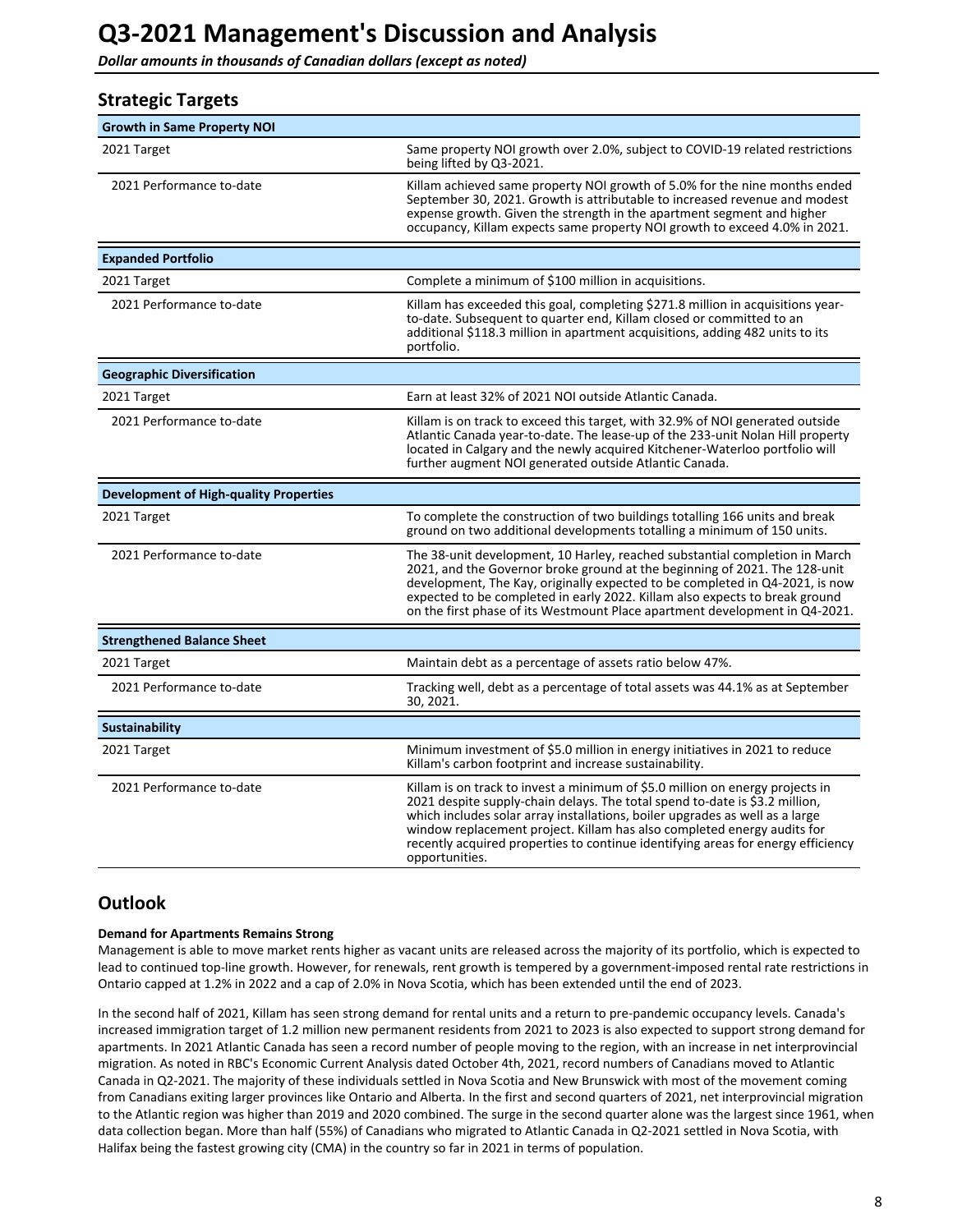# Q3-2021 Management's Discussion and Analysis

***Dollar amounts in thousands of Canadian dollars (except as noted)***

## Strategic Targets

| **Growth in Same Property NOI** | |
|---|---|
| 2021 Target | Same property NOI growth over 2.0%, subject to COVID-19 related restrictions being lifted by Q3-2021. |
| 2021 Performance to-date | Killam achieved same property NOI growth of 5.0% for the nine months ended September 30, 2021. Growth is attributable to increased revenue and modest expense growth. Given the strength in the apartment segment and higher occupancy, Killam expects same property NOI growth to exceed 4.0% in 2021. |
| **Expanded Portfolio** | |
| 2021 Target | Complete a minimum of $100 million in acquisitions. |
| 2021 Performance to-date | Killam has exceeded this goal, completing $271.8 million in acquisitions year-to-date. Subsequent to quarter end, Killam closed or committed to an additional $118.3 million in apartment acquisitions, adding 482 units to its portfolio. |
| **Geographic Diversification** | |
| 2021 Target | Earn at least 32% of 2021 NOI outside Atlantic Canada. |
| 2021 Performance to-date | Killam is on track to exceed this target, with 32.9% of NOI generated outside Atlantic Canada year-to-date. The lease-up of the 233-unit Nolan Hill property located in Calgary and the newly acquired Kitchener-Waterloo portfolio will further augment NOI generated outside Atlantic Canada. |
| **Development of High-quality Properties** | |
| 2021 Target | To complete the construction of two buildings totalling 166 units and break ground on two additional developments totalling a minimum of 150 units. |
| 2021 Performance to-date | The 38-unit development, 10 Harley, reached substantial completion in March 2021, and the Governor broke ground at the beginning of 2021. The 128-unit development, The Kay, originally expected to be completed in Q4-2021, is now expected to be completed in early 2022. Killam also expects to break ground on the first phase of its Westmount Place apartment development in Q4-2021. |
| **Strengthened Balance Sheet** | |
| 2021 Target | Maintain debt as a percentage of assets ratio below 47%. |
| 2021 Performance to-date | Tracking well, debt as a percentage of total assets was 44.1% as at September 30, 2021. |
| **Sustainability** | |
| 2021 Target | Minimum investment of $5.0 million in energy initiatives in 2021 to reduce Killam's carbon footprint and increase sustainability. |
| 2021 Performance to-date | Killam is on track to invest a minimum of $5.0 million on energy projects in 2021 despite supply-chain delays. The total spend to-date is $3.2 million, which includes solar array installations, boiler upgrades as well as a large window replacement project. Killam has also completed energy audits for recently acquired properties to continue identifying areas for energy efficiency opportunities. |

## Outlook

**Demand for Apartments Remains Strong**

Management is able to move market rents higher as vacant units are released across the majority of its portfolio, which is expected to lead to continued top-line growth. However, for renewals, rent growth is tempered by a government-imposed rental rate restrictions in Ontario capped at 1.2% in 2022 and a cap of 2.0% in Nova Scotia, which has been extended until the end of 2023.

In the second half of 2021, Killam has seen strong demand for rental units and a return to pre-pandemic occupancy levels. Canada's increased immigration target of 1.2 million new permanent residents from 2021 to 2023 is also expected to support strong demand for apartments. In 2021 Atlantic Canada has seen a record number of people moving to the region, with an increase in net interprovincial migration. As noted in RBC's Economic Current Analysis dated October 4th, 2021, record numbers of Canadians moved to Atlantic Canada in Q2-2021. The majority of these individuals settled in Nova Scotia and New Brunswick with most of the movement coming from Canadians exiting larger provinces like Ontario and Alberta. In the first and second quarters of 2021, net interprovincial migration to the Atlantic region was higher than 2019 and 2020 combined. The surge in the second quarter alone was the largest since 1961, when data collection began. More than half (55%) of Canadians who migrated to Atlantic Canada in Q2-2021 settled in Nova Scotia, with Halifax being the fastest growing city (CMA) in the country so far in 2021 in terms of population.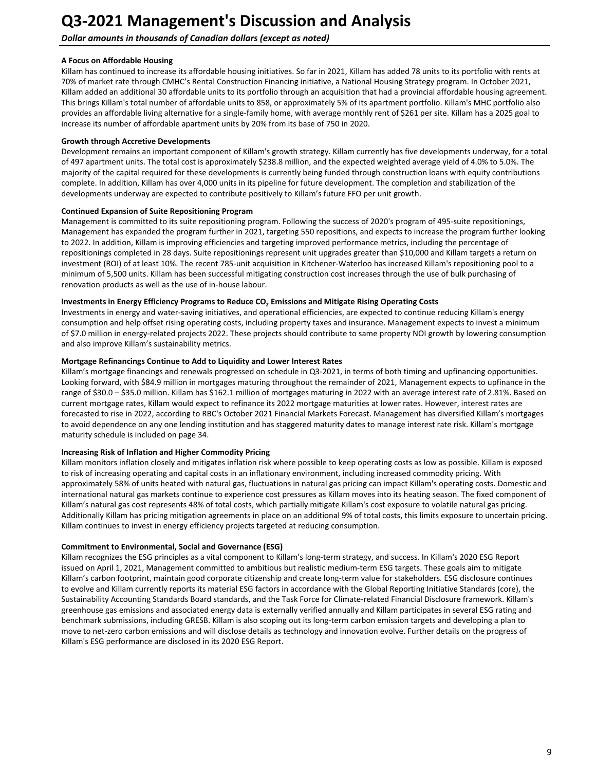# Q3-2021 Management's Discussion and Analysis

*Dollar amounts in thousands of Canadian dollars (except as noted)*

**A Focus on Affordable Housing**

Killam has continued to increase its affordable housing initiatives. So far in 2021, Killam has added 78 units to its portfolio with rents at 70% of market rate through CMHC's Rental Construction Financing initiative, a National Housing Strategy program. In October 2021, Killam added an additional 30 affordable units to its portfolio through an acquisition that had a provincial affordable housing agreement. This brings Killam's total number of affordable units to 858, or approximately 5% of its apartment portfolio. Killam's MHC portfolio also provides an affordable living alternative for a single-family home, with average monthly rent of $261 per site. Killam has a 2025 goal to increase its number of affordable apartment units by 20% from its base of 750 in 2020.

**Growth through Accretive Developments**

Development remains an important component of Killam's growth strategy. Killam currently has five developments underway, for a total of 497 apartment units. The total cost is approximately $238.8 million, and the expected weighted average yield of 4.0% to 5.0%. The majority of the capital required for these developments is currently being funded through construction loans with equity contributions complete. In addition, Killam has over 4,000 units in its pipeline for future development. The completion and stabilization of the developments underway are expected to contribute positively to Killam's future FFO per unit growth.

**Continued Expansion of Suite Repositioning Program**

Management is committed to its suite repositioning program. Following the success of 2020's program of 495-suite repositionings, Management has expanded the program further in 2021, targeting 550 repositions, and expects to increase the program further looking to 2022. In addition, Killam is improving efficiencies and targeting improved performance metrics, including the percentage of repositionings completed in 28 days. Suite repositionings represent unit upgrades greater than $10,000 and Killam targets a return on investment (ROI) of at least 10%. The recent 785-unit acquisition in Kitchener-Waterloo has increased Killam's repositioning pool to a minimum of 5,500 units. Killam has been successful mitigating construction cost increases through the use of bulk purchasing of renovation products as well as the use of in-house labour.

**Investments in Energy Efficiency Programs to Reduce $CO_2$ Emissions and Mitigate Rising Operating Costs**

Investments in energy and water-saving initiatives, and operational efficiencies, are expected to continue reducing Killam's energy consumption and help offset rising operating costs, including property taxes and insurance. Management expects to invest a minimum of $7.0 million in energy-related projects 2022. These projects should contribute to same property NOI growth by lowering consumption and also improve Killam's sustainability metrics.

**Mortgage Refinancings Continue to Add to Liquidity and Lower Interest Rates**

Killam's mortgage financings and renewals progressed on schedule in Q3-2021, in terms of both timing and upfinancing opportunities. Looking forward, with $84.9 million in mortgages maturing throughout the remainder of 2021, Management expects to upfinance in the range of $30.0 – $35.0 million. Killam has $162.1 million of mortgages maturing in 2022 with an average interest rate of 2.81%. Based on current mortgage rates, Killam would expect to refinance its 2022 mortgage maturities at lower rates. However, interest rates are forecasted to rise in 2022, according to RBC's October 2021 Financial Markets Forecast. Management has diversified Killam's mortgages to avoid dependence on any one lending institution and has staggered maturity dates to manage interest rate risk. Killam's mortgage maturity schedule is included on page 34.

**Increasing Risk of Inflation and Higher Commodity Pricing**

Killam monitors inflation closely and mitigates inflation risk where possible to keep operating costs as low as possible. Killam is exposed to risk of increasing operating and capital costs in an inflationary environment, including increased commodity pricing. With approximately 58% of units heated with natural gas, fluctuations in natural gas pricing can impact Killam's operating costs. Domestic and international natural gas markets continue to experience cost pressures as Killam moves into its heating season. The fixed component of Killam's natural gas cost represents 48% of total costs, which partially mitigate Killam's cost exposure to volatile natural gas pricing. Additionally Killam has pricing mitigation agreements in place on an additional 9% of total costs, this limits exposure to uncertain pricing. Killam continues to invest in energy efficiency projects targeted at reducing consumption.

**Commitment to Environmental, Social and Governance (ESG)**

Killam recognizes the ESG principles as a vital component to Killam's long-term strategy, and success. In Killam's 2020 ESG Report issued on April 1, 2021, Management committed to ambitious but realistic medium-term ESG targets. These goals aim to mitigate Killam's carbon footprint, maintain good corporate citizenship and create long-term value for stakeholders. ESG disclosure continues to evolve and Killam currently reports its material ESG factors in accordance with the Global Reporting Initiative Standards (core), the Sustainability Accounting Standards Board standards, and the Task Force for Climate-related Financial Disclosure framework. Killam's greenhouse gas emissions and associated energy data is externally verified annually and Killam participates in several ESG rating and benchmark submissions, including GRESB. Killam is also scoping out its long-term carbon emission targets and developing a plan to move to net-zero carbon emissions and will disclose details as technology and innovation evolve. Further details on the progress of Killam's ESG performance are disclosed in its 2020 ESG Report.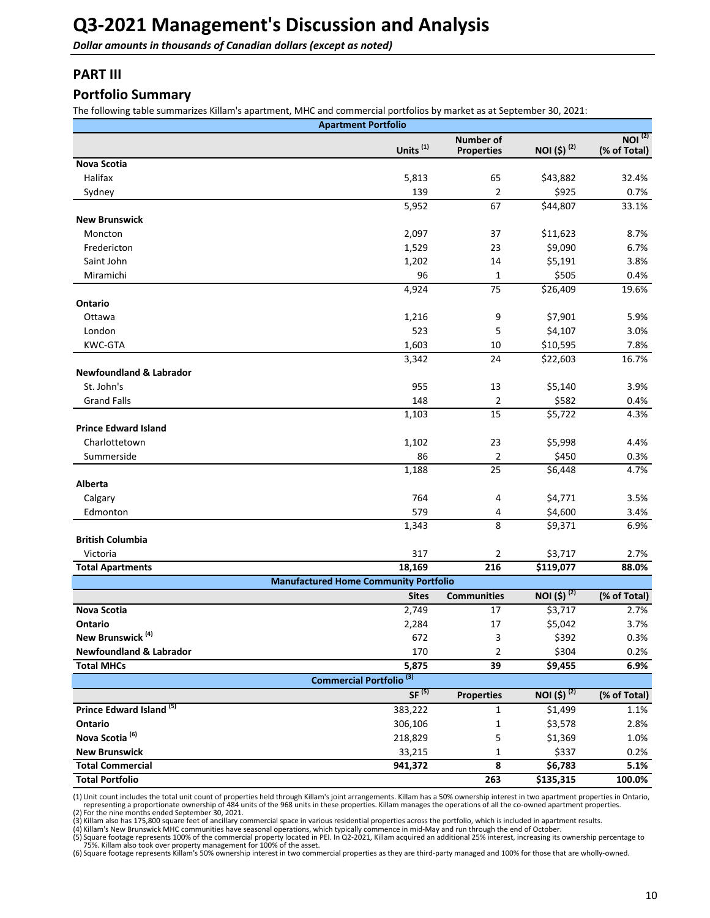# Q3-2021 Management's Discussion and Analysis

*Dollar amounts in thousands of Canadian dollars (except as noted)*

## PART III

## Portfolio Summary

The following table summarizes Killam's apartment, MHC and commercial portfolios by market as at September 30, 2021:

| Apartment Portfolio | | | | |
|---|---|---|---|---|
| | Units [1] | Number of Properties | NOI ($) [2] | NOI [2] (% of Total) |
| **Nova Scotia** | | | | |
| Halifax | 5,813 | 65 | $43,882 | 32.4% |
| Sydney | 139 | 2 | $925 | 0.7% |
| | 5,952 | 67 | $44,807 | 33.1% |
| **New Brunswick** | | | | |
| Moncton | 2,097 | 37 | $11,623 | 8.7% |
| Fredericton | 1,529 | 23 | $9,090 | 6.7% |
| Saint John | 1,202 | 14 | $5,191 | 3.8% |
| Miramichi | 96 | 1 | $505 | 0.4% |
| | 4,924 | 75 | $26,409 | 19.6% |
| **Ontario** | | | | |
| Ottawa | 1,216 | 9 | $7,901 | 5.9% |
| London | 523 | 5 | $4,107 | 3.0% |
| KWC-GTA | 1,603 | 10 | $10,595 | 7.8% |
| | 3,342 | 24 | $22,603 | 16.7% |
| **Newfoundland & Labrador** | | | | |
| St. John's | 955 | 13 | $5,140 | 3.9% |
| Grand Falls | 148 | 2 | $582 | 0.4% |
| | 1,103 | 15 | $5,722 | 4.3% |
| **Prince Edward Island** | | | | |
| Charlottetown | 1,102 | 23 | $5,998 | 4.4% |
| Summerside | 86 | 2 | $450 | 0.3% |
| | 1,188 | 25 | $6,448 | 4.7% |
| **Alberta** | | | | |
| Calgary | 764 | 4 | $4,771 | 3.5% |
| Edmonton | 579 | 4 | $4,600 | 3.4% |
| | 1,343 | 8 | $9,371 | 6.9% |
| **British Columbia** | | | | |
| Victoria | 317 | 2 | $3,717 | 2.7% |
| **Total Apartments** | **18,169** | **216** | **$119,077** | **88.0%** |
| **Manufactured Home Community Portfolio** | | | | |
| | Sites | Communities | NOI ($) [2] | (% of Total) |
| **Nova Scotia** | 2,749 | 17 | $3,717 | 2.7% |
| **Ontario** | 2,284 | 17 | $5,042 | 3.7% |
| **New Brunswick** [4] | 672 | 3 | $392 | 0.3% |
| **Newfoundland & Labrador** | 170 | 2 | $304 | 0.2% |
| **Total MHCs** | **5,875** | **39** | **$9,455** | **6.9%** |
| **Commercial Portfolio** [3] | | | | |
| | SF [5] | Properties | NOI ($) [2] | (% of Total) |
| **Prince Edward Island** [5] | 383,222 | 1 | $1,499 | 1.1% |
| **Ontario** | 306,106 | 1 | $3,578 | 2.8% |
| **Nova Scotia** [6] | 218,829 | 5 | $1,369 | 1.0% |
| **New Brunswick** | 33,215 | 1 | $337 | 0.2% |
| **Total Commercial** | **941,372** | **8** | **$6,783** | **5.1%** |
| **Total Portfolio** | | **263** | **$135,315** | **100.0%** |

(1) Unit count includes the total unit count of properties held through Killam's joint arrangements. Killam has a 50% ownership interest in two apartment properties in Ontario, representing a proportionate ownership of 484 units of the 968 units in these properties. Killam manages the operations of all the co-owned apartment properties.
(2) For the nine months ended September 30, 2021.
(3) Killam also has 175,800 square feet of ancillary commercial space in various residential properties across the portfolio, which is included in apartment results.
(4) Killam's New Brunswick MHC communities have seasonal operations, which typically commence in mid-May and run through the end of October.
(5) Square footage represents 100% of the commercial property located in PEI. In Q2-2021, Killam acquired an additional 25% interest, increasing its ownership percentage to 75%. Killam also took over property management for 100% of the asset.
(6) Square footage represents Killam's 50% ownership interest in two commercial properties as they are third-party managed and 100% for those that are wholly-owned.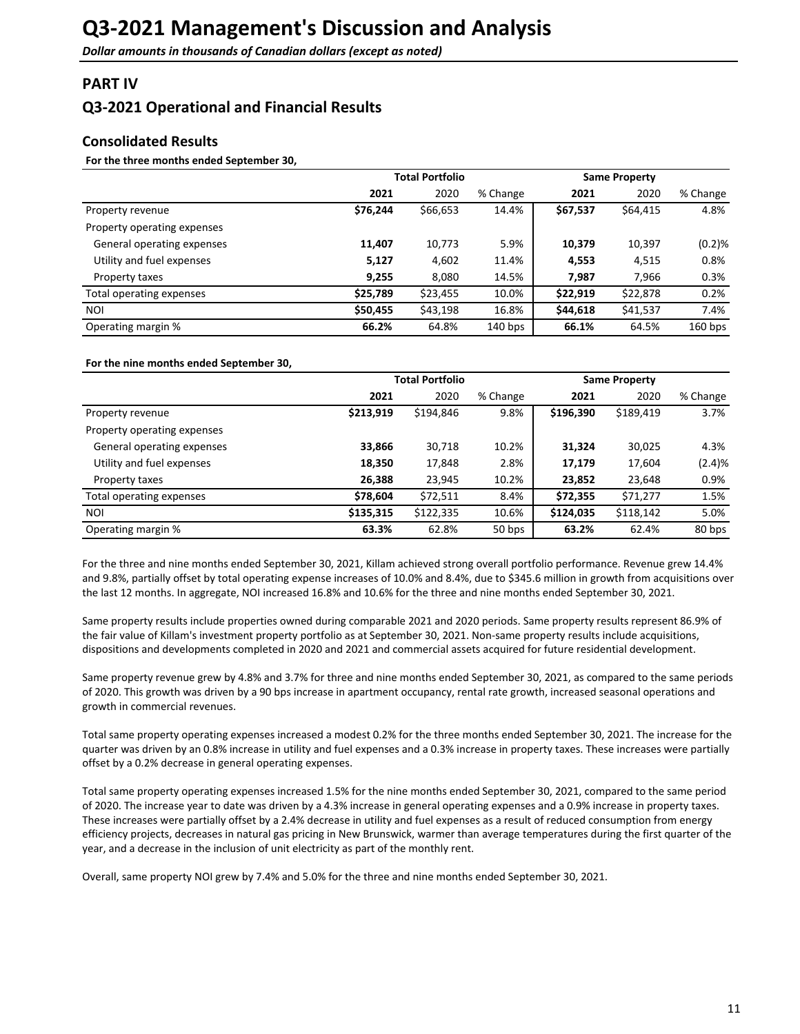# Q3-2021 Management's Discussion and Analysis

*Dollar amounts in thousands of Canadian dollars (except as noted)*

## PART IV

## Q3-2021 Operational and Financial Results

### Consolidated Results

**For the three months ended September 30,**

| | Total Portfolio | | | Same Property | | |
|---|---|---|---|---|---|---|
| | **2021** | 2020 | % Change | **2021** | 2020 | % Change |
| Property revenue | **$76,244** | $66,653 | 14.4% | **$67,537** | $64,415 | 4.8% |
| Property operating expenses | | | | | | |
| General operating expenses | **11,407** | 10,773 | 5.9% | **10,379** | 10,397 | (0.2)% |
| Utility and fuel expenses | **5,127** | 4,602 | 11.4% | **4,553** | 4,515 | 0.8% |
| Property taxes | **9,255** | 8,080 | 14.5% | **7,987** | 7,966 | 0.3% |
| Total operating expenses | **$25,789** | $23,455 | 10.0% | **$22,919** | $22,878 | 0.2% |
| NOI | **$50,455** | $43,198 | 16.8% | **$44,618** | $41,537 | 7.4% |
| Operating margin % | **66.2%** | 64.8% | 140 bps | **66.1%** | 64.5% | 160 bps |

**For the nine months ended September 30,**

| | Total Portfolio | | | Same Property | | |
|---|---|---|---|---|---|---|
| | **2021** | 2020 | % Change | **2021** | 2020 | % Change |
| Property revenue | **$213,919** | $194,846 | 9.8% | **$196,390** | $189,419 | 3.7% |
| Property operating expenses | | | | | | |
| General operating expenses | **33,866** | 30,718 | 10.2% | **31,324** | 30,025 | 4.3% |
| Utility and fuel expenses | **18,350** | 17,848 | 2.8% | **17,179** | 17,604 | (2.4)% |
| Property taxes | **26,388** | 23,945 | 10.2% | **23,852** | 23,648 | 0.9% |
| Total operating expenses | **$78,604** | $72,511 | 8.4% | **$72,355** | $71,277 | 1.5% |
| NOI | **$135,315** | $122,335 | 10.6% | **$124,035** | $118,142 | 5.0% |
| Operating margin % | **63.3%** | 62.8% | 50 bps | **63.2%** | 62.4% | 80 bps |

For the three and nine months ended September 30, 2021, Killam achieved strong overall portfolio performance. Revenue grew 14.4% and 9.8%, partially offset by total operating expense increases of 10.0% and 8.4%, due to $345.6 million in growth from acquisitions over the last 12 months. In aggregate, NOI increased 16.8% and 10.6% for the three and nine months ended September 30, 2021.

Same property results include properties owned during comparable 2021 and 2020 periods. Same property results represent 86.9% of the fair value of Killam's investment property portfolio as at September 30, 2021. Non-same property results include acquisitions, dispositions and developments completed in 2020 and 2021 and commercial assets acquired for future residential development.

Same property revenue grew by 4.8% and 3.7% for three and nine months ended September 30, 2021, as compared to the same periods of 2020. This growth was driven by a 90 bps increase in apartment occupancy, rental rate growth, increased seasonal operations and growth in commercial revenues.

Total same property operating expenses increased a modest 0.2% for the three months ended September 30, 2021. The increase for the quarter was driven by an 0.8% increase in utility and fuel expenses and a 0.3% increase in property taxes. These increases were partially offset by a 0.2% decrease in general operating expenses.

Total same property operating expenses increased 1.5% for the nine months ended September 30, 2021, compared to the same period of 2020. The increase year to date was driven by a 4.3% increase in general operating expenses and a 0.9% increase in property taxes. These increases were partially offset by a 2.4% decrease in utility and fuel expenses as a result of reduced consumption from energy efficiency projects, decreases in natural gas pricing in New Brunswick, warmer than average temperatures during the first quarter of the year, and a decrease in the inclusion of unit electricity as part of the monthly rent.

Overall, same property NOI grew by 7.4% and 5.0% for the three and nine months ended September 30, 2021.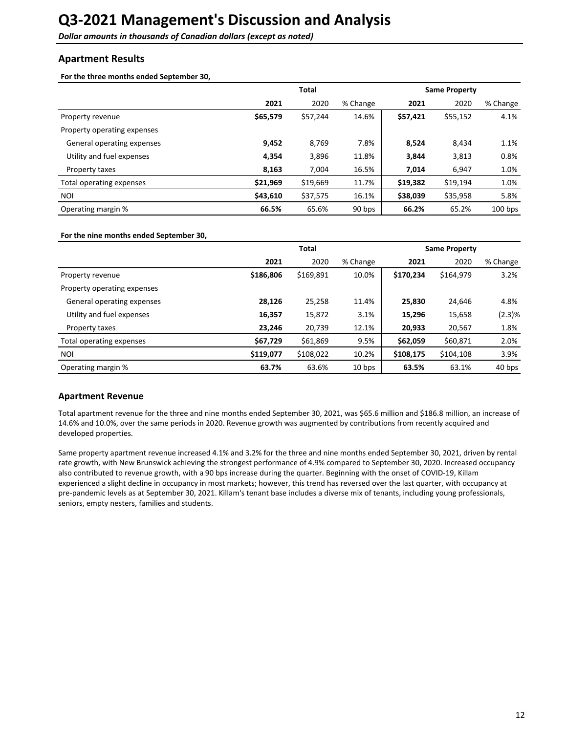# Q3-2021 Management's Discussion and Analysis

***Dollar amounts in thousands of Canadian dollars (except as noted)***

## Apartment Results

**For the three months ended September 30,**

| | Total | | | Same Property | | |
|---|---|---|---|---|---|---|
| | **2021** | 2020 | % Change | **2021** | 2020 | % Change |
| Property revenue | **$65,579** | $57,244 | 14.6% | **$57,421** | $55,152 | 4.1% |
| Property operating expenses | | | | | | |
| General operating expenses | **9,452** | 8,769 | 7.8% | **8,524** | 8,434 | 1.1% |
| Utility and fuel expenses | **4,354** | 3,896 | 11.8% | **3,844** | 3,813 | 0.8% |
| Property taxes | **8,163** | 7,004 | 16.5% | **7,014** | 6,947 | 1.0% |
| Total operating expenses | **$21,969** | $19,669 | 11.7% | **$19,382** | $19,194 | 1.0% |
| NOI | **$43,610** | $37,575 | 16.1% | **$38,039** | $35,958 | 5.8% |
| Operating margin % | **66.5%** | 65.6% | 90 bps | **66.2%** | 65.2% | 100 bps |

**For the nine months ended September 30,**

| | Total | | | Same Property | | |
|---|---|---|---|---|---|---|
| | **2021** | 2020 | % Change | **2021** | 2020 | % Change |
| Property revenue | **$186,806** | $169,891 | 10.0% | **$170,234** | $164,979 | 3.2% |
| Property operating expenses | | | | | | |
| General operating expenses | **28,126** | 25,258 | 11.4% | **25,830** | 24,646 | 4.8% |
| Utility and fuel expenses | **16,357** | 15,872 | 3.1% | **15,296** | 15,658 | (2.3)% |
| Property taxes | **23,246** | 20,739 | 12.1% | **20,933** | 20,567 | 1.8% |
| Total operating expenses | **$67,729** | $61,869 | 9.5% | **$62,059** | $60,871 | 2.0% |
| NOI | **$119,077** | $108,022 | 10.2% | **$108,175** | $104,108 | 3.9% |
| Operating margin % | **63.7%** | 63.6% | 10 bps | **63.5%** | 63.1% | 40 bps |

## Apartment Revenue

Total apartment revenue for the three and nine months ended September 30, 2021, was $65.6 million and $186.8 million, an increase of 14.6% and 10.0%, over the same periods in 2020. Revenue growth was augmented by contributions from recently acquired and developed properties.

Same property apartment revenue increased 4.1% and 3.2% for the three and nine months ended September 30, 2021, driven by rental rate growth, with New Brunswick achieving the strongest performance of 4.9% compared to September 30, 2020. Increased occupancy also contributed to revenue growth, with a 90 bps increase during the quarter. Beginning with the onset of COVID-19, Killam experienced a slight decline in occupancy in most markets; however, this trend has reversed over the last quarter, with occupancy at pre-pandemic levels as at September 30, 2021. Killam's tenant base includes a diverse mix of tenants, including young professionals, seniors, empty nesters, families and students.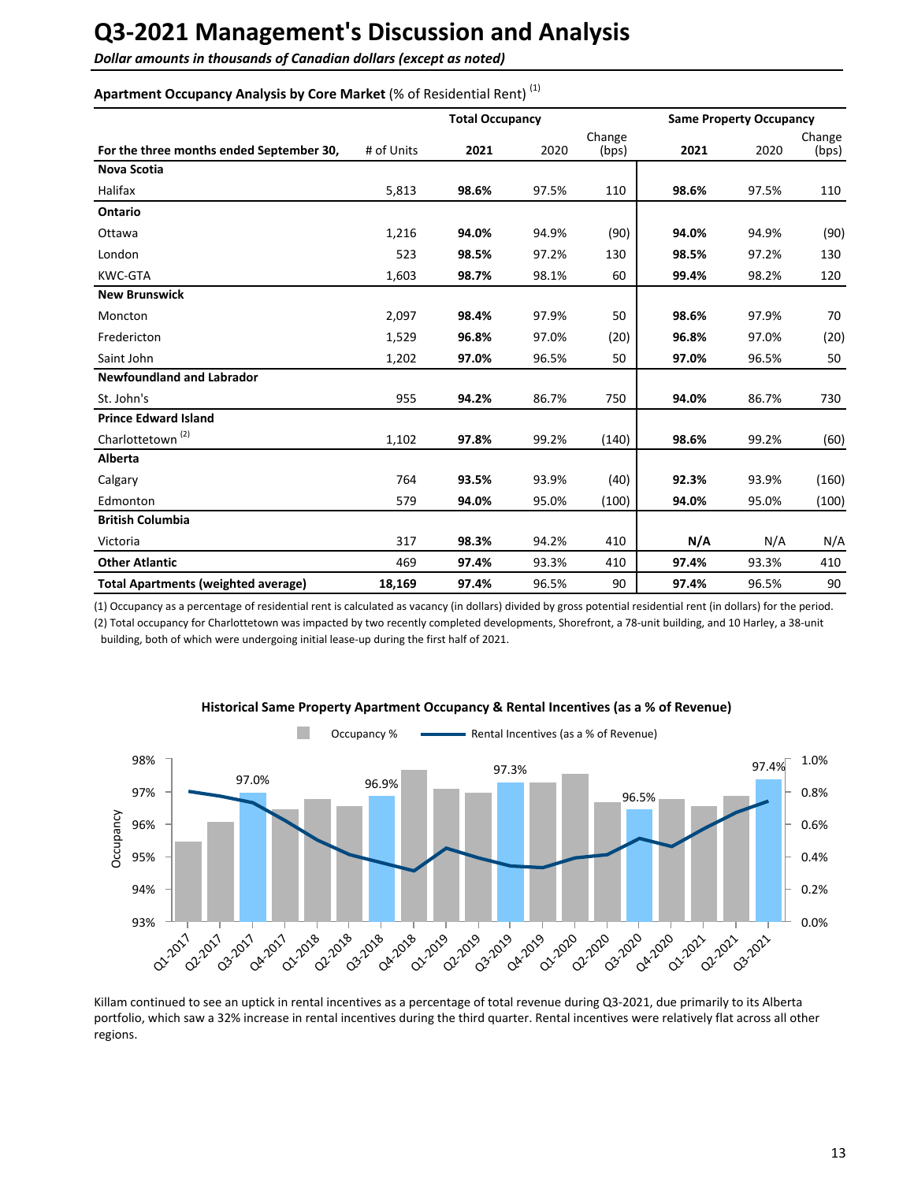# Q3-2021 Management's Discussion and Analysis

*Dollar amounts in thousands of Canadian dollars (except as noted)*

**Apartment Occupancy Analysis by Core Market** (% of Residential Rent) [(1)]

| For the three months ended September 30, | # of Units | Total Occupancy 2021 | 2020 | Change (bps) | Same Property Occupancy 2021 | 2020 | Change (bps) |
|---|---|---|---|---|---|---|---|
| **Nova Scotia** | | | | | | | |
| Halifax | 5,813 | **98.6%** | 97.5% | 110 | **98.6%** | 97.5% | 110 |
| **Ontario** | | | | | | | |
| Ottawa | 1,216 | **94.0%** | 94.9% | (90) | **94.0%** | 94.9% | (90) |
| London | 523 | **98.5%** | 97.2% | 130 | **98.5%** | 97.2% | 130 |
| KWC-GTA | 1,603 | **98.7%** | 98.1% | 60 | **99.4%** | 98.2% | 120 |
| **New Brunswick** | | | | | | | |
| Moncton | 2,097 | **98.4%** | 97.9% | 50 | **98.6%** | 97.9% | 70 |
| Fredericton | 1,529 | **96.8%** | 97.0% | (20) | **96.8%** | 97.0% | (20) |
| Saint John | 1,202 | **97.0%** | 96.5% | 50 | **97.0%** | 96.5% | 50 |
| **Newfoundland and Labrador** | | | | | | | |
| St. John's | 955 | **94.2%** | 86.7% | 750 | **94.0%** | 86.7% | 730 |
| **Prince Edward Island** | | | | | | | |
| Charlottetown [(2)] | 1,102 | **97.8%** | 99.2% | (140) | **98.6%** | 99.2% | (60) |
| **Alberta** | | | | | | | |
| Calgary | 764 | **93.5%** | 93.9% | (40) | **92.3%** | 93.9% | (160) |
| Edmonton | 579 | **94.0%** | 95.0% | (100) | **94.0%** | 95.0% | (100) |
| **British Columbia** | | | | | | | |
| Victoria | 317 | **98.3%** | 94.2% | 410 | **N/A** | N/A | N/A |
| **Other Atlantic** | 469 | **97.4%** | 93.3% | 410 | **97.4%** | 93.3% | 410 |
| **Total Apartments (weighted average)** | **18,169** | **97.4%** | 96.5% | 90 | **97.4%** | 96.5% | 90 |

(1) Occupancy as a percentage of residential rent is calculated as vacancy (in dollars) divided by gross potential residential rent (in dollars) for the period.

(2) Total occupancy for Charlottetown was impacted by two recently completed developments, Shorefront, a 78-unit building, and 10 Harley, a 38-unit building, both of which were undergoing initial lease-up during the first half of 2021.

**Historical Same Property Apartment Occupancy & Rental Incentives (as a % of Revenue)**

Killam continued to see an uptick in rental incentives as a percentage of total revenue during Q3-2021, due primarily to its Alberta portfolio, which saw a 32% increase in rental incentives during the third quarter. Rental incentives were relatively flat across all other regions.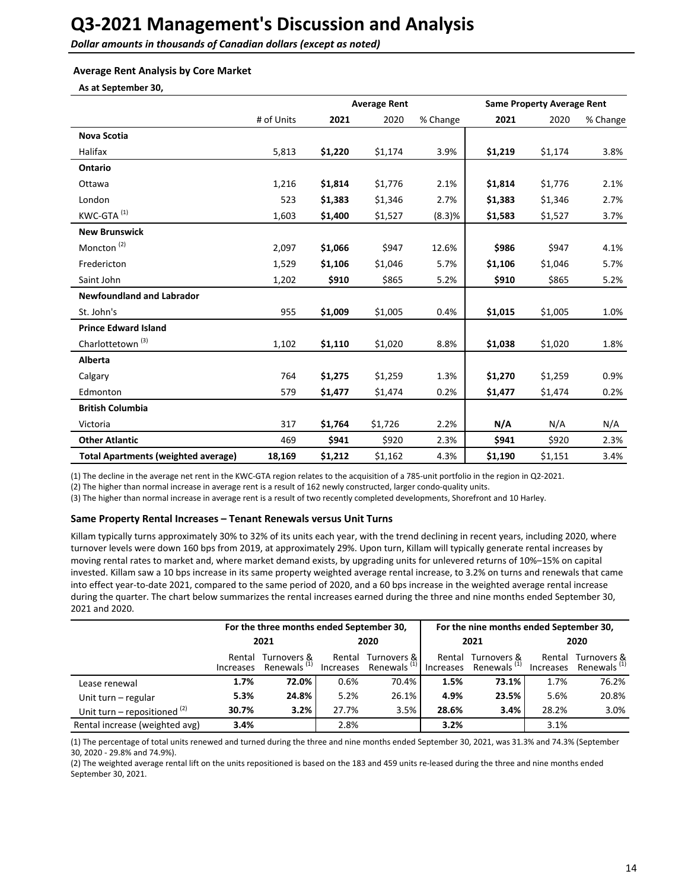# Q3-2021 Management's Discussion and Analysis

***Dollar amounts in thousands of Canadian dollars (except as noted)***

### Average Rent Analysis by Core Market

**As at September 30,**

| | | Average Rent | | | Same Property Average Rent | | |
|---|---|---|---|---|---|---|---|
| | # of Units | **2021** | 2020 | % Change | **2021** | 2020 | % Change |
| **Nova Scotia** | | | | | | | |
| Halifax | 5,813 | **$1,220** | $1,174 | 3.9% | **$1,219** | $1,174 | 3.8% |
| **Ontario** | | | | | | | |
| Ottawa | 1,216 | **$1,814** | $1,776 | 2.1% | **$1,814** | $1,776 | 2.1% |
| London | 523 | **$1,383** | $1,346 | 2.7% | **$1,383** | $1,346 | 2.7% |
| KWC-GTA (1) | 1,603 | **$1,400** | $1,527 | (8.3)% | **$1,583** | $1,527 | 3.7% |
| **New Brunswick** | | | | | | | |
| Moncton (2) | 2,097 | **$1,066** | $947 | 12.6% | **$986** | $947 | 4.1% |
| Fredericton | 1,529 | **$1,106** | $1,046 | 5.7% | **$1,106** | $1,046 | 5.7% |
| Saint John | 1,202 | **$910** | $865 | 5.2% | **$910** | $865 | 5.2% |
| **Newfoundland and Labrador** | | | | | | | |
| St. John's | 955 | **$1,009** | $1,005 | 0.4% | **$1,015** | $1,005 | 1.0% |
| **Prince Edward Island** | | | | | | | |
| Charlottetown (3) | 1,102 | **$1,110** | $1,020 | 8.8% | **$1,038** | $1,020 | 1.8% |
| **Alberta** | | | | | | | |
| Calgary | 764 | **$1,275** | $1,259 | 1.3% | **$1,270** | $1,259 | 0.9% |
| Edmonton | 579 | **$1,477** | $1,474 | 0.2% | **$1,477** | $1,474 | 0.2% |
| **British Columbia** | | | | | | | |
| Victoria | 317 | **$1,764** | $1,726 | 2.2% | **N/A** | N/A | N/A |
| **Other Atlantic** | 469 | **$941** | $920 | 2.3% | **$941** | $920 | 2.3% |
| **Total Apartments (weighted average)** | **18,169** | **$1,212** | $1,162 | 4.3% | **$1,190** | $1,151 | 3.4% |

(1) The decline in the average net rent in the KWC-GTA region relates to the acquisition of a 785-unit portfolio in the region in Q2-2021.

(2) The higher than normal increase in average rent is a result of 162 newly constructed, larger condo-quality units.

(3) The higher than normal increase in average rent is a result of two recently completed developments, Shorefront and 10 Harley.

### Same Property Rental Increases – Tenant Renewals versus Unit Turns

Killam typically turns approximately 30% to 32% of its units each year, with the trend declining in recent years, including 2020, where turnover levels were down 160 bps from 2019, at approximately 29%. Upon turn, Killam will typically generate rental increases by moving rental rates to market and, where market demand exists, by upgrading units for unlevered returns of 10%–15% on capital invested. Killam saw a 10 bps increase in its same property weighted average rental increase, to 3.2% on turns and renewals that came into effect year-to-date 2021, compared to the same period of 2020, and a 60 bps increase in the weighted average rental increase during the quarter. The chart below summarizes the rental increases earned during the three and nine months ended September 30, 2021 and 2020.

| | For the three months ended September 30, | | | | For the nine months ended September 30, | | | |
|---|---|---|---|---|---|---|---|---|
| | **2021** | | **2020** | | **2021** | | **2020** | |
| | Rental Increases | Turnovers & Renewals (1) | Rental Increases | Turnovers & Renewals (1) | Rental Increases | Turnovers & Renewals (1) | Rental Increases | Turnovers & Renewals (1) |
| Lease renewal | **1.7%** | **72.0%** | 0.6% | 70.4% | **1.5%** | **73.1%** | 1.7% | 76.2% |
| Unit turn – regular | **5.3%** | **24.8%** | 5.2% | 26.1% | **4.9%** | **23.5%** | 5.6% | 20.8% |
| Unit turn – repositioned (2) | **30.7%** | **3.2%** | 27.7% | 3.5% | **28.6%** | **3.4%** | 28.2% | 3.0% |
| Rental increase (weighted avg) | **3.4%** | | 2.8% | | **3.2%** | | 3.1% | |

(1) The percentage of total units renewed and turned during the three and nine months ended September 30, 2021, was 31.3% and 74.3% (September 30, 2020 - 29.8% and 74.9%).

(2) The weighted average rental lift on the units repositioned is based on the 183 and 459 units re-leased during the three and nine months ended September 30, 2021.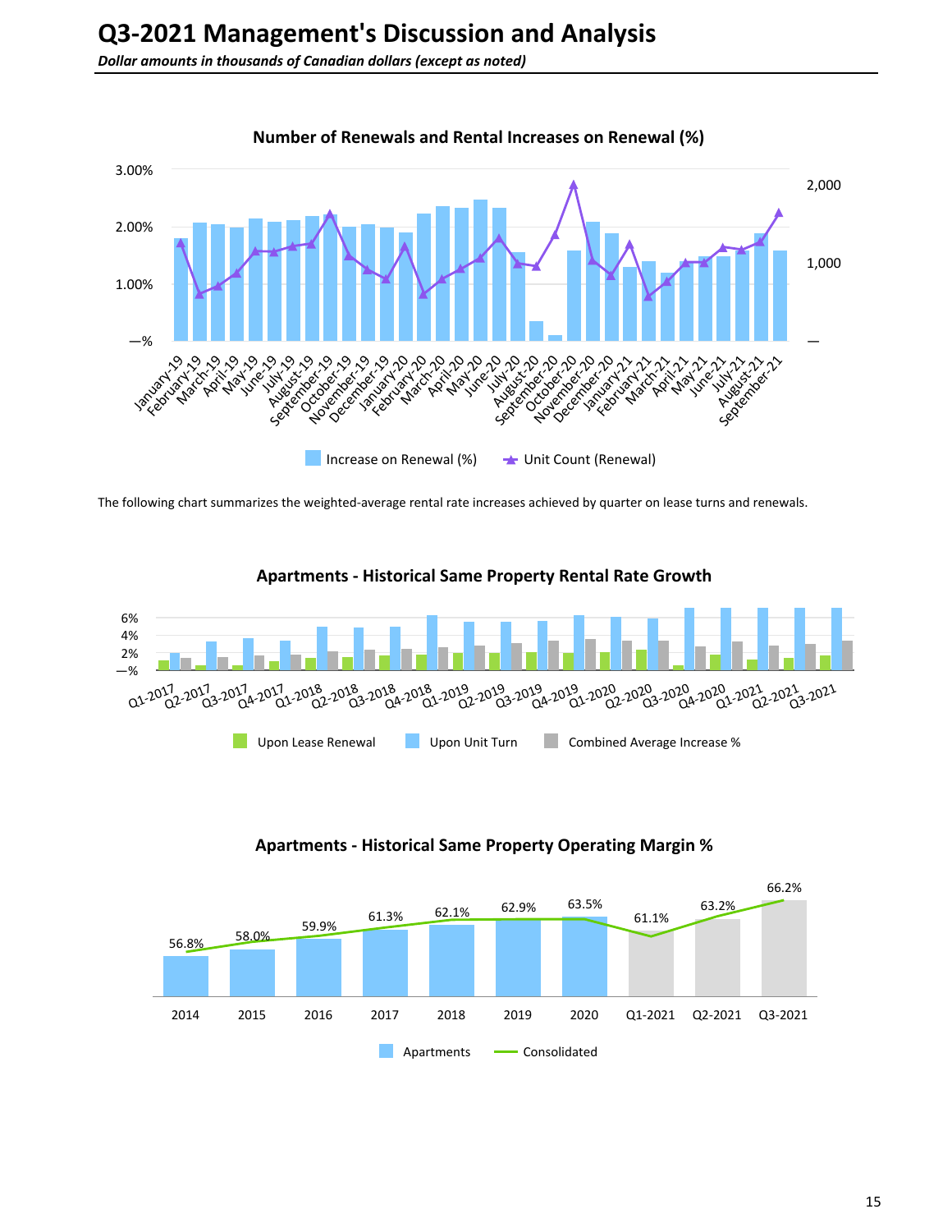# Q3-2021 Management's Discussion and Analysis

***Dollar amounts in thousands of Canadian dollars (except as noted)***

**Number of Renewals and Rental Increases on Renewal (%)**

The following chart summarizes the weighted-average rental rate increases achieved by quarter on lease turns and renewals.

**Apartments - Historical Same Property Rental Rate Growth**

**Apartments - Historical Same Property Operating Margin %**

| | 2014 | 2015 | 2016 | 2017 | 2018 | 2019 | 2020 | Q1-2021 | Q2-2021 | Q3-2021 |
|---|---|---|---|---|---|---|---|---|---|---|
| Operating Margin % | 56.8% | 58.0% | 59.9% | 61.3% | 62.1% | 62.9% | 63.5% | 61.1% | 63.2% | 66.2% |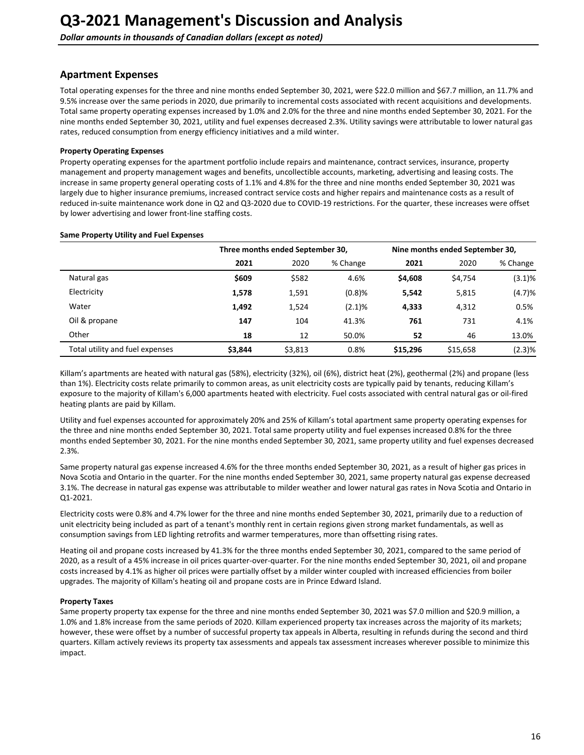# Q3-2021 Management's Discussion and Analysis

*Dollar amounts in thousands of Canadian dollars (except as noted)*

## Apartment Expenses

Total operating expenses for the three and nine months ended September 30, 2021, were $22.0 million and $67.7 million, an 11.7% and 9.5% increase over the same periods in 2020, due primarily to incremental costs associated with recent acquisitions and developments. Total same property operating expenses increased by 1.0% and 2.0% for the three and nine months ended September 30, 2021. For the nine months ended September 30, 2021, utility and fuel expenses decreased 2.3%. Utility savings were attributable to lower natural gas rates, reduced consumption from energy efficiency initiatives and a mild winter.

**Property Operating Expenses**

Property operating expenses for the apartment portfolio include repairs and maintenance, contract services, insurance, property management and property management wages and benefits, uncollectible accounts, marketing, advertising and leasing costs. The increase in same property general operating costs of 1.1% and 4.8% for the three and nine months ended September 30, 2021 was largely due to higher insurance premiums, increased contract service costs and higher repairs and maintenance costs as a result of reduced in-suite maintenance work done in Q2 and Q3-2020 due to COVID-19 restrictions. For the quarter, these increases were offset by lower advertising and lower front-line staffing costs.

**Same Property Utility and Fuel Expenses**

| | Three months ended September 30, | | | Nine months ended September 30, | | |
|---|---|---|---|---|---|---|
| | **2021** | 2020 | % Change | **2021** | 2020 | % Change |
| Natural gas | **$609** | $582 | 4.6% | **$4,608** | $4,754 | (3.1)% |
| Electricity | **1,578** | 1,591 | (0.8)% | **5,542** | 5,815 | (4.7)% |
| Water | **1,492** | 1,524 | (2.1)% | **4,333** | 4,312 | 0.5% |
| Oil & propane | **147** | 104 | 41.3% | **761** | 731 | 4.1% |
| Other | **18** | 12 | 50.0% | **52** | 46 | 13.0% |
| Total utility and fuel expenses | **$3,844** | $3,813 | 0.8% | **$15,296** | $15,658 | (2.3)% |

Killam's apartments are heated with natural gas (58%), electricity (32%), oil (6%), district heat (2%), geothermal (2%) and propane (less than 1%). Electricity costs relate primarily to common areas, as unit electricity costs are typically paid by tenants, reducing Killam's exposure to the majority of Killam's 6,000 apartments heated with electricity. Fuel costs associated with central natural gas or oil-fired heating plants are paid by Killam.

Utility and fuel expenses accounted for approximately 20% and 25% of Killam's total apartment same property operating expenses for the three and nine months ended September 30, 2021. Total same property utility and fuel expenses increased 0.8% for the three months ended September 30, 2021. For the nine months ended September 30, 2021, same property utility and fuel expenses decreased 2.3%.

Same property natural gas expense increased 4.6% for the three months ended September 30, 2021, as a result of higher gas prices in Nova Scotia and Ontario in the quarter. For the nine months ended September 30, 2021, same property natural gas expense decreased 3.1%. The decrease in natural gas expense was attributable to milder weather and lower natural gas rates in Nova Scotia and Ontario in Q1-2021.

Electricity costs were 0.8% and 4.7% lower for the three and nine months ended September 30, 2021, primarily due to a reduction of unit electricity being included as part of a tenant's monthly rent in certain regions given strong market fundamentals, as well as consumption savings from LED lighting retrofits and warmer temperatures, more than offsetting rising rates.

Heating oil and propane costs increased by 41.3% for the three months ended September 30, 2021, compared to the same period of 2020, as a result of a 45% increase in oil prices quarter-over-quarter. For the nine months ended September 30, 2021, oil and propane costs increased by 4.1% as higher oil prices were partially offset by a milder winter coupled with increased efficiencies from boiler upgrades. The majority of Killam's heating oil and propane costs are in Prince Edward Island.

**Property Taxes**

Same property property tax expense for the three and nine months ended September 30, 2021 was $7.0 million and $20.9 million, a 1.0% and 1.8% increase from the same periods of 2020. Killam experienced property tax increases across the majority of its markets; however, these were offset by a number of successful property tax appeals in Alberta, resulting in refunds during the second and third quarters. Killam actively reviews its property tax assessments and appeals tax assessment increases wherever possible to minimize this impact.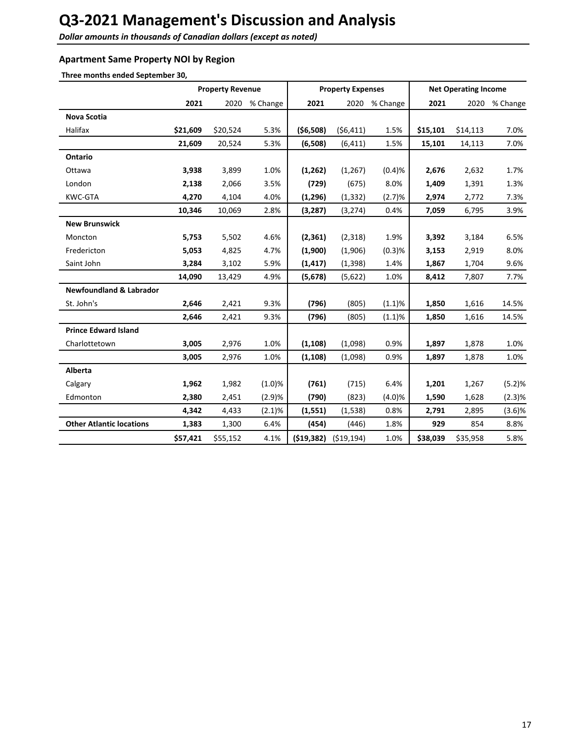# Q3-2021 Management's Discussion and Analysis

***Dollar amounts in thousands of Canadian dollars (except as noted)***

### Apartment Same Property NOI by Region

**Three months ended September 30,**

| | Property Revenue | | | Property Expenses | | | Net Operating Income | | |
|---|---|---|---|---|---|---|---|---|---|
| | **2021** | 2020 | % Change | **2021** | 2020 | % Change | **2021** | 2020 | % Change |
| **Nova Scotia** | | | | | | | | | |
| Halifax | **$21,609** | $20,524 | 5.3% | **($6,508)** | ($6,411) | 1.5% | **$15,101** | $14,113 | 7.0% |
| | **21,609** | 20,524 | 5.3% | **(6,508)** | (6,411) | 1.5% | **15,101** | 14,113 | 7.0% |
| **Ontario** | | | | | | | | | |
| Ottawa | **3,938** | 3,899 | 1.0% | **(1,262)** | (1,267) | (0.4)% | **2,676** | 2,632 | 1.7% |
| London | **2,138** | 2,066 | 3.5% | **(729)** | (675) | 8.0% | **1,409** | 1,391 | 1.3% |
| KWC-GTA | **4,270** | 4,104 | 4.0% | **(1,296)** | (1,332) | (2.7)% | **2,974** | 2,772 | 7.3% |
| | **10,346** | 10,069 | 2.8% | **(3,287)** | (3,274) | 0.4% | **7,059** | 6,795 | 3.9% |
| **New Brunswick** | | | | | | | | | |
| Moncton | **5,753** | 5,502 | 4.6% | **(2,361)** | (2,318) | 1.9% | **3,392** | 3,184 | 6.5% |
| Fredericton | **5,053** | 4,825 | 4.7% | **(1,900)** | (1,906) | (0.3)% | **3,153** | 2,919 | 8.0% |
| Saint John | **3,284** | 3,102 | 5.9% | **(1,417)** | (1,398) | 1.4% | **1,867** | 1,704 | 9.6% |
| | **14,090** | 13,429 | 4.9% | **(5,678)** | (5,622) | 1.0% | **8,412** | 7,807 | 7.7% |
| **Newfoundland & Labrador** | | | | | | | | | |
| St. John's | **2,646** | 2,421 | 9.3% | **(796)** | (805) | (1.1)% | **1,850** | 1,616 | 14.5% |
| | **2,646** | 2,421 | 9.3% | **(796)** | (805) | (1.1)% | **1,850** | 1,616 | 14.5% |
| **Prince Edward Island** | | | | | | | | | |
| Charlottetown | **3,005** | 2,976 | 1.0% | **(1,108)** | (1,098) | 0.9% | **1,897** | 1,878 | 1.0% |
| | **3,005** | 2,976 | 1.0% | **(1,108)** | (1,098) | 0.9% | **1,897** | 1,878 | 1.0% |
| **Alberta** | | | | | | | | | |
| Calgary | **1,962** | 1,982 | (1.0)% | **(761)** | (715) | 6.4% | **1,201** | 1,267 | (5.2)% |
| Edmonton | **2,380** | 2,451 | (2.9)% | **(790)** | (823) | (4.0)% | **1,590** | 1,628 | (2.3)% |
| | **4,342** | 4,433 | (2.1)% | **(1,551)** | (1,538) | 0.8% | **2,791** | 2,895 | (3.6)% |
| **Other Atlantic locations** | **1,383** | 1,300 | 6.4% | **(454)** | (446) | 1.8% | **929** | 854 | 8.8% |
| | **$57,421** | $55,152 | 4.1% | **($19,382)** | ($19,194) | 1.0% | **$38,039** | $35,958 | 5.8% |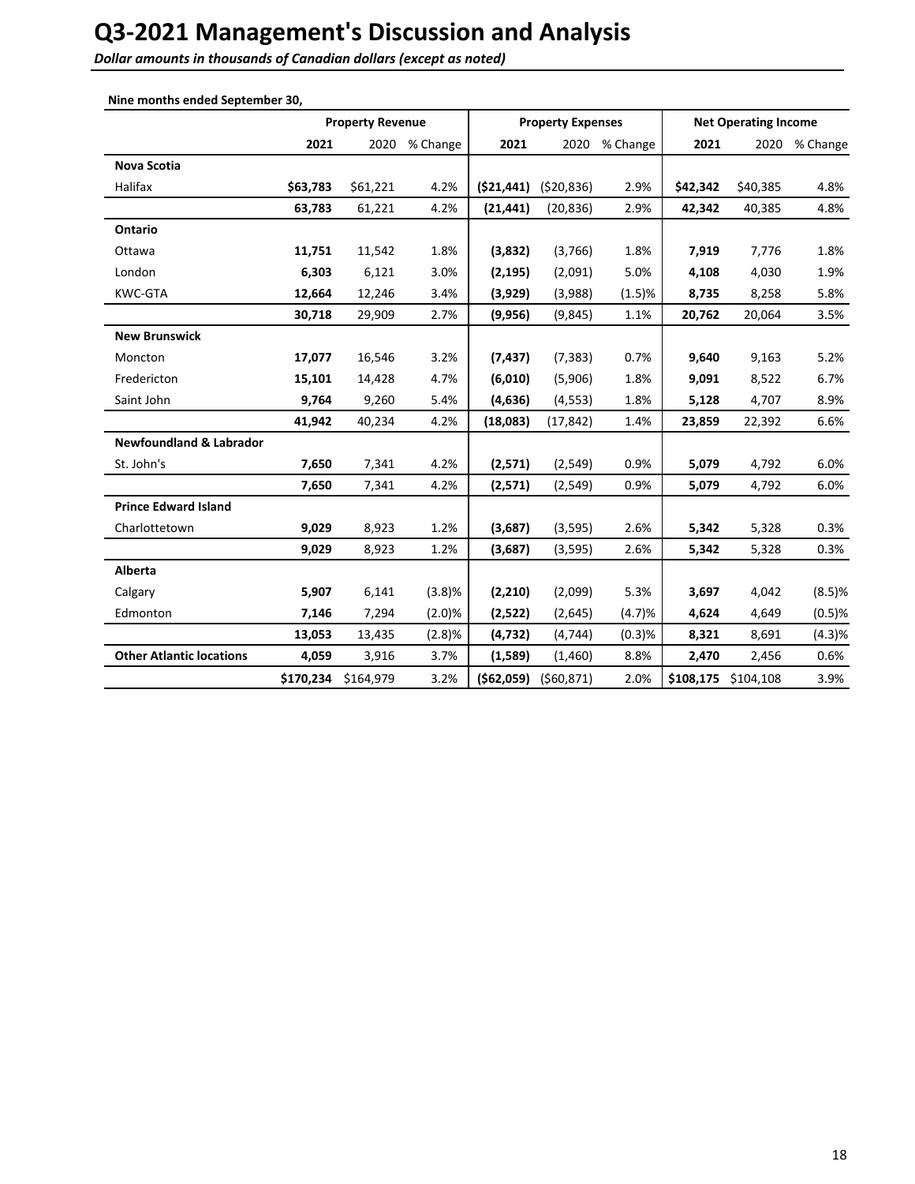# Q3-2021 Management's Discussion and Analysis

***Dollar amounts in thousands of Canadian dollars (except as noted)***

**Nine months ended September 30,**

| | Property Revenue | | | Property Expenses | | | Net Operating Income | | |
|---|---|---|---|---|---|---|---|---|---|
| | **2021** | 2020 | % Change | **2021** | 2020 | % Change | **2021** | 2020 | % Change |
| **Nova Scotia** | | | | | | | | | |
| Halifax | **$63,783** | $61,221 | 4.2% | **($21,441)** | ($20,836) | 2.9% | **$42,342** | $40,385 | 4.8% |
| | **63,783** | 61,221 | 4.2% | **(21,441)** | (20,836) | 2.9% | **42,342** | 40,385 | 4.8% |
| **Ontario** | | | | | | | | | |
| Ottawa | **11,751** | 11,542 | 1.8% | **(3,832)** | (3,766) | 1.8% | **7,919** | 7,776 | 1.8% |
| London | **6,303** | 6,121 | 3.0% | **(2,195)** | (2,091) | 5.0% | **4,108** | 4,030 | 1.9% |
| KWC-GTA | **12,664** | 12,246 | 3.4% | **(3,929)** | (3,988) | (1.5)% | **8,735** | 8,258 | 5.8% |
| | **30,718** | 29,909 | 2.7% | **(9,956)** | (9,845) | 1.1% | **20,762** | 20,064 | 3.5% |
| **New Brunswick** | | | | | | | | | |
| Moncton | **17,077** | 16,546 | 3.2% | **(7,437)** | (7,383) | 0.7% | **9,640** | 9,163 | 5.2% |
| Fredericton | **15,101** | 14,428 | 4.7% | **(6,010)** | (5,906) | 1.8% | **9,091** | 8,522 | 6.7% |
| Saint John | **9,764** | 9,260 | 5.4% | **(4,636)** | (4,553) | 1.8% | **5,128** | 4,707 | 8.9% |
| | **41,942** | 40,234 | 4.2% | **(18,083)** | (17,842) | 1.4% | **23,859** | 22,392 | 6.6% |
| **Newfoundland & Labrador** | | | | | | | | | |
| St. John's | **7,650** | 7,341 | 4.2% | **(2,571)** | (2,549) | 0.9% | **5,079** | 4,792 | 6.0% |
| | **7,650** | 7,341 | 4.2% | **(2,571)** | (2,549) | 0.9% | **5,079** | 4,792 | 6.0% |
| **Prince Edward Island** | | | | | | | | | |
| Charlottetown | **9,029** | 8,923 | 1.2% | **(3,687)** | (3,595) | 2.6% | **5,342** | 5,328 | 0.3% |
| | **9,029** | 8,923 | 1.2% | **(3,687)** | (3,595) | 2.6% | **5,342** | 5,328 | 0.3% |
| **Alberta** | | | | | | | | | |
| Calgary | **5,907** | 6,141 | (3.8)% | **(2,210)** | (2,099) | 5.3% | **3,697** | 4,042 | (8.5)% |
| Edmonton | **7,146** | 7,294 | (2.0)% | **(2,522)** | (2,645) | (4.7)% | **4,624** | 4,649 | (0.5)% |
| | **13,053** | 13,435 | (2.8)% | **(4,732)** | (4,744) | (0.3)% | **8,321** | 8,691 | (4.3)% |
| **Other Atlantic locations** | **4,059** | 3,916 | 3.7% | **(1,589)** | (1,460) | 8.8% | **2,470** | 2,456 | 0.6% |
| | **$170,234** | $164,979 | 3.2% | **($62,059)** | ($60,871) | 2.0% | **$108,175** | $104,108 | 3.9% |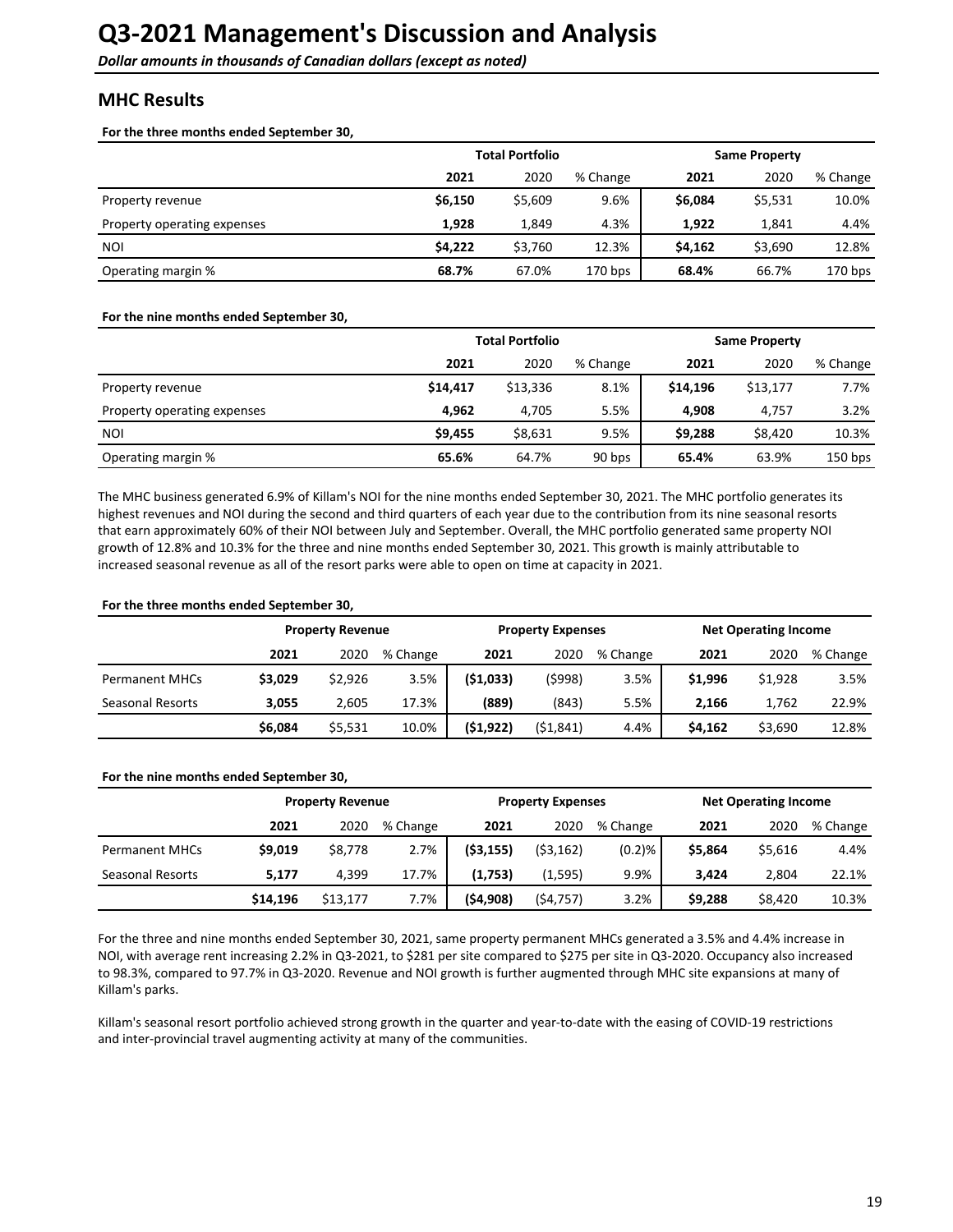# Q3-2021 Management's Discussion and Analysis

***Dollar amounts in thousands of Canadian dollars (except as noted)***

## MHC Results

**For the three months ended September 30,**

| | Total Portfolio | | | Same Property | | |
|---|---|---|---|---|---|---|
| | **2021** | 2020 | % Change | **2021** | 2020 | % Change |
| Property revenue | **$6,150** | $5,609 | 9.6% | **$6,084** | $5,531 | 10.0% |
| Property operating expenses | **1,928** | 1,849 | 4.3% | **1,922** | 1,841 | 4.4% |
| NOI | **$4,222** | $3,760 | 12.3% | **$4,162** | $3,690 | 12.8% |
| Operating margin % | **68.7%** | 67.0% | 170 bps | **68.4%** | 66.7% | 170 bps |

**For the nine months ended September 30,**

| | Total Portfolio | | | Same Property | | |
|---|---|---|---|---|---|---|
| | **2021** | 2020 | % Change | **2021** | 2020 | % Change |
| Property revenue | **$14,417** | $13,336 | 8.1% | **$14,196** | $13,177 | 7.7% |
| Property operating expenses | **4,962** | 4,705 | 5.5% | **4,908** | 4,757 | 3.2% |
| NOI | **$9,455** | $8,631 | 9.5% | **$9,288** | $8,420 | 10.3% |
| Operating margin % | **65.6%** | 64.7% | 90 bps | **65.4%** | 63.9% | 150 bps |

The MHC business generated 6.9% of Killam's NOI for the nine months ended September 30, 2021. The MHC portfolio generates its highest revenues and NOI during the second and third quarters of each year due to the contribution from its nine seasonal resorts that earn approximately 60% of their NOI between July and September. Overall, the MHC portfolio generated same property NOI growth of 12.8% and 10.3% for the three and nine months ended September 30, 2021. This growth is mainly attributable to increased seasonal revenue as all of the resort parks were able to open on time at capacity in 2021.

**For the three months ended September 30,**

| | Property Revenue | | | Property Expenses | | | Net Operating Income | | |
|---|---|---|---|---|---|---|---|---|---|
| | **2021** | 2020 | % Change | **2021** | 2020 | % Change | **2021** | 2020 | % Change |
| Permanent MHCs | **$3,029** | $2,926 | 3.5% | **($1,033)** | ($998) | 3.5% | **$1,996** | $1,928 | 3.5% |
| Seasonal Resorts | **3,055** | 2,605 | 17.3% | **(889)** | (843) | 5.5% | **2,166** | 1,762 | 22.9% |
| | **$6,084** | $5,531 | 10.0% | **($1,922)** | ($1,841) | 4.4% | **$4,162** | $3,690 | 12.8% |

**For the nine months ended September 30,**

| | Property Revenue | | | Property Expenses | | | Net Operating Income | | |
|---|---|---|---|---|---|---|---|---|---|
| | **2021** | 2020 | % Change | **2021** | 2020 | % Change | **2021** | 2020 | % Change |
| Permanent MHCs | **$9,019** | $8,778 | 2.7% | **($3,155)** | ($3,162) | (0.2)% | **$5,864** | $5,616 | 4.4% |
| Seasonal Resorts | **5,177** | 4,399 | 17.7% | **(1,753)** | (1,595) | 9.9% | **3,424** | 2,804 | 22.1% |
| | **$14,196** | $13,177 | 7.7% | **($4,908)** | ($4,757) | 3.2% | **$9,288** | $8,420 | 10.3% |

For the three and nine months ended September 30, 2021, same property permanent MHCs generated a 3.5% and 4.4% increase in NOI, with average rent increasing 2.2% in Q3-2021, to $281 per site compared to $275 per site in Q3-2020. Occupancy also increased to 98.3%, compared to 97.7% in Q3-2020. Revenue and NOI growth is further augmented through MHC site expansions at many of Killam's parks.

Killam's seasonal resort portfolio achieved strong growth in the quarter and year-to-date with the easing of COVID-19 restrictions and inter-provincial travel augmenting activity at many of the communities.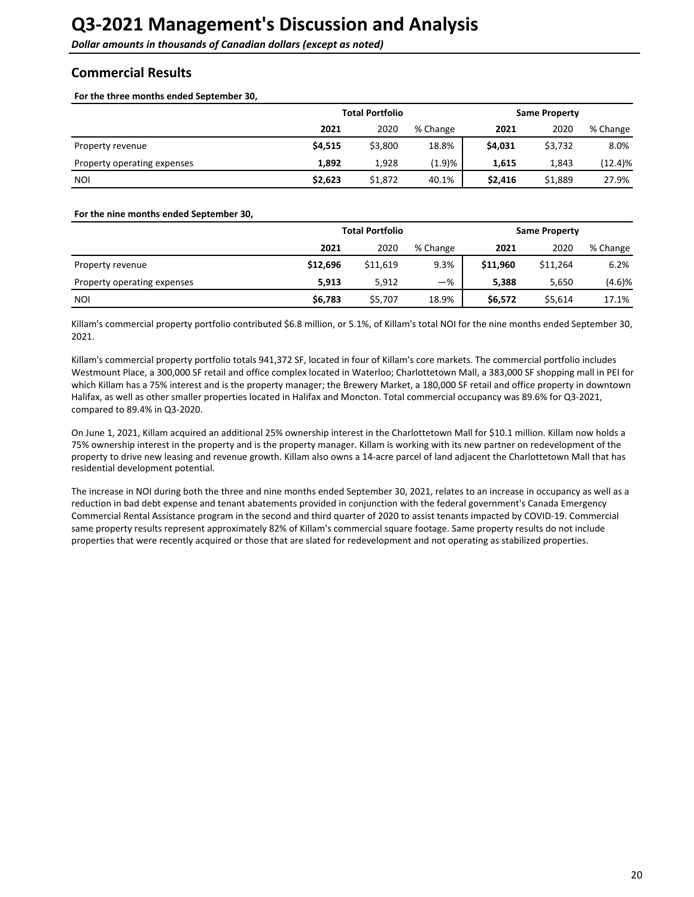# Q3-2021 Management's Discussion and Analysis

***Dollar amounts in thousands of Canadian dollars (except as noted)***

## Commercial Results

**For the three months ended September 30,**

| | Total Portfolio | | | Same Property | | |
|---|---|---|---|---|---|---|
| | **2021** | 2020 | % Change | **2021** | 2020 | % Change |
| Property revenue | **$4,515** | $3,800 | 18.8% | **$4,031** | $3,732 | 8.0% |
| Property operating expenses | **1,892** | 1,928 | (1.9)% | **1,615** | 1,843 | (12.4)% |
| NOI | **$2,623** | $1,872 | 40.1% | **$2,416** | $1,889 | 27.9% |

**For the nine months ended September 30,**

| | Total Portfolio | | | Same Property | | |
|---|---|---|---|---|---|---|
| | **2021** | 2020 | % Change | **2021** | 2020 | % Change |
| Property revenue | **$12,696** | $11,619 | 9.3% | **$11,960** | $11,264 | 6.2% |
| Property operating expenses | **5,913** | 5,912 | —% | **5,388** | 5,650 | (4.6)% |
| NOI | **$6,783** | $5,707 | 18.9% | **$6,572** | $5,614 | 17.1% |

Killam's commercial property portfolio contributed $6.8 million, or 5.1%, of Killam's total NOI for the nine months ended September 30, 2021.

Killam's commercial property portfolio totals 941,372 SF, located in four of Killam's core markets. The commercial portfolio includes Westmount Place, a 300,000 SF retail and office complex located in Waterloo; Charlottetown Mall, a 383,000 SF shopping mall in PEI for which Killam has a 75% interest and is the property manager; the Brewery Market, a 180,000 SF retail and office property in downtown Halifax, as well as other smaller properties located in Halifax and Moncton. Total commercial occupancy was 89.6% for Q3-2021, compared to 89.4% in Q3-2020.

On June 1, 2021, Killam acquired an additional 25% ownership interest in the Charlottetown Mall for $10.1 million. Killam now holds a 75% ownership interest in the property and is the property manager. Killam is working with its new partner on redevelopment of the property to drive new leasing and revenue growth. Killam also owns a 14-acre parcel of land adjacent the Charlottetown Mall that has residential development potential.

The increase in NOI during both the three and nine months ended September 30, 2021, relates to an increase in occupancy as well as a reduction in bad debt expense and tenant abatements provided in conjunction with the federal government's Canada Emergency Commercial Rental Assistance program in the second and third quarter of 2020 to assist tenants impacted by COVID-19. Commercial same property results represent approximately 82% of Killam's commercial square footage. Same property results do not include properties that were recently acquired or those that are slated for redevelopment and not operating as stabilized properties.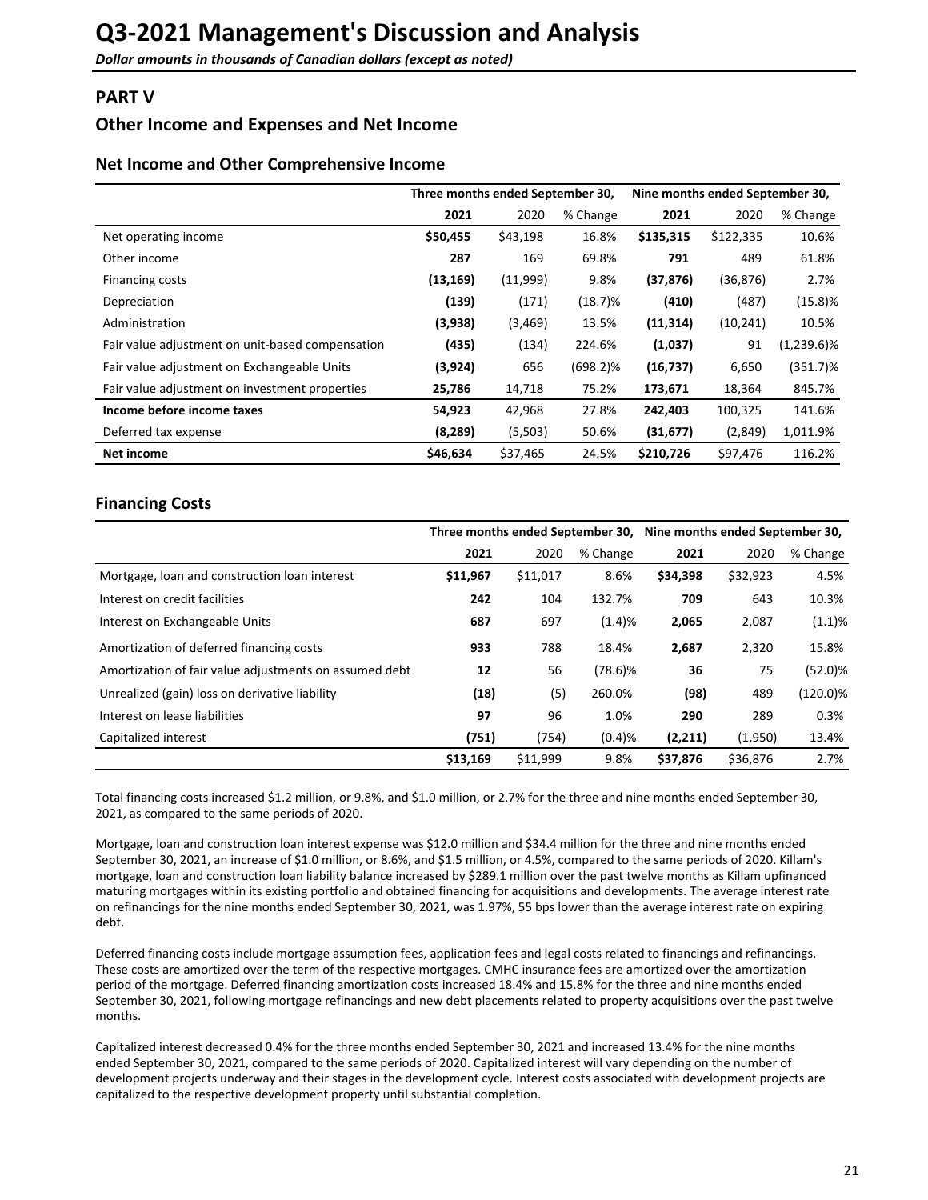# Q3-2021 Management's Discussion and Analysis

***Dollar amounts in thousands of Canadian dollars (except as noted)***

## PART V

## Other Income and Expenses and Net Income

### Net Income and Other Comprehensive Income

| | Three months ended September 30, | | | Nine months ended September 30, | | |
|---|---|---|---|---|---|---|
| | **2021** | 2020 | % Change | **2021** | 2020 | % Change |
| Net operating income | **$50,455** | $43,198 | 16.8% | **$135,315** | $122,335 | 10.6% |
| Other income | **287** | 169 | 69.8% | **791** | 489 | 61.8% |
| Financing costs | **(13,169)** | (11,999) | 9.8% | **(37,876)** | (36,876) | 2.7% |
| Depreciation | **(139)** | (171) | (18.7)% | **(410)** | (487) | (15.8)% |
| Administration | **(3,938)** | (3,469) | 13.5% | **(11,314)** | (10,241) | 10.5% |
| Fair value adjustment on unit-based compensation | **(435)** | (134) | 224.6% | **(1,037)** | 91 | (1,239.6)% |
| Fair value adjustment on Exchangeable Units | **(3,924)** | 656 | (698.2)% | **(16,737)** | 6,650 | (351.7)% |
| Fair value adjustment on investment properties | **25,786** | 14,718 | 75.2% | **173,671** | 18,364 | 845.7% |
| **Income before income taxes** | **54,923** | 42,968 | 27.8% | **242,403** | 100,325 | 141.6% |
| Deferred tax expense | **(8,289)** | (5,503) | 50.6% | **(31,677)** | (2,849) | 1,011.9% |
| **Net income** | **$46,634** | $37,465 | 24.5% | **$210,726** | $97,476 | 116.2% |

## Financing Costs

| | Three months ended September 30, | | | Nine months ended September 30, | | |
|---|---|---|---|---|---|---|
| | **2021** | 2020 | % Change | **2021** | 2020 | % Change |
| Mortgage, loan and construction loan interest | **$11,967** | $11,017 | 8.6% | **$34,398** | $32,923 | 4.5% |
| Interest on credit facilities | **242** | 104 | 132.7% | **709** | 643 | 10.3% |
| Interest on Exchangeable Units | **687** | 697 | (1.4)% | **2,065** | 2,087 | (1.1)% |
| Amortization of deferred financing costs | **933** | 788 | 18.4% | **2,687** | 2,320 | 15.8% |
| Amortization of fair value adjustments on assumed debt | **12** | 56 | (78.6)% | **36** | 75 | (52.0)% |
| Unrealized (gain) loss on derivative liability | **(18)** | (5) | 260.0% | **(98)** | 489 | (120.0)% |
| Interest on lease liabilities | **97** | 96 | 1.0% | **290** | 289 | 0.3% |
| Capitalized interest | **(751)** | (754) | (0.4)% | **(2,211)** | (1,950) | 13.4% |
| | **$13,169** | $11,999 | 9.8% | **$37,876** | $36,876 | 2.7% |

Total financing costs increased $1.2 million, or 9.8%, and $1.0 million, or 2.7% for the three and nine months ended September 30, 2021, as compared to the same periods of 2020.

Mortgage, loan and construction loan interest expense was $12.0 million and $34.4 million for the three and nine months ended September 30, 2021, an increase of $1.0 million, or 8.6%, and $1.5 million, or 4.5%, compared to the same periods of 2020. Killam's mortgage, loan and construction loan liability balance increased by $289.1 million over the past twelve months as Killam upfinanced maturing mortgages within its existing portfolio and obtained financing for acquisitions and developments. The average interest rate on refinancings for the nine months ended September 30, 2021, was 1.97%, 55 bps lower than the average interest rate on expiring debt.

Deferred financing costs include mortgage assumption fees, application fees and legal costs related to financings and refinancings. These costs are amortized over the term of the respective mortgages. CMHC insurance fees are amortized over the amortization period of the mortgage. Deferred financing amortization costs increased 18.4% and 15.8% for the three and nine months ended September 30, 2021, following mortgage refinancings and new debt placements related to property acquisitions over the past twelve months.

Capitalized interest decreased 0.4% for the three months ended September 30, 2021 and increased 13.4% for the nine months ended September 30, 2021, compared to the same periods of 2020. Capitalized interest will vary depending on the number of development projects underway and their stages in the development cycle. Interest costs associated with development projects are capitalized to the respective development property until substantial completion.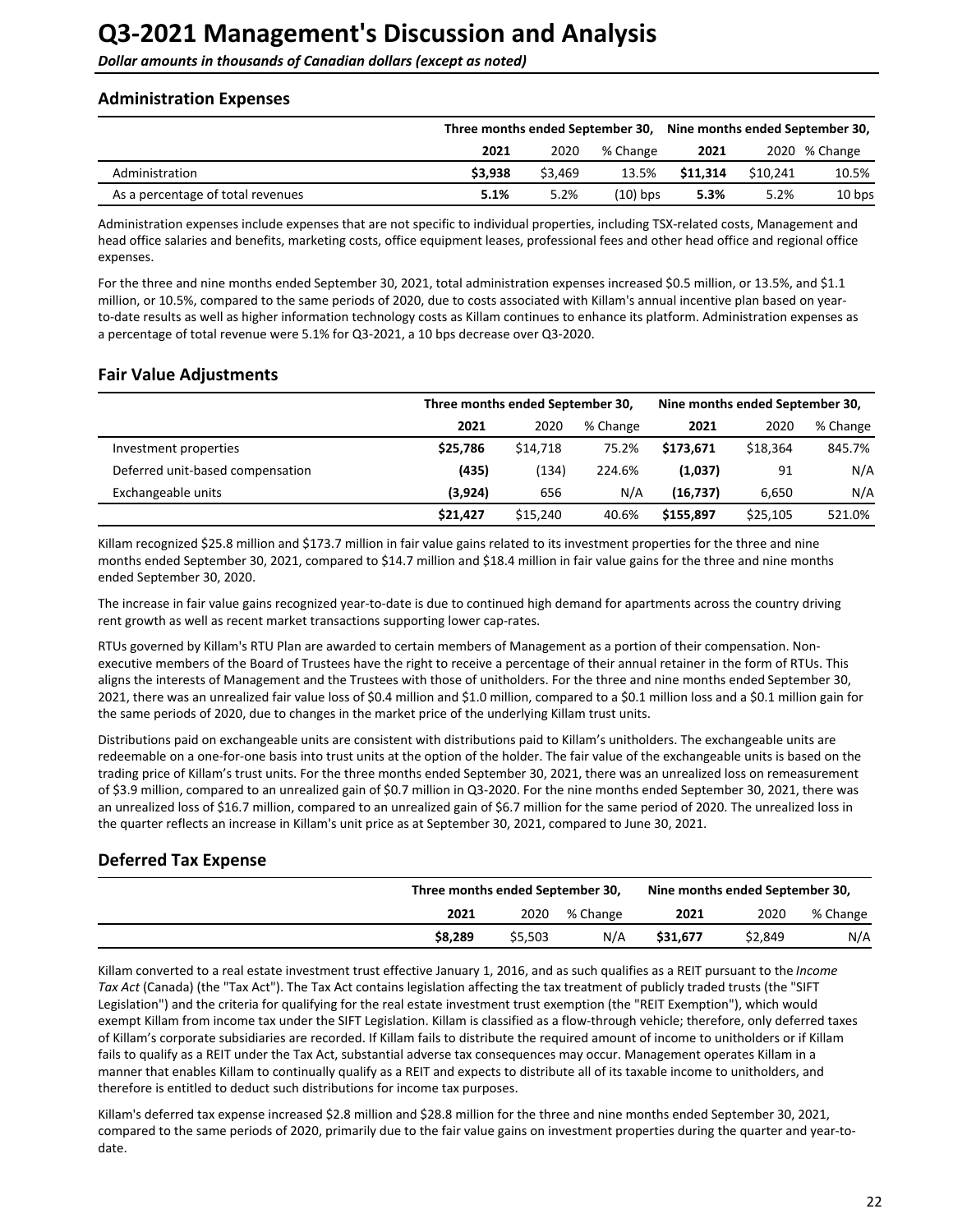# Q3-2021 Management's Discussion and Analysis

***Dollar amounts in thousands of Canadian dollars (except as noted)***

## Administration Expenses

| | Three months ended September 30, | | | Nine months ended September 30, | | |
|---|---|---|---|---|---|---|
| | **2021** | 2020 | % Change | **2021** | 2020 | % Change |
| Administration | **$3,938** | $3,469 | 13.5% | **$11,314** | $10,241 | 10.5% |
| As a percentage of total revenues | **5.1%** | 5.2% | (10) bps | **5.3%** | 5.2% | 10 bps |

Administration expenses include expenses that are not specific to individual properties, including TSX-related costs, Management and head office salaries and benefits, marketing costs, office equipment leases, professional fees and other head office and regional office expenses.

For the three and nine months ended September 30, 2021, total administration expenses increased $0.5 million, or 13.5%, and $1.1 million, or 10.5%, compared to the same periods of 2020, due to costs associated with Killam's annual incentive plan based on year-to-date results as well as higher information technology costs as Killam continues to enhance its platform. Administration expenses as a percentage of total revenue were 5.1% for Q3-2021, a 10 bps decrease over Q3-2020.

## Fair Value Adjustments

| | Three months ended September 30, | | | Nine months ended September 30, | | |
|---|---|---|---|---|---|---|
| | **2021** | 2020 | % Change | **2021** | 2020 | % Change |
| Investment properties | **$25,786** | $14,718 | 75.2% | **$173,671** | $18,364 | 845.7% |
| Deferred unit-based compensation | **(435)** | (134) | 224.6% | **(1,037)** | 91 | N/A |
| Exchangeable units | **(3,924)** | 656 | N/A | **(16,737)** | 6,650 | N/A |
| | **$21,427** | $15,240 | 40.6% | **$155,897** | $25,105 | 521.0% |

Killam recognized $25.8 million and $173.7 million in fair value gains related to its investment properties for the three and nine months ended September 30, 2021, compared to $14.7 million and $18.4 million in fair value gains for the three and nine months ended September 30, 2020.

The increase in fair value gains recognized year-to-date is due to continued high demand for apartments across the country driving rent growth as well as recent market transactions supporting lower cap-rates.

RTUs governed by Killam's RTU Plan are awarded to certain members of Management as a portion of their compensation. Non-executive members of the Board of Trustees have the right to receive a percentage of their annual retainer in the form of RTUs. This aligns the interests of Management and the Trustees with those of unitholders. For the three and nine months ended September 30, 2021, there was an unrealized fair value loss of $0.4 million and $1.0 million, compared to a $0.1 million loss and a $0.1 million gain for the same periods of 2020, due to changes in the market price of the underlying Killam trust units.

Distributions paid on exchangeable units are consistent with distributions paid to Killam's unitholders. The exchangeable units are redeemable on a one-for-one basis into trust units at the option of the holder. The fair value of the exchangeable units is based on the trading price of Killam's trust units. For the three months ended September 30, 2021, there was an unrealized loss on remeasurement of $3.9 million, compared to an unrealized gain of $0.7 million in Q3-2020. For the nine months ended September 30, 2021, there was an unrealized loss of $16.7 million, compared to an unrealized gain of $6.7 million for the same period of 2020. The unrealized loss in the quarter reflects an increase in Killam's unit price as at September 30, 2021, compared to June 30, 2021.

## Deferred Tax Expense

| | Three months ended September 30, | | | Nine months ended September 30, | | |
|---|---|---|---|---|---|---|
| | **2021** | 2020 | % Change | **2021** | 2020 | % Change |
| | **$8,289** | $5,503 | N/A | **$31,677** | $2,849 | N/A |

Killam converted to a real estate investment trust effective January 1, 2016, and as such qualifies as a REIT pursuant to the *Income Tax Act* (Canada) (the "Tax Act"). The Tax Act contains legislation affecting the tax treatment of publicly traded trusts (the "SIFT Legislation") and the criteria for qualifying for the real estate investment trust exemption (the "REIT Exemption"), which would exempt Killam from income tax under the SIFT Legislation. Killam is classified as a flow-through vehicle; therefore, only deferred taxes of Killam's corporate subsidiaries are recorded. If Killam fails to distribute the required amount of income to unitholders or if Killam fails to qualify as a REIT under the Tax Act, substantial adverse tax consequences may occur. Management operates Killam in a manner that enables Killam to continually qualify as a REIT and expects to distribute all of its taxable income to unitholders, and therefore is entitled to deduct such distributions for income tax purposes.

Killam's deferred tax expense increased $2.8 million and $28.8 million for the three and nine months ended September 30, 2021, compared to the same periods of 2020, primarily due to the fair value gains on investment properties during the quarter and year-to-date.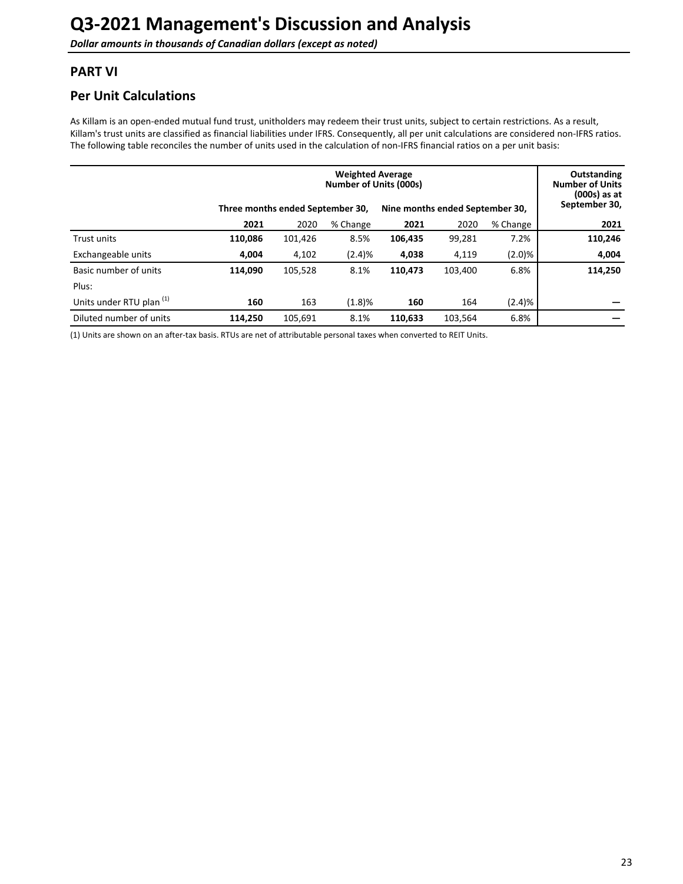# Q3-2021 Management's Discussion and Analysis

***Dollar amounts in thousands of Canadian dollars (except as noted)***

## PART VI

## Per Unit Calculations

As Killam is an open-ended mutual fund trust, unitholders may redeem their trust units, subject to certain restrictions. As a result, Killam's trust units are classified as financial liabilities under IFRS. Consequently, all per unit calculations are considered non-IFRS ratios. The following table reconciles the number of units used in the calculation of non-IFRS financial ratios on a per unit basis:

| | Weighted Average Number of Units (000s) | | | | | | Outstanding Number of Units (000s) as at September 30, |
|---|---|---|---|---|---|---|---|
| | Three months ended September 30, | | | Nine months ended September 30, | | | |
| | **2021** | 2020 | % Change | **2021** | 2020 | % Change | **2021** |
| Trust units | **110,086** | 101,426 | 8.5% | **106,435** | 99,281 | 7.2% | **110,246** |
| Exchangeable units | **4,004** | 4,102 | (2.4)% | **4,038** | 4,119 | (2.0)% | **4,004** |
| Basic number of units | **114,090** | 105,528 | 8.1% | **110,473** | 103,400 | 6.8% | **114,250** |
| Plus: | | | | | | | |
| Units under RTU plan [1] | **160** | 163 | (1.8)% | **160** | 164 | (2.4)% | **—** |
| Diluted number of units | **114,250** | 105,691 | 8.1% | **110,633** | 103,564 | 6.8% | **—** |

(1) Units are shown on an after-tax basis. RTUs are net of attributable personal taxes when converted to REIT Units.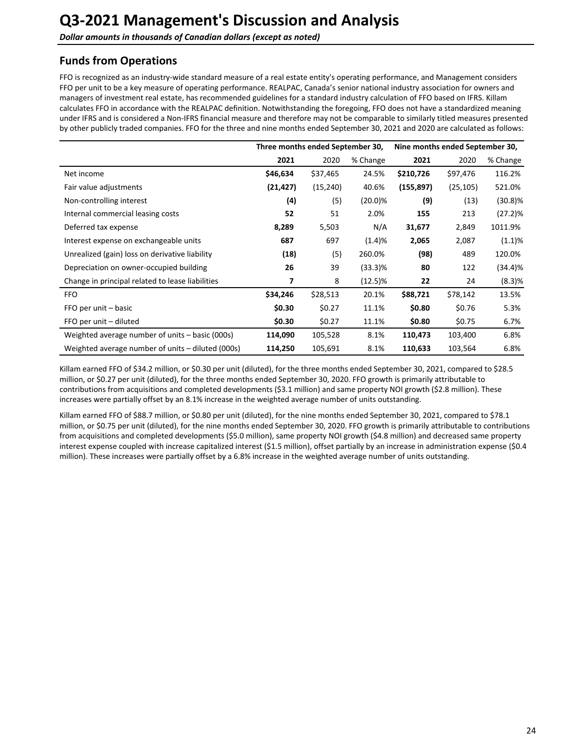# Q3-2021 Management's Discussion and Analysis

***Dollar amounts in thousands of Canadian dollars (except as noted)***

## Funds from Operations

FFO is recognized as an industry-wide standard measure of a real estate entity's operating performance, and Management considers FFO per unit to be a key measure of operating performance. REALPAC, Canada's senior national industry association for owners and managers of investment real estate, has recommended guidelines for a standard industry calculation of FFO based on IFRS. Killam calculates FFO in accordance with the REALPAC definition. Notwithstanding the foregoing, FFO does not have a standardized meaning under IFRS and is considered a Non-IFRS financial measure and therefore may not be comparable to similarly titled measures presented by other publicly traded companies. FFO for the three and nine months ended September 30, 2021 and 2020 are calculated as follows:

| | Three months ended September 30, | | | Nine months ended September 30, | | |
|---|---|---|---|---|---|---|
| | **2021** | 2020 | % Change | **2021** | 2020 | % Change |
| Net income | **$46,634** | $37,465 | 24.5% | **$210,726** | $97,476 | 116.2% |
| Fair value adjustments | **(21,427)** | (15,240) | 40.6% | **(155,897)** | (25,105) | 521.0% |
| Non-controlling interest | **(4)** | (5) | (20.0)% | **(9)** | (13) | (30.8)% |
| Internal commercial leasing costs | **52** | 51 | 2.0% | **155** | 213 | (27.2)% |
| Deferred tax expense | **8,289** | 5,503 | N/A | **31,677** | 2,849 | 1011.9% |
| Interest expense on exchangeable units | **687** | 697 | (1.4)% | **2,065** | 2,087 | (1.1)% |
| Unrealized (gain) loss on derivative liability | **(18)** | (5) | 260.0% | **(98)** | 489 | 120.0% |
| Depreciation on owner-occupied building | **26** | 39 | (33.3)% | **80** | 122 | (34.4)% |
| Change in principal related to lease liabilities | **7** | 8 | (12.5)% | **22** | 24 | (8.3)% |
| FFO | **$34,246** | $28,513 | 20.1% | **$88,721** | $78,142 | 13.5% |
| FFO per unit – basic | **$0.30** | $0.27 | 11.1% | **$0.80** | $0.76 | 5.3% |
| FFO per unit – diluted | **$0.30** | $0.27 | 11.1% | **$0.80** | $0.75 | 6.7% |
| Weighted average number of units – basic (000s) | **114,090** | 105,528 | 8.1% | **110,473** | 103,400 | 6.8% |
| Weighted average number of units – diluted (000s) | **114,250** | 105,691 | 8.1% | **110,633** | 103,564 | 6.8% |

Killam earned FFO of $34.2 million, or $0.30 per unit (diluted), for the three months ended September 30, 2021, compared to $28.5 million, or $0.27 per unit (diluted), for the three months ended September 30, 2020. FFO growth is primarily attributable to contributions from acquisitions and completed developments ($3.1 million) and same property NOI growth ($2.8 million). These increases were partially offset by an 8.1% increase in the weighted average number of units outstanding.

Killam earned FFO of $88.7 million, or $0.80 per unit (diluted), for the nine months ended September 30, 2021, compared to $78.1 million, or $0.75 per unit (diluted), for the nine months ended September 30, 2020. FFO growth is primarily attributable to contributions from acquisitions and completed developments ($5.0 million), same property NOI growth ($4.8 million) and decreased same property interest expense coupled with increase capitalized interest ($1.5 million), offset partially by an increase in administration expense ($0.4 million). These increases were partially offset by a 6.8% increase in the weighted average number of units outstanding.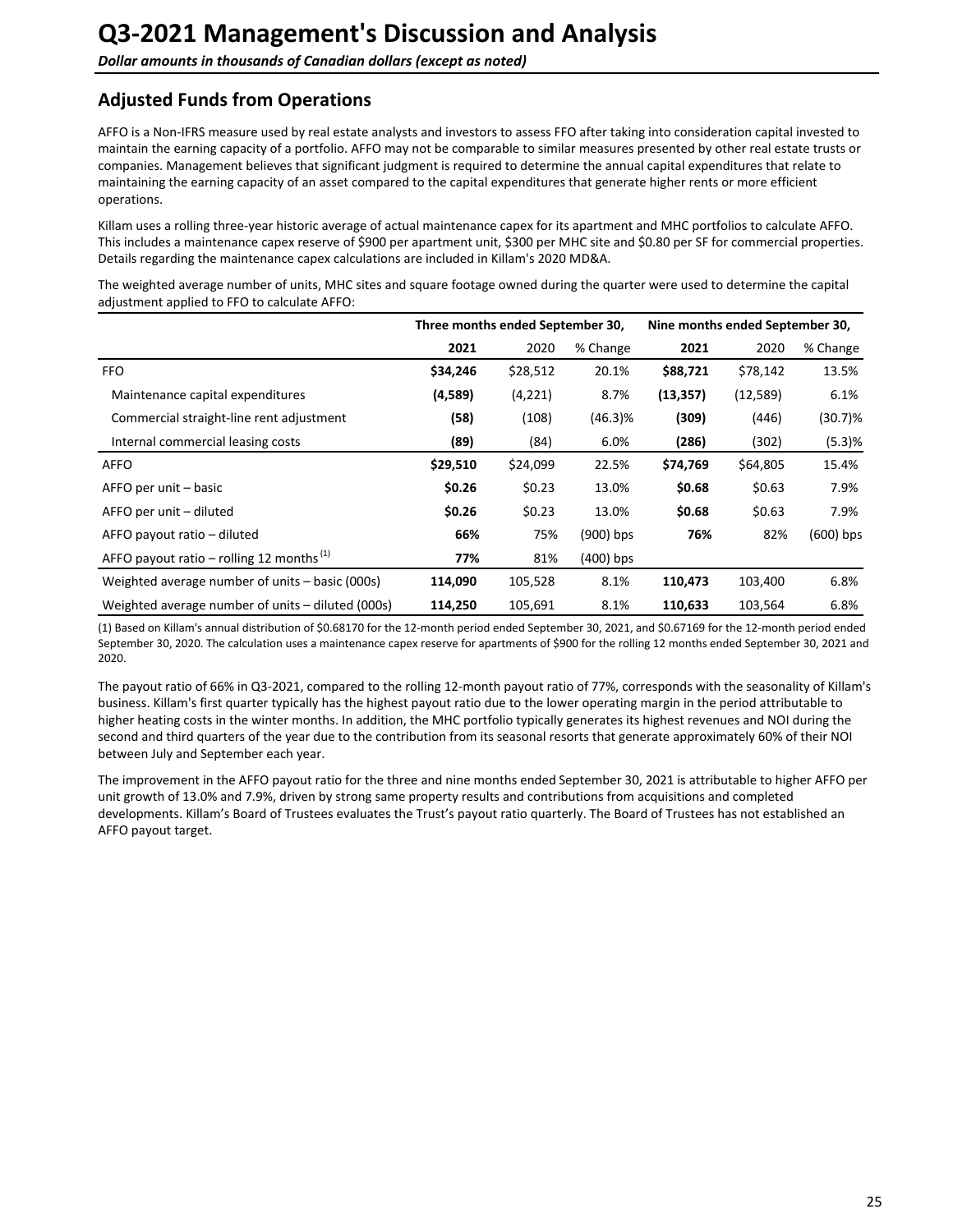# Q3-2021 Management's Discussion and Analysis

*Dollar amounts in thousands of Canadian dollars (except as noted)*

## Adjusted Funds from Operations

AFFO is a Non-IFRS measure used by real estate analysts and investors to assess FFO after taking into consideration capital invested to maintain the earning capacity of a portfolio. AFFO may not be comparable to similar measures presented by other real estate trusts or companies. Management believes that significant judgment is required to determine the annual capital expenditures that relate to maintaining the earning capacity of an asset compared to the capital expenditures that generate higher rents or more efficient operations.

Killam uses a rolling three-year historic average of actual maintenance capex for its apartment and MHC portfolios to calculate AFFO. This includes a maintenance capex reserve of $900 per apartment unit, $300 per MHC site and $0.80 per SF for commercial properties. Details regarding the maintenance capex calculations are included in Killam's 2020 MD&A.

The weighted average number of units, MHC sites and square footage owned during the quarter were used to determine the capital adjustment applied to FFO to calculate AFFO:

| | Three months ended September 30, | | | Nine months ended September 30, | | |
|---|---|---|---|---|---|---|
| | **2021** | 2020 | % Change | **2021** | 2020 | % Change |
| FFO | **$34,246** | $28,512 | 20.1% | **$88,721** | $78,142 | 13.5% |
| Maintenance capital expenditures | **(4,589)** | (4,221) | 8.7% | **(13,357)** | (12,589) | 6.1% |
| Commercial straight-line rent adjustment | **(58)** | (108) | (46.3)% | **(309)** | (446) | (30.7)% |
| Internal commercial leasing costs | **(89)** | (84) | 6.0% | **(286)** | (302) | (5.3)% |
| AFFO | **$29,510** | $24,099 | 22.5% | **$74,769** | $64,805 | 15.4% |
| AFFO per unit – basic | **$0.26** | $0.23 | 13.0% | **$0.68** | $0.63 | 7.9% |
| AFFO per unit – diluted | **$0.26** | $0.23 | 13.0% | **$0.68** | $0.63 | 7.9% |
| AFFO payout ratio – diluted | **66%** | 75% | (900) bps | **76%** | 82% | (600) bps |
| AFFO payout ratio – rolling 12 months (1) | **77%** | 81% | (400) bps | | | |
| Weighted average number of units – basic (000s) | **114,090** | 105,528 | 8.1% | **110,473** | 103,400 | 6.8% |
| Weighted average number of units – diluted (000s) | **114,250** | 105,691 | 8.1% | **110,633** | 103,564 | 6.8% |

(1) Based on Killam's annual distribution of $0.68170 for the 12-month period ended September 30, 2021, and $0.67169 for the 12-month period ended September 30, 2020. The calculation uses a maintenance capex reserve for apartments of $900 for the rolling 12 months ended September 30, 2021 and 2020.

The payout ratio of 66% in Q3-2021, compared to the rolling 12-month payout ratio of 77%, corresponds with the seasonality of Killam's business. Killam's first quarter typically has the highest payout ratio due to the lower operating margin in the period attributable to higher heating costs in the winter months. In addition, the MHC portfolio typically generates its highest revenues and NOI during the second and third quarters of the year due to the contribution from its seasonal resorts that generate approximately 60% of their NOI between July and September each year.

The improvement in the AFFO payout ratio for the three and nine months ended September 30, 2021 is attributable to higher AFFO per unit growth of 13.0% and 7.9%, driven by strong same property results and contributions from acquisitions and completed developments. Killam's Board of Trustees evaluates the Trust's payout ratio quarterly. The Board of Trustees has not established an AFFO payout target.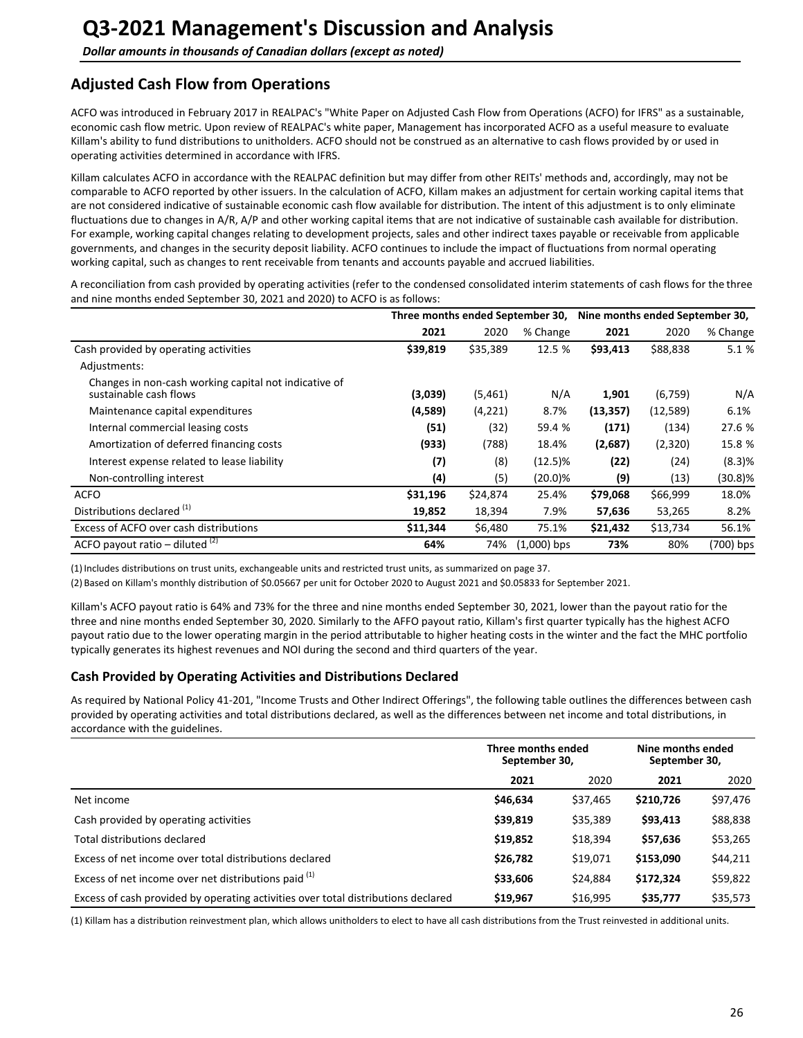# Q3-2021 Management's Discussion and Analysis

*Dollar amounts in thousands of Canadian dollars (except as noted)*

## Adjusted Cash Flow from Operations

ACFO was introduced in February 2017 in REALPAC's "White Paper on Adjusted Cash Flow from Operations (ACFO) for IFRS" as a sustainable, economic cash flow metric. Upon review of REALPAC's white paper, Management has incorporated ACFO as a useful measure to evaluate Killam's ability to fund distributions to unitholders. ACFO should not be construed as an alternative to cash flows provided by or used in operating activities determined in accordance with IFRS.

Killam calculates ACFO in accordance with the REALPAC definition but may differ from other REITs' methods and, accordingly, may not be comparable to ACFO reported by other issuers. In the calculation of ACFO, Killam makes an adjustment for certain working capital items that are not considered indicative of sustainable economic cash flow available for distribution. The intent of this adjustment is to only eliminate fluctuations due to changes in A/R, A/P and other working capital items that are not indicative of sustainable cash available for distribution. For example, working capital changes relating to development projects, sales and other indirect taxes payable or receivable from applicable governments, and changes in the security deposit liability. ACFO continues to include the impact of fluctuations from normal operating working capital, such as changes to rent receivable from tenants and accounts payable and accrued liabilities.

A reconciliation from cash provided by operating activities (refer to the condensed consolidated interim statements of cash flows for the three and nine months ended September 30, 2021 and 2020) to ACFO is as follows:

| | Three months ended September 30, | | | Nine months ended September 30, | | |
|---|---|---|---|---|---|---|
| | **2021** | 2020 | % Change | **2021** | 2020 | % Change |
| Cash provided by operating activities | **$39,819** | $35,389 | 12.5 % | **$93,413** | $88,838 | 5.1 % |
| Adjustments: | | | | | | |
| Changes in non-cash working capital not indicative of sustainable cash flows | **(3,039)** | (5,461) | N/A | **1,901** | (6,759) | N/A |
| Maintenance capital expenditures | **(4,589)** | (4,221) | 8.7% | **(13,357)** | (12,589) | 6.1% |
| Internal commercial leasing costs | **(51)** | (32) | 59.4 % | **(171)** | (134) | 27.6 % |
| Amortization of deferred financing costs | **(933)** | (788) | 18.4% | **(2,687)** | (2,320) | 15.8 % |
| Interest expense related to lease liability | **(7)** | (8) | (12.5)% | **(22)** | (24) | (8.3)% |
| Non-controlling interest | **(4)** | (5) | (20.0)% | **(9)** | (13) | (30.8)% |
| ACFO | **$31,196** | $24,874 | 25.4% | **$79,068** | $66,999 | 18.0% |
| Distributions declared [1] | **19,852** | 18,394 | 7.9% | **57,636** | 53,265 | 8.2% |
| Excess of ACFO over cash distributions | **$11,344** | $6,480 | 75.1% | **$21,432** | $13,734 | 56.1% |
| ACFO payout ratio – diluted [2] | **64%** | 74% | (1,000) bps | **73%** | 80% | (700) bps |

(1) Includes distributions on trust units, exchangeable units and restricted trust units, as summarized on page 37.

(2) Based on Killam's monthly distribution of $0.05667 per unit for October 2020 to August 2021 and $0.05833 for September 2021.

Killam's ACFO payout ratio is 64% and 73% for the three and nine months ended September 30, 2021, lower than the payout ratio for the three and nine months ended September 30, 2020. Similarly to the AFFO payout ratio, Killam's first quarter typically has the highest ACFO payout ratio due to the lower operating margin in the period attributable to higher heating costs in the winter and the fact the MHC portfolio typically generates its highest revenues and NOI during the second and third quarters of the year.

### Cash Provided by Operating Activities and Distributions Declared

As required by National Policy 41-201, "Income Trusts and Other Indirect Offerings", the following table outlines the differences between cash provided by operating activities and total distributions declared, as well as the differences between net income and total distributions, in accordance with the guidelines.

| | Three months ended September 30, | | Nine months ended September 30, | |
|---|---|---|---|---|
| | **2021** | 2020 | **2021** | 2020 |
| Net income | **$46,634** | $37,465 | **$210,726** | $97,476 |
| Cash provided by operating activities | **$39,819** | $35,389 | **$93,413** | $88,838 |
| Total distributions declared | **$19,852** | $18,394 | **$57,636** | $53,265 |
| Excess of net income over total distributions declared | **$26,782** | $19,071 | **$153,090** | $44,211 |
| Excess of net income over net distributions paid [1] | **$33,606** | $24,884 | **$172,324** | $59,822 |
| Excess of cash provided by operating activities over total distributions declared | **$19,967** | $16,995 | **$35,777** | $35,573 |

(1) Killam has a distribution reinvestment plan, which allows unitholders to elect to have all cash distributions from the Trust reinvested in additional units.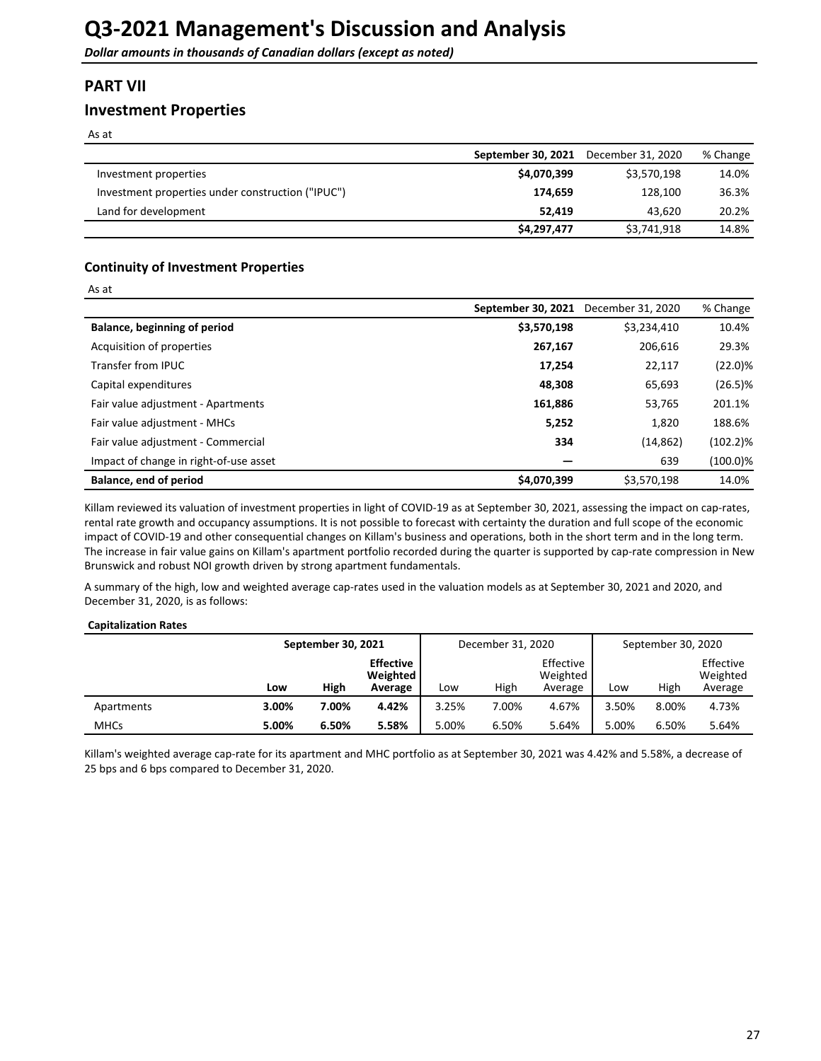# Q3-2021 Management's Discussion and Analysis

***Dollar amounts in thousands of Canadian dollars (except as noted)***

## PART VII

## Investment Properties

As at

| | September 30, 2021 | December 31, 2020 | % Change |
|---|---|---|---|
| Investment properties | **$4,070,399** | $3,570,198 | 14.0% |
| Investment properties under construction ("IPUC") | **174,659** | 128,100 | 36.3% |
| Land for development | **52,419** | 43,620 | 20.2% |
| | **$4,297,477** | $3,741,918 | 14.8% |

### Continuity of Investment Properties

As at

| | September 30, 2021 | December 31, 2020 | % Change |
|---|---|---|---|
| **Balance, beginning of period** | **$3,570,198** | $3,234,410 | 10.4% |
| Acquisition of properties | **267,167** | 206,616 | 29.3% |
| Transfer from IPUC | **17,254** | 22,117 | (22.0)% |
| Capital expenditures | **48,308** | 65,693 | (26.5)% |
| Fair value adjustment - Apartments | **161,886** | 53,765 | 201.1% |
| Fair value adjustment - MHCs | **5,252** | 1,820 | 188.6% |
| Fair value adjustment - Commercial | **334** | (14,862) | (102.2)% |
| Impact of change in right-of-use asset | **—** | 639 | (100.0)% |
| **Balance, end of period** | **$4,070,399** | $3,570,198 | 14.0% |

Killam reviewed its valuation of investment properties in light of COVID-19 as at September 30, 2021, assessing the impact on cap-rates, rental rate growth and occupancy assumptions. It is not possible to forecast with certainty the duration and full scope of the economic impact of COVID-19 and other consequential changes on Killam's business and operations, both in the short term and in the long term. The increase in fair value gains on Killam's apartment portfolio recorded during the quarter is supported by cap-rate compression in New Brunswick and robust NOI growth driven by strong apartment fundamentals.

A summary of the high, low and weighted average cap-rates used in the valuation models as at September 30, 2021 and 2020, and December 31, 2020, is as follows:

**Capitalization Rates**

| | September 30, 2021 | | | December 31, 2020 | | | September 30, 2020 | | |
|---|---|---|---|---|---|---|---|---|---|
| | **Low** | **High** | **Effective Weighted Average** | Low | High | Effective Weighted Average | Low | High | Effective Weighted Average |
| Apartments | **3.00%** | **7.00%** | **4.42%** | 3.25% | 7.00% | 4.67% | 3.50% | 8.00% | 4.73% |
| MHCs | **5.00%** | **6.50%** | **5.58%** | 5.00% | 6.50% | 5.64% | 5.00% | 6.50% | 5.64% |

Killam's weighted average cap-rate for its apartment and MHC portfolio as at September 30, 2021 was 4.42% and 5.58%, a decrease of 25 bps and 6 bps compared to December 31, 2020.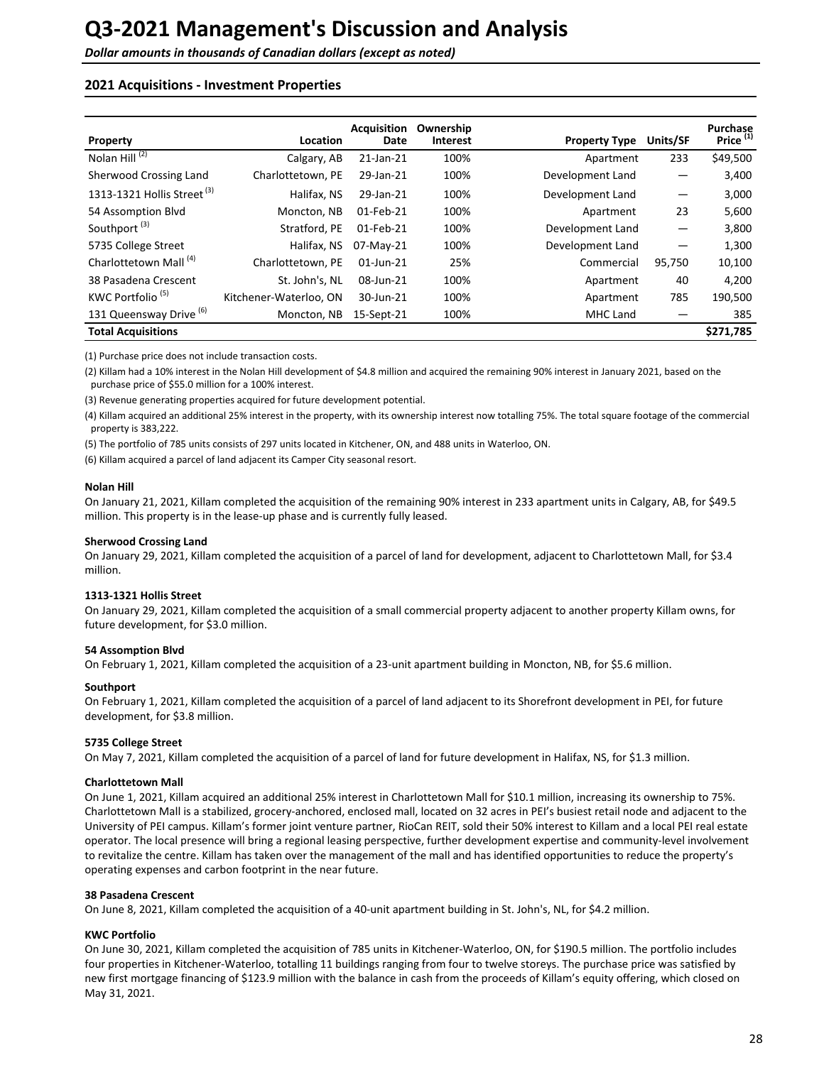# Q3-2021 Management's Discussion and Analysis

*Dollar amounts in thousands of Canadian dollars (except as noted)*

## 2021 Acquisitions - Investment Properties

| Property | Location | Acquisition Date | Ownership Interest | Property Type | Units/SF | Purchase Price [(1)] |
|---|---|---|---|---|---|---|
| Nolan Hill [(2)] | Calgary, AB | 21-Jan-21 | 100% | Apartment | 233 | $49,500 |
| Sherwood Crossing Land | Charlottetown, PE | 29-Jan-21 | 100% | Development Land | — | 3,400 |
| 1313-1321 Hollis Street [(3)] | Halifax, NS | 29-Jan-21 | 100% | Development Land | — | 3,000 |
| 54 Assomption Blvd | Moncton, NB | 01-Feb-21 | 100% | Apartment | 23 | 5,600 |
| Southport [(3)] | Stratford, PE | 01-Feb-21 | 100% | Development Land | — | 3,800 |
| 5735 College Street | Halifax, NS | 07-May-21 | 100% | Development Land | — | 1,300 |
| Charlottetown Mall [(4)] | Charlottetown, PE | 01-Jun-21 | 25% | Commercial | 95,750 | 10,100 |
| 38 Pasadena Crescent | St. John's, NL | 08-Jun-21 | 100% | Apartment | 40 | 4,200 |
| KWC Portfolio [(5)] | Kitchener-Waterloo, ON | 30-Jun-21 | 100% | Apartment | 785 | 190,500 |
| 131 Queensway Drive [(6)] | Moncton, NB | 15-Sept-21 | 100% | MHC Land | — | 385 |
| **Total Acquisitions** | | | | | | **$271,785** |

(1) Purchase price does not include transaction costs.

(2) Killam had a 10% interest in the Nolan Hill development of $4.8 million and acquired the remaining 90% interest in January 2021, based on the purchase price of $55.0 million for a 100% interest.

(3) Revenue generating properties acquired for future development potential.

(4) Killam acquired an additional 25% interest in the property, with its ownership interest now totalling 75%. The total square footage of the commercial property is 383,222.

(5) The portfolio of 785 units consists of 297 units located in Kitchener, ON, and 488 units in Waterloo, ON.

(6) Killam acquired a parcel of land adjacent its Camper City seasonal resort.

#### Nolan Hill

On January 21, 2021, Killam completed the acquisition of the remaining 90% interest in 233 apartment units in Calgary, AB, for $49.5 million. This property is in the lease-up phase and is currently fully leased.

#### Sherwood Crossing Land

On January 29, 2021, Killam completed the acquisition of a parcel of land for development, adjacent to Charlottetown Mall, for $3.4 million.

#### 1313-1321 Hollis Street

On January 29, 2021, Killam completed the acquisition of a small commercial property adjacent to another property Killam owns, for future development, for $3.0 million.

#### 54 Assomption Blvd

On February 1, 2021, Killam completed the acquisition of a 23-unit apartment building in Moncton, NB, for $5.6 million.

#### Southport

On February 1, 2021, Killam completed the acquisition of a parcel of land adjacent to its Shorefront development in PEI, for future development, for $3.8 million.

#### 5735 College Street

On May 7, 2021, Killam completed the acquisition of a parcel of land for future development in Halifax, NS, for $1.3 million.

#### Charlottetown Mall

On June 1, 2021, Killam acquired an additional 25% interest in Charlottetown Mall for $10.1 million, increasing its ownership to 75%. Charlottetown Mall is a stabilized, grocery-anchored, enclosed mall, located on 32 acres in PEI's busiest retail node and adjacent to the University of PEI campus. Killam's former joint venture partner, RioCan REIT, sold their 50% interest to Killam and a local PEI real estate operator. The local presence will bring a regional leasing perspective, further development expertise and community-level involvement to revitalize the centre. Killam has taken over the management of the mall and has identified opportunities to reduce the property's operating expenses and carbon footprint in the near future.

#### 38 Pasadena Crescent

On June 8, 2021, Killam completed the acquisition of a 40-unit apartment building in St. John's, NL, for $4.2 million.

#### KWC Portfolio

On June 30, 2021, Killam completed the acquisition of 785 units in Kitchener-Waterloo, ON, for $190.5 million. The portfolio includes four properties in Kitchener-Waterloo, totalling 11 buildings ranging from four to twelve storeys. The purchase price was satisfied by new first mortgage financing of $123.9 million with the balance in cash from the proceeds of Killam's equity offering, which closed on May 31, 2021.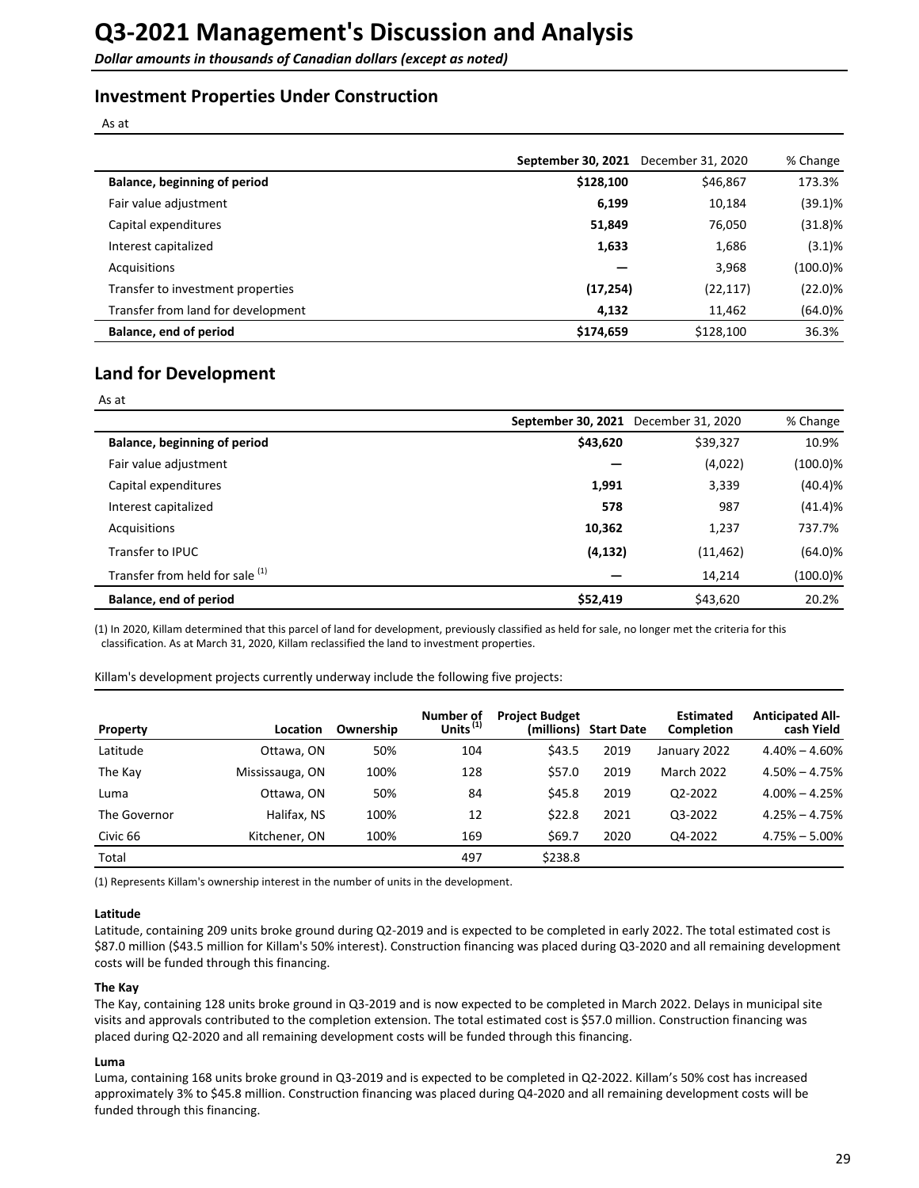# Q3-2021 Management's Discussion and Analysis

***Dollar amounts in thousands of Canadian dollars (except as noted)***

## Investment Properties Under Construction

As at

| | **September 30, 2021** | December 31, 2020 | % Change |
|---|---|---|---|
| **Balance, beginning of period** | **$128,100** | $46,867 | 173.3% |
| Fair value adjustment | **6,199** | 10,184 | (39.1)% |
| Capital expenditures | **51,849** | 76,050 | (31.8)% |
| Interest capitalized | **1,633** | 1,686 | (3.1)% |
| Acquisitions | **—** | 3,968 | (100.0)% |
| Transfer to investment properties | **(17,254)** | (22,117) | (22.0)% |
| Transfer from land for development | **4,132** | 11,462 | (64.0)% |
| **Balance, end of period** | **$174,659** | $128,100 | 36.3% |

## Land for Development

As at

| | **September 30, 2021** | December 31, 2020 | % Change |
|---|---|---|---|
| **Balance, beginning of period** | **$43,620** | $39,327 | 10.9% |
| Fair value adjustment | **—** | (4,022) | (100.0)% |
| Capital expenditures | **1,991** | 3,339 | (40.4)% |
| Interest capitalized | **578** | 987 | (41.4)% |
| Acquisitions | **10,362** | 1,237 | 737.7% |
| Transfer to IPUC | **(4,132)** | (11,462) | (64.0)% |
| Transfer from held for sale [1] | **—** | 14,214 | (100.0)% |
| **Balance, end of period** | **$52,419** | $43,620 | 20.2% |

(1) In 2020, Killam determined that this parcel of land for development, previously classified as held for sale, no longer met the criteria for this classification. As at March 31, 2020, Killam reclassified the land to investment properties.

Killam's development projects currently underway include the following five projects:

| Property | Location | Ownership | Number of Units [1] | Project Budget (millions) | Start Date | Estimated Completion | Anticipated All-cash Yield |
|---|---|---|---|---|---|---|---|
| Latitude | Ottawa, ON | 50% | 104 | $43.5 | 2019 | January 2022 | 4.40% – 4.60% |
| The Kay | Mississauga, ON | 100% | 128 | $57.0 | 2019 | March 2022 | 4.50% – 4.75% |
| Luma | Ottawa, ON | 50% | 84 | $45.8 | 2019 | Q2-2022 | 4.00% – 4.25% |
| The Governor | Halifax, NS | 100% | 12 | $22.8 | 2021 | Q3-2022 | 4.25% – 4.75% |
| Civic 66 | Kitchener, ON | 100% | 169 | $69.7 | 2020 | Q4-2022 | 4.75% – 5.00% |
| Total | | | 497 | $238.8 | | | |

(1) Represents Killam's ownership interest in the number of units in the development.

**Latitude**

Latitude, containing 209 units broke ground during Q2-2019 and is expected to be completed in early 2022. The total estimated cost is $87.0 million ($43.5 million for Killam's 50% interest). Construction financing was placed during Q3-2020 and all remaining development costs will be funded through this financing.

**The Kay**

The Kay, containing 128 units broke ground in Q3-2019 and is now expected to be completed in March 2022. Delays in municipal site visits and approvals contributed to the completion extension. The total estimated cost is $57.0 million. Construction financing was placed during Q2-2020 and all remaining development costs will be funded through this financing.

**Luma**

Luma, containing 168 units broke ground in Q3-2019 and is expected to be completed in Q2-2022. Killam's 50% cost has increased approximately 3% to $45.8 million. Construction financing was placed during Q4-2020 and all remaining development costs will be funded through this financing.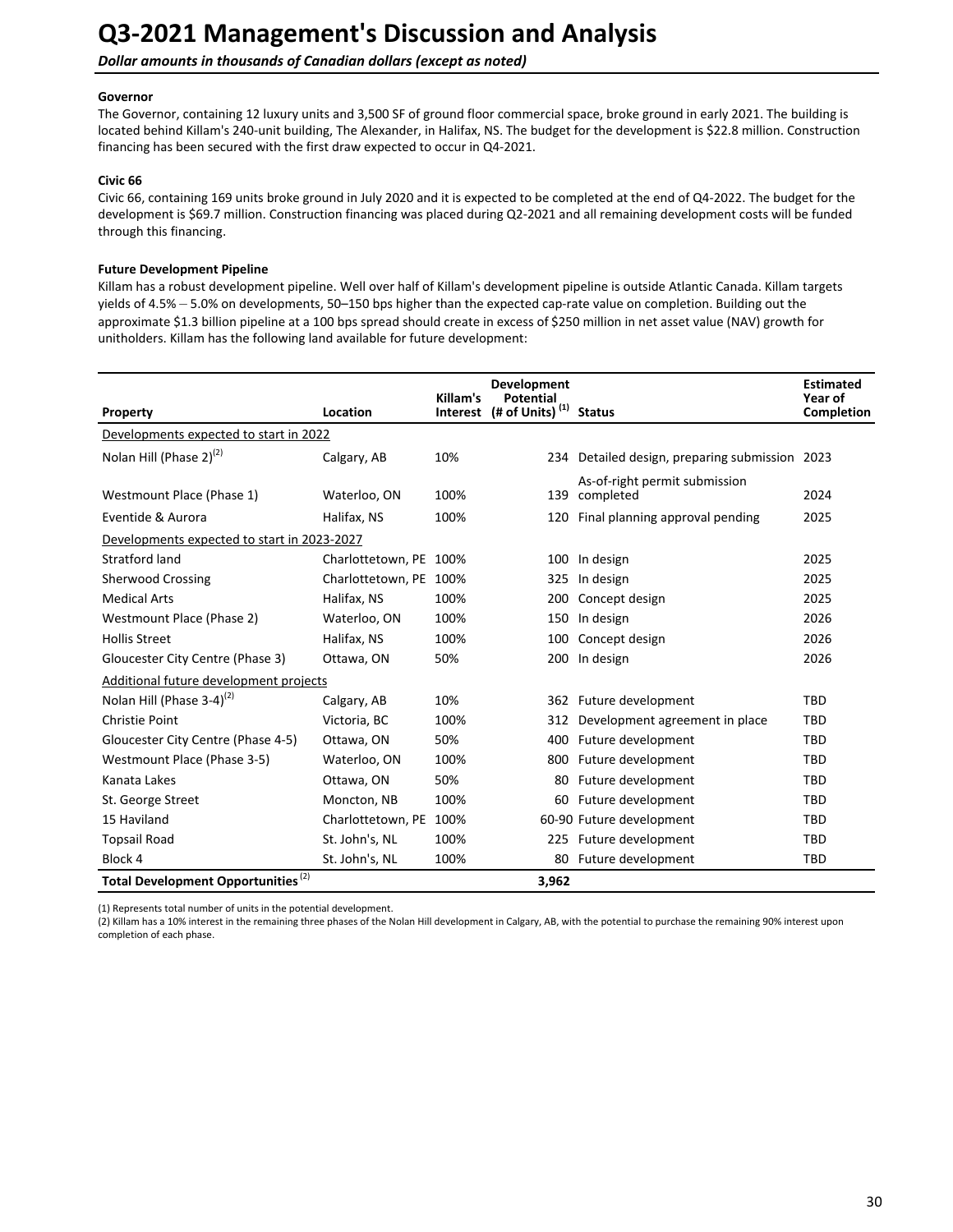# Q3-2021 Management's Discussion and Analysis

*Dollar amounts in thousands of Canadian dollars (except as noted)*

**Governor**

The Governor, containing 12 luxury units and 3,500 SF of ground floor commercial space, broke ground in early 2021. The building is located behind Killam's 240-unit building, The Alexander, in Halifax, NS. The budget for the development is $22.8 million. Construction financing has been secured with the first draw expected to occur in Q4-2021.

**Civic 66**

Civic 66, containing 169 units broke ground in July 2020 and it is expected to be completed at the end of Q4-2022. The budget for the development is $69.7 million. Construction financing was placed during Q2-2021 and all remaining development costs will be funded through this financing.

**Future Development Pipeline**

Killam has a robust development pipeline. Well over half of Killam's development pipeline is outside Atlantic Canada. Killam targets yields of 4.5% – 5.0% on developments, 50–150 bps higher than the expected cap-rate value on completion. Building out the approximate $1.3 billion pipeline at a 100 bps spread should create in excess of $250 million in net asset value (NAV) growth for unitholders. Killam has the following land available for future development:

| Property | Location | Killam's Interest | Development Potential (# of Units) (1) | Status | Estimated Year of Completion |
|---|---|---|---|---|---|
| Developments expected to start in 2022 | | | | | |
| Nolan Hill (Phase 2)(2) | Calgary, AB | 10% | 234 | Detailed design, preparing submission | 2023 |
| Westmount Place (Phase 1) | Waterloo, ON | 100% | 139 | As-of-right permit submission completed | 2024 |
| Eventide & Aurora | Halifax, NS | 100% | 120 | Final planning approval pending | 2025 |
| Developments expected to start in 2023-2027 | | | | | |
| Stratford land | Charlottetown, PE | 100% | 100 | In design | 2025 |
| Sherwood Crossing | Charlottetown, PE | 100% | 325 | In design | 2025 |
| Medical Arts | Halifax, NS | 100% | 200 | Concept design | 2025 |
| Westmount Place (Phase 2) | Waterloo, ON | 100% | 150 | In design | 2026 |
| Hollis Street | Halifax, NS | 100% | 100 | Concept design | 2026 |
| Gloucester City Centre (Phase 3) | Ottawa, ON | 50% | 200 | In design | 2026 |
| Additional future development projects | | | | | |
| Nolan Hill (Phase 3-4)(2) | Calgary, AB | 10% | 362 | Future development | TBD |
| Christie Point | Victoria, BC | 100% | 312 | Development agreement in place | TBD |
| Gloucester City Centre (Phase 4-5) | Ottawa, ON | 50% | 400 | Future development | TBD |
| Westmount Place (Phase 3-5) | Waterloo, ON | 100% | 800 | Future development | TBD |
| Kanata Lakes | Ottawa, ON | 50% | 80 | Future development | TBD |
| St. George Street | Moncton, NB | 100% | 60 | Future development | TBD |
| 15 Haviland | Charlottetown, PE | 100% | 60-90 | Future development | TBD |
| Topsail Road | St. John's, NL | 100% | 225 | Future development | TBD |
| Block 4 | St. John's, NL | 100% | 80 | Future development | TBD |
| **Total Development Opportunities (2)** | | | **3,962** | | |

(1) Represents total number of units in the potential development.

(2) Killam has a 10% interest in the remaining three phases of the Nolan Hill development in Calgary, AB, with the potential to purchase the remaining 90% interest upon completion of each phase.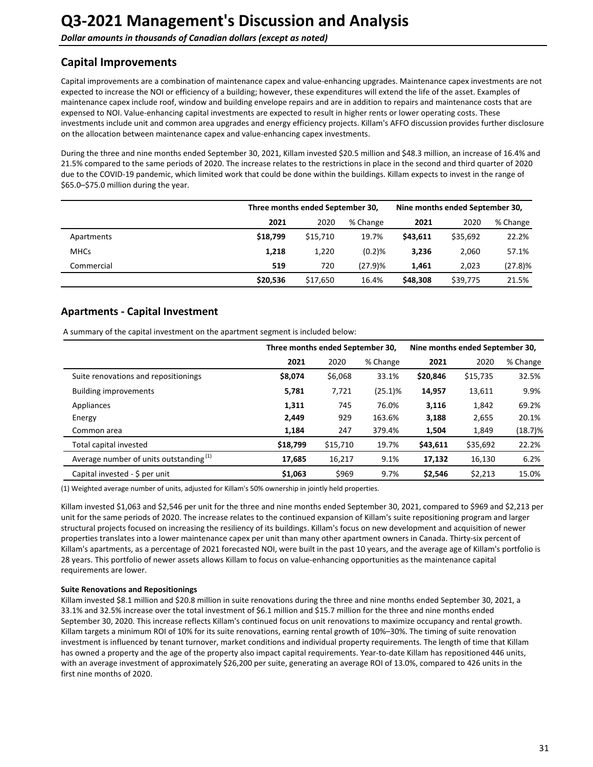# Q3-2021 Management's Discussion and Analysis

***Dollar amounts in thousands of Canadian dollars (except as noted)***

## Capital Improvements

Capital improvements are a combination of maintenance capex and value-enhancing upgrades. Maintenance capex investments are not expected to increase the NOI or efficiency of a building; however, these expenditures will extend the life of the asset. Examples of maintenance capex include roof, window and building envelope repairs and are in addition to repairs and maintenance costs that are expensed to NOI. Value-enhancing capital investments are expected to result in higher rents or lower operating costs. These investments include unit and common area upgrades and energy efficiency projects. Killam's AFFO discussion provides further disclosure on the allocation between maintenance capex and value-enhancing capex investments.

During the three and nine months ended September 30, 2021, Killam invested $20.5 million and $48.3 million, an increase of 16.4% and 21.5% compared to the same periods of 2020. The increase relates to the restrictions in place in the second and third quarter of 2020 due to the COVID-19 pandemic, which limited work that could be done within the buildings. Killam expects to invest in the range of $65.0–$75.0 million during the year.

| | Three months ended September 30, | | | Nine months ended September 30, | | |
|---|---|---|---|---|---|---|
| | **2021** | 2020 | % Change | **2021** | 2020 | % Change |
| Apartments | **$18,799** | $15,710 | 19.7% | **$43,611** | $35,692 | 22.2% |
| MHCs | **1,218** | 1,220 | (0.2)% | **3,236** | 2,060 | 57.1% |
| Commercial | **519** | 720 | (27.9)% | **1,461** | 2,023 | (27.8)% |
| | **$20,536** | $17,650 | 16.4% | **$48,308** | $39,775 | 21.5% |

## Apartments - Capital Investment

A summary of the capital investment on the apartment segment is included below:

| | Three months ended September 30, | | | Nine months ended September 30, | | |
|---|---|---|---|---|---|---|
| | **2021** | 2020 | % Change | **2021** | 2020 | % Change |
| Suite renovations and repositionings | **$8,074** | $6,068 | 33.1% | **$20,846** | $15,735 | 32.5% |
| Building improvements | **5,781** | 7,721 | (25.1)% | **14,957** | 13,611 | 9.9% |
| Appliances | **1,311** | 745 | 76.0% | **3,116** | 1,842 | 69.2% |
| Energy | **2,449** | 929 | 163.6% | **3,188** | 2,655 | 20.1% |
| Common area | **1,184** | 247 | 379.4% | **1,504** | 1,849 | (18.7)% |
| Total capital invested | **$18,799** | $15,710 | 19.7% | **$43,611** | $35,692 | 22.2% |
| Average number of units outstanding [(1)] | **17,685** | 16,217 | 9.1% | **17,132** | 16,130 | 6.2% |
| Capital invested - $ per unit | **$1,063** | $969 | 9.7% | **$2,546** | $2,213 | 15.0% |

(1) Weighted average number of units, adjusted for Killam's 50% ownership in jointly held properties.

Killam invested $1,063 and $2,546 per unit for the three and nine months ended September 30, 2021, compared to $969 and $2,213 per unit for the same periods of 2020. The increase relates to the continued expansion of Killam's suite repositioning program and larger structural projects focused on increasing the resiliency of its buildings. Killam's focus on new development and acquisition of newer properties translates into a lower maintenance capex per unit than many other apartment owners in Canada. Thirty-six percent of Killam's apartments, as a percentage of 2021 forecasted NOI, were built in the past 10 years, and the average age of Killam's portfolio is 28 years. This portfolio of newer assets allows Killam to focus on value-enhancing opportunities as the maintenance capital requirements are lower.

**Suite Renovations and Repositionings**

Killam invested $8.1 million and $20.8 million in suite renovations during the three and nine months ended September 30, 2021, a 33.1% and 32.5% increase over the total investment of $6.1 million and $15.7 million for the three and nine months ended September 30, 2020. This increase reflects Killam's continued focus on unit renovations to maximize occupancy and rental growth. Killam targets a minimum ROI of 10% for its suite renovations, earning rental growth of 10%–30%. The timing of suite renovation investment is influenced by tenant turnover, market conditions and individual property requirements. The length of time that Killam has owned a property and the age of the property also impact capital requirements. Year-to-date Killam has repositioned 446 units, with an average investment of approximately $26,200 per suite, generating an average ROI of 13.0%, compared to 426 units in the first nine months of 2020.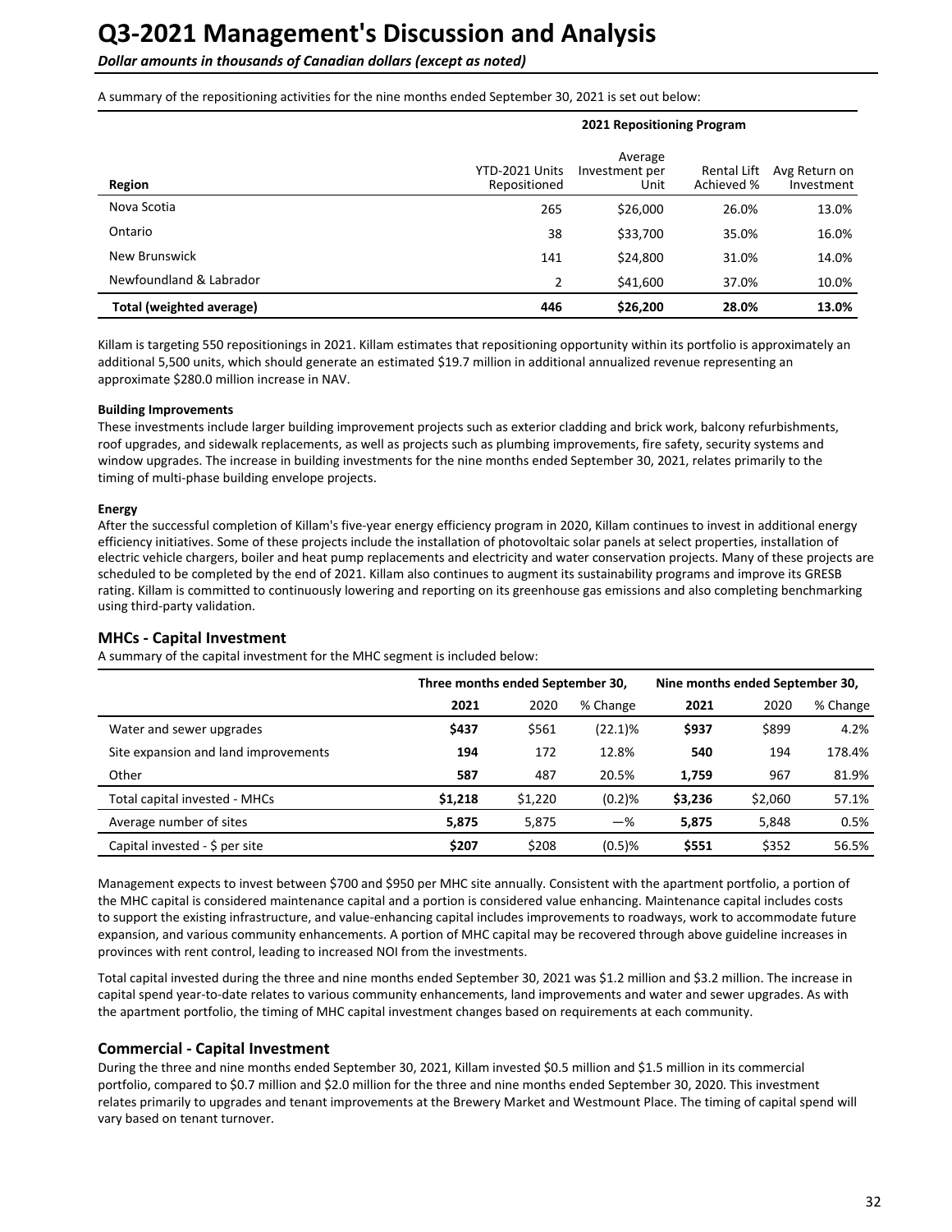A summary of the repositioning activities for the nine months ended September 30, 2021 is set out below:

| | 2021 Repositioning Program | | | |
|---|---|---|---|---|
| **Region** | YTD-2021 Units Repositioned | Average Investment per Unit | Rental Lift Achieved % | Avg Return on Investment |
| Nova Scotia | 265 | $26,000 | 26.0% | 13.0% |
| Ontario | 38 | $33,700 | 35.0% | 16.0% |
| New Brunswick | 141 | $24,800 | 31.0% | 14.0% |
| Newfoundland & Labrador | 2 | $41,600 | 37.0% | 10.0% |
| **Total (weighted average)** | **446** | **$26,200** | **28.0%** | **13.0%** |

Killam is targeting 550 repositionings in 2021. Killam estimates that repositioning opportunity within its portfolio is approximately an additional 5,500 units, which should generate an estimated $19.7 million in additional annualized revenue representing an approximate $280.0 million increase in NAV.

**Building Improvements**

These investments include larger building improvement projects such as exterior cladding and brick work, balcony refurbishments, roof upgrades, and sidewalk replacements, as well as projects such as plumbing improvements, fire safety, security systems and window upgrades. The increase in building investments for the nine months ended September 30, 2021, relates primarily to the timing of multi-phase building envelope projects.

**Energy**

After the successful completion of Killam's five-year energy efficiency program in 2020, Killam continues to invest in additional energy efficiency initiatives. Some of these projects include the installation of photovoltaic solar panels at select properties, installation of electric vehicle chargers, boiler and heat pump replacements and electricity and water conservation projects. Many of these projects are scheduled to be completed by the end of 2021. Killam also continues to augment its sustainability programs and improve its GRESB rating. Killam is committed to continuously lowering and reporting on its greenhouse gas emissions and also completing benchmarking using third-party validation.

## MHCs - Capital Investment

A summary of the capital investment for the MHC segment is included below:

| | Three months ended September 30, | | | Nine months ended September 30, | | |
|---|---|---|---|---|---|---|
| | **2021** | 2020 | % Change | **2021** | 2020 | % Change |
| Water and sewer upgrades | **$437** | $561 | (22.1)% | **$937** | $899 | 4.2% |
| Site expansion and land improvements | **194** | 172 | 12.8% | **540** | 194 | 178.4% |
| Other | **587** | 487 | 20.5% | **1,759** | 967 | 81.9% |
| Total capital invested - MHCs | **$1,218** | $1,220 | (0.2)% | **$3,236** | $2,060 | 57.1% |
| Average number of sites | **5,875** | 5,875 | —% | **5,875** | 5,848 | 0.5% |
| Capital invested - $ per site | **$207** | $208 | (0.5)% | **$551** | $352 | 56.5% |

Management expects to invest between $700 and $950 per MHC site annually. Consistent with the apartment portfolio, a portion of the MHC capital is considered maintenance capital and a portion is considered value enhancing. Maintenance capital includes costs to support the existing infrastructure, and value-enhancing capital includes improvements to roadways, work to accommodate future expansion, and various community enhancements. A portion of MHC capital may be recovered through above guideline increases in provinces with rent control, leading to increased NOI from the investments.

Total capital invested during the three and nine months ended September 30, 2021 was $1.2 million and $3.2 million. The increase in capital spend year-to-date relates to various community enhancements, land improvements and water and sewer upgrades. As with the apartment portfolio, the timing of MHC capital investment changes based on requirements at each community.

## Commercial - Capital Investment

During the three and nine months ended September 30, 2021, Killam invested $0.5 million and $1.5 million in its commercial portfolio, compared to $0.7 million and $2.0 million for the three and nine months ended September 30, 2020. This investment relates primarily to upgrades and tenant improvements at the Brewery Market and Westmount Place. The timing of capital spend will vary based on tenant turnover.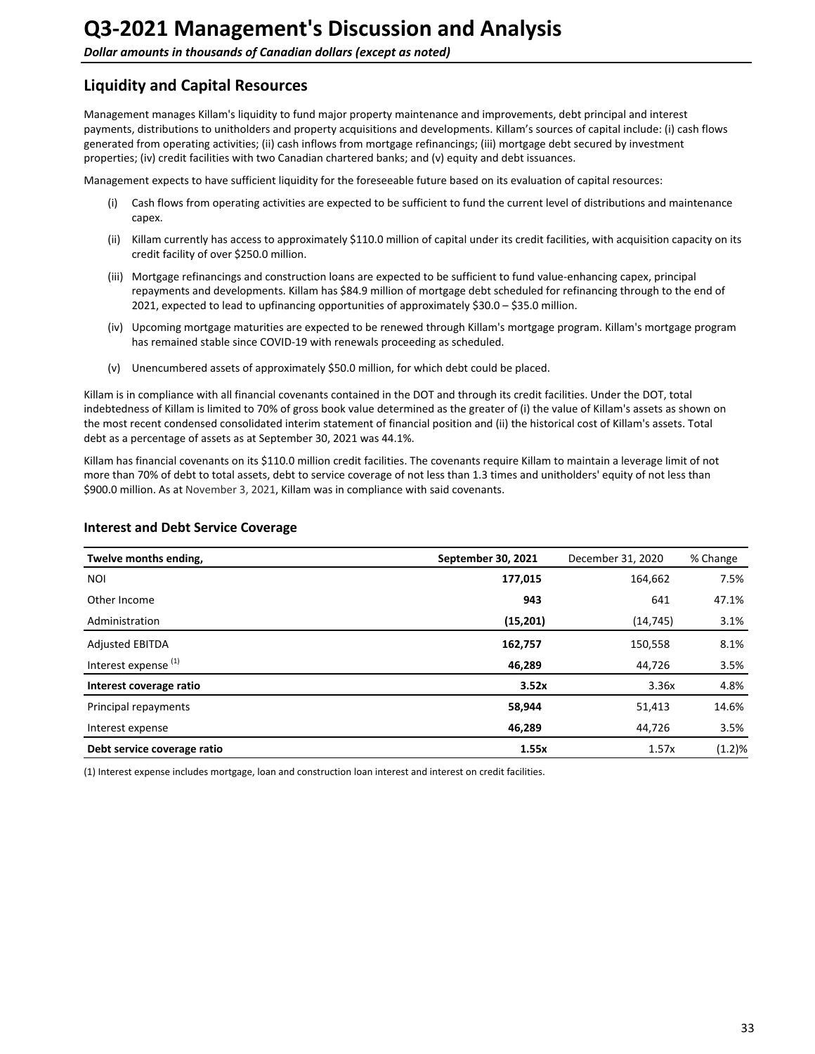# Q3-2021 Management's Discussion and Analysis

***Dollar amounts in thousands of Canadian dollars (except as noted)***

## Liquidity and Capital Resources

Management manages Killam's liquidity to fund major property maintenance and improvements, debt principal and interest payments, distributions to unitholders and property acquisitions and developments. Killam's sources of capital include: (i) cash flows generated from operating activities; (ii) cash inflows from mortgage refinancings; (iii) mortgage debt secured by investment properties; (iv) credit facilities with two Canadian chartered banks; and (v) equity and debt issuances.

Management expects to have sufficient liquidity for the foreseeable future based on its evaluation of capital resources:

(i) Cash flows from operating activities are expected to be sufficient to fund the current level of distributions and maintenance capex.

(ii) Killam currently has access to approximately $110.0 million of capital under its credit facilities, with acquisition capacity on its credit facility of over $250.0 million.

(iii) Mortgage refinancings and construction loans are expected to be sufficient to fund value-enhancing capex, principal repayments and developments. Killam has $84.9 million of mortgage debt scheduled for refinancing through to the end of 2021, expected to lead to upfinancing opportunities of approximately $30.0 – $35.0 million.

(iv) Upcoming mortgage maturities are expected to be renewed through Killam's mortgage program. Killam's mortgage program has remained stable since COVID-19 with renewals proceeding as scheduled.

(v) Unencumbered assets of approximately $50.0 million, for which debt could be placed.

Killam is in compliance with all financial covenants contained in the DOT and through its credit facilities. Under the DOT, total indebtedness of Killam is limited to 70% of gross book value determined as the greater of (i) the value of Killam's assets as shown on the most recent condensed consolidated interim statement of financial position and (ii) the historical cost of Killam's assets. Total debt as a percentage of assets as at September 30, 2021 was 44.1%.

Killam has financial covenants on its $110.0 million credit facilities. The covenants require Killam to maintain a leverage limit of not more than 70% of debt to total assets, debt to service coverage of not less than 1.3 times and unitholders' equity of not less than $900.0 million. As at November 3, 2021, Killam was in compliance with said covenants.

### Interest and Debt Service Coverage

| Twelve months ending, | September 30, 2021 | December 31, 2020 | % Change |
|---|---|---|---|
| NOI | **177,015** | 164,662 | 7.5% |
| Other Income | **943** | 641 | 47.1% |
| Administration | **(15,201)** | (14,745) | 3.1% |
| Adjusted EBITDA | **162,757** | 150,558 | 8.1% |
| Interest expense [1] | **46,289** | 44,726 | 3.5% |
| **Interest coverage ratio** | **3.52x** | 3.36x | 4.8% |
| Principal repayments | **58,944** | 51,413 | 14.6% |
| Interest expense | **46,289** | 44,726 | 3.5% |
| **Debt service coverage ratio** | **1.55x** | 1.57x | (1.2)% |

(1) Interest expense includes mortgage, loan and construction loan interest and interest on credit facilities.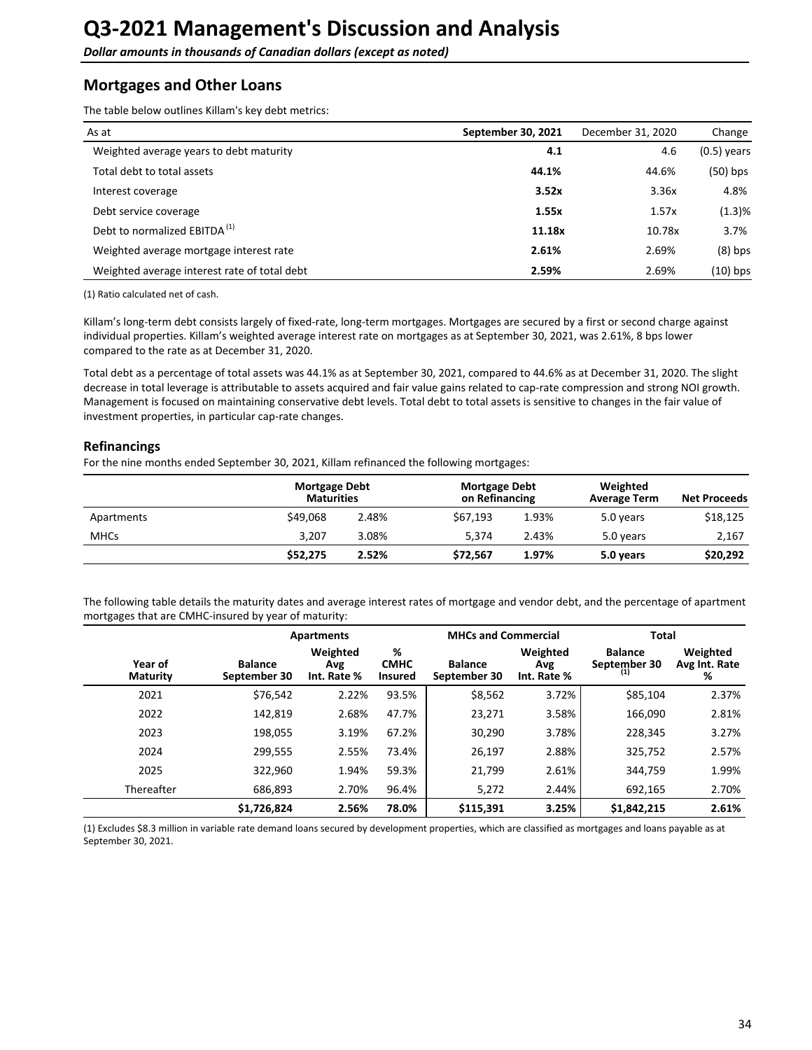# Q3-2021 Management's Discussion and Analysis

***Dollar amounts in thousands of Canadian dollars (except as noted)***

## Mortgages and Other Loans

The table below outlines Killam's key debt metrics:

| As at | September 30, 2021 | December 31, 2020 | Change |
|---|---|---|---|
| Weighted average years to debt maturity | **4.1** | 4.6 | (0.5) years |
| Total debt to total assets | **44.1%** | 44.6% | (50) bps |
| Interest coverage | **3.52x** | 3.36x | 4.8% |
| Debt service coverage | **1.55x** | 1.57x | (1.3)% |
| Debt to normalized EBITDA [(1)] | **11.18x** | 10.78x | 3.7% |
| Weighted average mortgage interest rate | **2.61%** | 2.69% | (8) bps |
| Weighted average interest rate of total debt | **2.59%** | 2.69% | (10) bps |

(1) Ratio calculated net of cash.

Killam's long-term debt consists largely of fixed-rate, long-term mortgages. Mortgages are secured by a first or second charge against individual properties. Killam's weighted average interest rate on mortgages as at September 30, 2021, was 2.61%, 8 bps lower compared to the rate as at December 31, 2020.

Total debt as a percentage of total assets was 44.1% as at September 30, 2021, compared to 44.6% as at December 31, 2020. The slight decrease in total leverage is attributable to assets acquired and fair value gains related to cap-rate compression and strong NOI growth. Management is focused on maintaining conservative debt levels. Total debt to total assets is sensitive to changes in the fair value of investment properties, in particular cap-rate changes.

### Refinancings

For the nine months ended September 30, 2021, Killam refinanced the following mortgages:

| | Mortgage Debt Maturities | | Mortgage Debt on Refinancing | | Weighted Average Term | Net Proceeds |
|---|---|---|---|---|---|---|
| Apartments | $49,068 | 2.48% | $67,193 | 1.93% | 5.0 years | $18,125 |
| MHCs | 3,207 | 3.08% | 5,374 | 2.43% | 5.0 years | 2,167 |
| | **$52,275** | **2.52%** | **$72,567** | **1.97%** | **5.0 years** | **$20,292** |

The following table details the maturity dates and average interest rates of mortgage and vendor debt, and the percentage of apartment mortgages that are CMHC-insured by year of maturity:

| | Apartments | | | MHCs and Commercial | | Total | |
|---|---|---|---|---|---|---|---|
| Year of Maturity | Balance September 30 | Weighted Avg Int. Rate % | % CMHC Insured | Balance September 30 | Weighted Avg Int. Rate % | Balance September 30 [(1)] | Weighted Avg Int. Rate % |
| 2021 | $76,542 | 2.22% | 93.5% | $8,562 | 3.72% | $85,104 | 2.37% |
| 2022 | 142,819 | 2.68% | 47.7% | 23,271 | 3.58% | 166,090 | 2.81% |
| 2023 | 198,055 | 3.19% | 67.2% | 30,290 | 3.78% | 228,345 | 3.27% |
| 2024 | 299,555 | 2.55% | 73.4% | 26,197 | 2.88% | 325,752 | 2.57% |
| 2025 | 322,960 | 1.94% | 59.3% | 21,799 | 2.61% | 344,759 | 1.99% |
| Thereafter | 686,893 | 2.70% | 96.4% | 5,272 | 2.44% | 692,165 | 2.70% |
| | **$1,726,824** | **2.56%** | **78.0%** | **$115,391** | **3.25%** | **$1,842,215** | **2.61%** |

(1) Excludes $8.3 million in variable rate demand loans secured by development properties, which are classified as mortgages and loans payable as at September 30, 2021.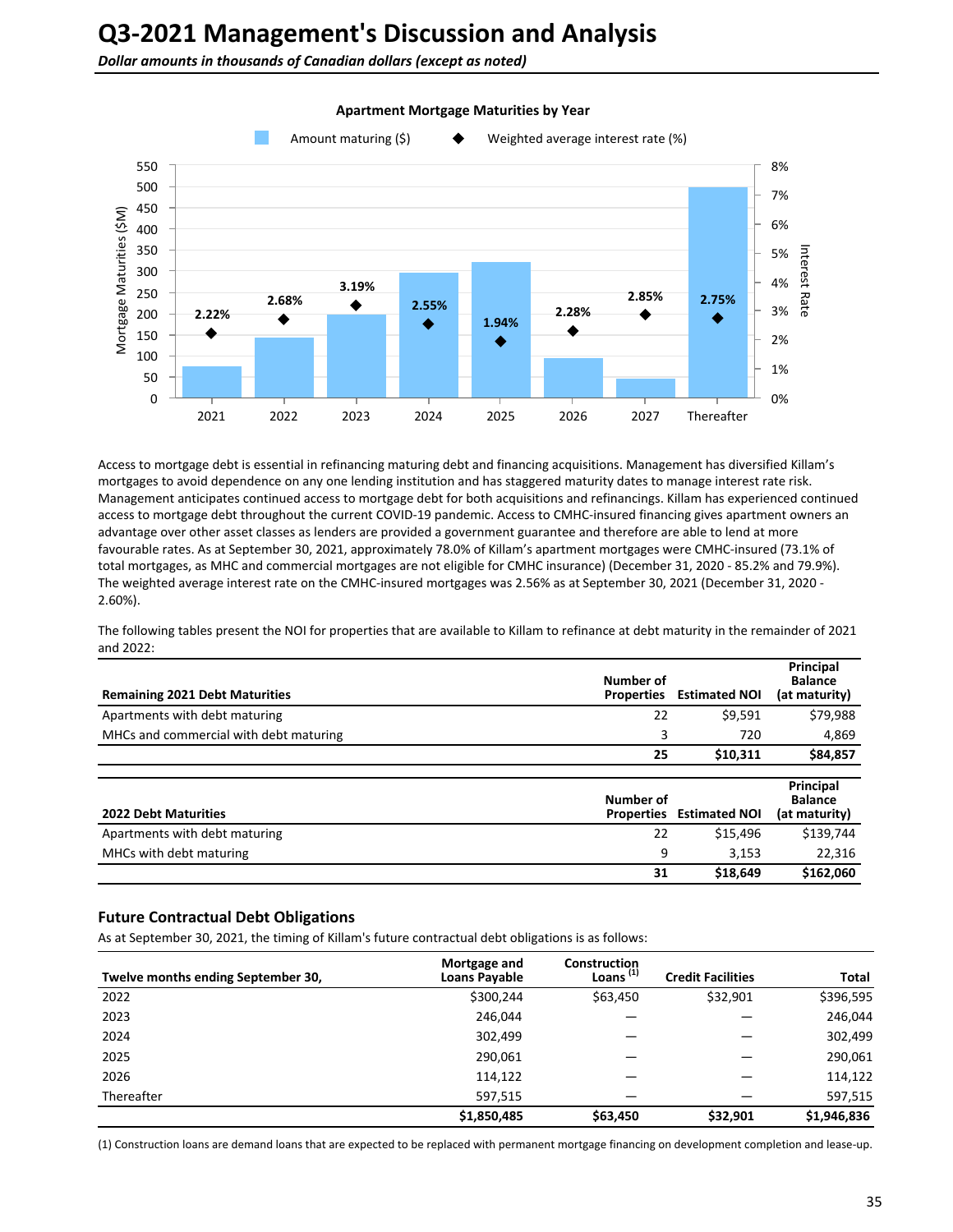# Q3-2021 Management's Discussion and Analysis

*Dollar amounts in thousands of Canadian dollars (except as noted)*

**Apartment Mortgage Maturities by Year**

| Year | Weighted average interest rate (%) |
|---|---|
| 2021 | 2.22% |
| 2022 | 2.68% |
| 2023 | 3.19% |
| 2024 | 2.55% |
| 2025 | 1.94% |
| 2026 | 2.28% |
| 2027 | 2.85% |
| Thereafter | 2.75% |

Access to mortgage debt is essential in refinancing maturing debt and financing acquisitions. Management has diversified Killam's mortgages to avoid dependence on any one lending institution and has staggered maturity dates to manage interest rate risk. Management anticipates continued access to mortgage debt for both acquisitions and refinancings. Killam has experienced continued access to mortgage debt throughout the current COVID-19 pandemic. Access to CMHC-insured financing gives apartment owners an advantage over other asset classes as lenders are provided a government guarantee and therefore are able to lend at more favourable rates. As at September 30, 2021, approximately 78.0% of Killam's apartment mortgages were CMHC-insured (73.1% of total mortgages, as MHC and commercial mortgages are not eligible for CMHC insurance) (December 31, 2020 - 85.2% and 79.9%). The weighted average interest rate on the CMHC-insured mortgages was 2.56% as at September 30, 2021 (December 31, 2020 - 2.60%).

The following tables present the NOI for properties that are available to Killam to refinance at debt maturity in the remainder of 2021 and 2022:

| Remaining 2021 Debt Maturities | Number of Properties | Estimated NOI | Principal Balance (at maturity) |
|---|---|---|---|
| Apartments with debt maturing | 22 | $9,591 | $79,988 |
| MHCs and commercial with debt maturing | 3 | 720 | 4,869 |
| | **25** | **$10,311** | **$84,857** |

| 2022 Debt Maturities | Number of Properties | Estimated NOI | Principal Balance (at maturity) |
|---|---|---|---|
| Apartments with debt maturing | 22 | $15,496 | $139,744 |
| MHCs with debt maturing | 9 | 3,153 | 22,316 |
| | **31** | **$18,649** | **$162,060** |

### Future Contractual Debt Obligations

As at September 30, 2021, the timing of Killam's future contractual debt obligations is as follows:

| Twelve months ending September 30, | Mortgage and Loans Payable | Construction Loans (1) | Credit Facilities | Total |
|---|---|---|---|---|
| 2022 | $300,244 | $63,450 | $32,901 | $396,595 |
| 2023 | 246,044 | — | — | 246,044 |
| 2024 | 302,499 | — | — | 302,499 |
| 2025 | 290,061 | — | — | 290,061 |
| 2026 | 114,122 | — | — | 114,122 |
| Thereafter | 597,515 | — | — | 597,515 |
| | **$1,850,485** | **$63,450** | **$32,901** | **$1,946,836** |

(1) Construction loans are demand loans that are expected to be replaced with permanent mortgage financing on development completion and lease-up.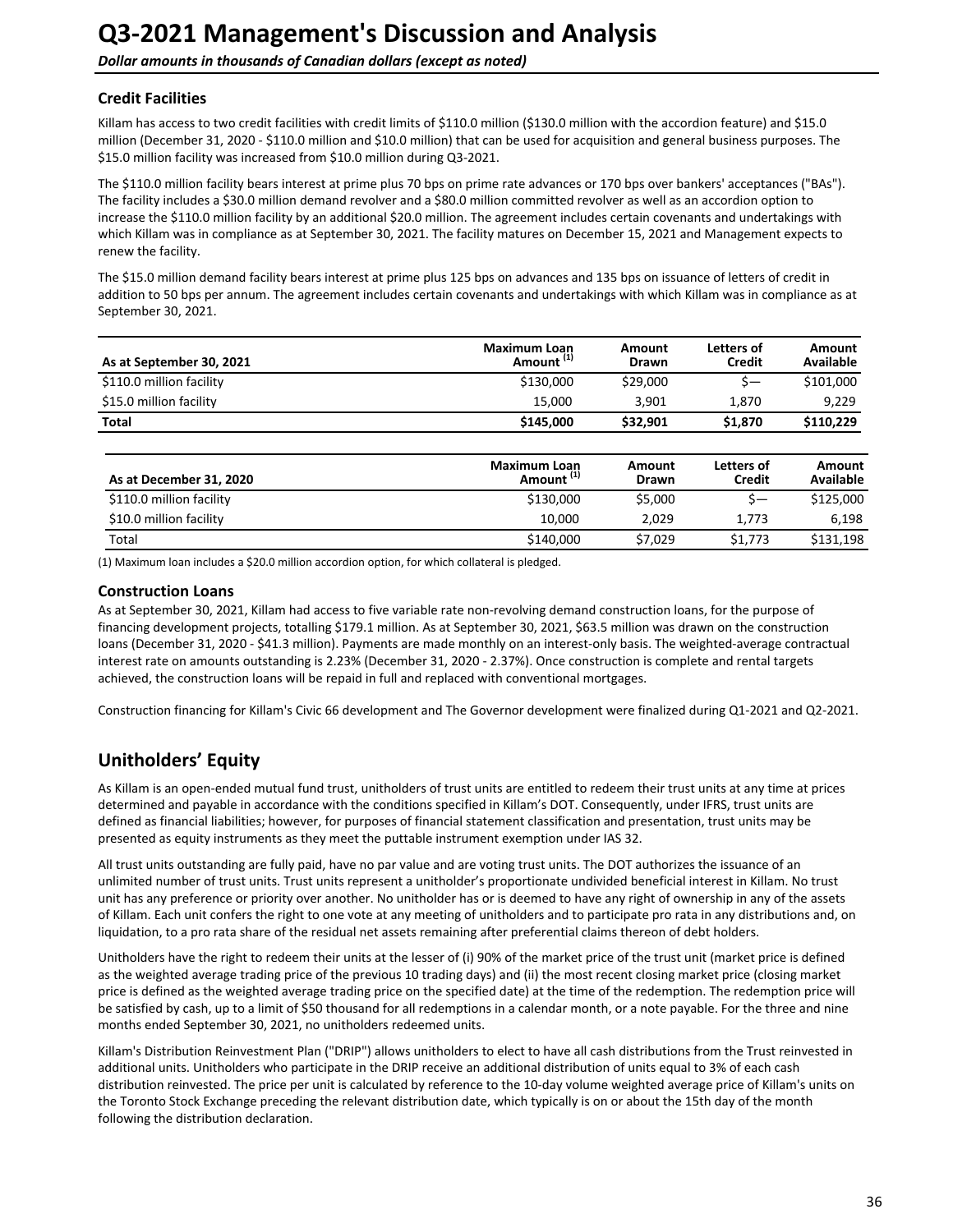# Q3-2021 Management's Discussion and Analysis

*Dollar amounts in thousands of Canadian dollars (except as noted)*

### Credit Facilities

Killam has access to two credit facilities with credit limits of $110.0 million ($130.0 million with the accordion feature) and $15.0 million (December 31, 2020 - $110.0 million and $10.0 million) that can be used for acquisition and general business purposes. The $15.0 million facility was increased from $10.0 million during Q3-2021.

The $110.0 million facility bears interest at prime plus 70 bps on prime rate advances or 170 bps over bankers' acceptances ("BAs"). The facility includes a $30.0 million demand revolver and a $80.0 million committed revolver as well as an accordion option to increase the $110.0 million facility by an additional $20.0 million. The agreement includes certain covenants and undertakings with which Killam was in compliance as at September 30, 2021. The facility matures on December 15, 2021 and Management expects to renew the facility.

The $15.0 million demand facility bears interest at prime plus 125 bps on advances and 135 bps on issuance of letters of credit in addition to 50 bps per annum. The agreement includes certain covenants and undertakings with which Killam was in compliance as at September 30, 2021.

| As at September 30, 2021 | Maximum Loan Amount (1) | Amount Drawn | Letters of Credit | Amount Available |
|---|---|---|---|---|
| $110.0 million facility | $130,000 | $29,000 | $— | $101,000 |
| $15.0 million facility | 15,000 | 3,901 | 1,870 | 9,229 |
| **Total** | **$145,000** | **$32,901** | **$1,870** | **$110,229** |

| As at December 31, 2020 | Maximum Loan Amount (1) | Amount Drawn | Letters of Credit | Amount Available |
|---|---|---|---|---|
| $110.0 million facility | $130,000 | $5,000 | $— | $125,000 |
| $10.0 million facility | 10,000 | 2,029 | 1,773 | 6,198 |
| Total | $140,000 | $7,029 | $1,773 | $131,198 |

(1) Maximum loan includes a $20.0 million accordion option, for which collateral is pledged.

### Construction Loans

As at September 30, 2021, Killam had access to five variable rate non-revolving demand construction loans, for the purpose of financing development projects, totalling $179.1 million. As at September 30, 2021, $63.5 million was drawn on the construction loans (December 31, 2020 - $41.3 million). Payments are made monthly on an interest-only basis. The weighted-average contractual interest rate on amounts outstanding is 2.23% (December 31, 2020 - 2.37%). Once construction is complete and rental targets achieved, the construction loans will be repaid in full and replaced with conventional mortgages.

Construction financing for Killam's Civic 66 development and The Governor development were finalized during Q1-2021 and Q2-2021.

## Unitholders' Equity

As Killam is an open-ended mutual fund trust, unitholders of trust units are entitled to redeem their trust units at any time at prices determined and payable in accordance with the conditions specified in Killam's DOT. Consequently, under IFRS, trust units are defined as financial liabilities; however, for purposes of financial statement classification and presentation, trust units may be presented as equity instruments as they meet the puttable instrument exemption under IAS 32.

All trust units outstanding are fully paid, have no par value and are voting trust units. The DOT authorizes the issuance of an unlimited number of trust units. Trust units represent a unitholder's proportionate undivided beneficial interest in Killam. No trust unit has any preference or priority over another. No unitholder has or is deemed to have any right of ownership in any of the assets of Killam. Each unit confers the right to one vote at any meeting of unitholders and to participate pro rata in any distributions and, on liquidation, to a pro rata share of the residual net assets remaining after preferential claims thereon of debt holders.

Unitholders have the right to redeem their units at the lesser of (i) 90% of the market price of the trust unit (market price is defined as the weighted average trading price of the previous 10 trading days) and (ii) the most recent closing market price (closing market price is defined as the weighted average trading price on the specified date) at the time of the redemption. The redemption price will be satisfied by cash, up to a limit of $50 thousand for all redemptions in a calendar month, or a note payable. For the three and nine months ended September 30, 2021, no unitholders redeemed units.

Killam's Distribution Reinvestment Plan ("DRIP") allows unitholders to elect to have all cash distributions from the Trust reinvested in additional units. Unitholders who participate in the DRIP receive an additional distribution of units equal to 3% of each cash distribution reinvested. The price per unit is calculated by reference to the 10-day volume weighted average price of Killam's units on the Toronto Stock Exchange preceding the relevant distribution date, which typically is on or about the 15th day of the month following the distribution declaration.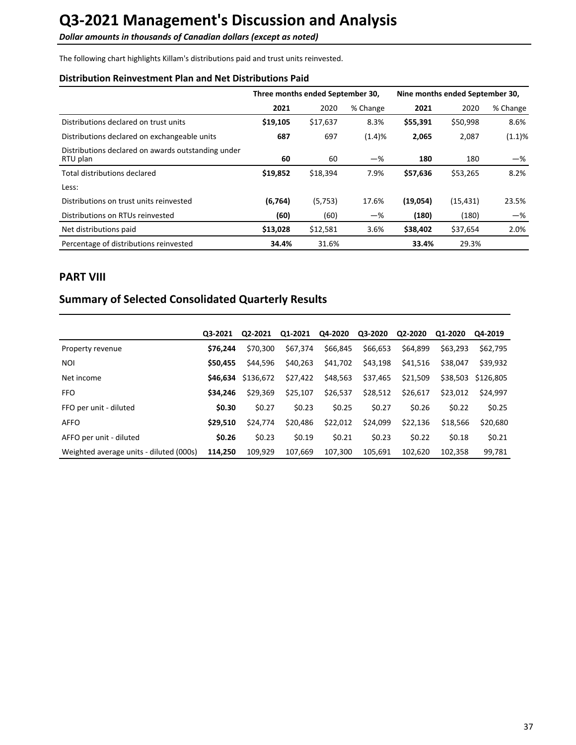# Q3-2021 Management's Discussion and Analysis

***Dollar amounts in thousands of Canadian dollars (except as noted)***

The following chart highlights Killam's distributions paid and trust units reinvested.

### Distribution Reinvestment Plan and Net Distributions Paid

| | Three months ended September 30, | | | Nine months ended September 30, | | |
|---|---|---|---|---|---|---|
| | **2021** | 2020 | % Change | **2021** | 2020 | % Change |
| Distributions declared on trust units | **$19,105** | $17,637 | 8.3% | **$55,391** | $50,998 | 8.6% |
| Distributions declared on exchangeable units | **687** | 697 | (1.4)% | **2,065** | 2,087 | (1.1)% |
| Distributions declared on awards outstanding under RTU plan | **60** | 60 | —% | **180** | 180 | —% |
| Total distributions declared | **$19,852** | $18,394 | 7.9% | **$57,636** | $53,265 | 8.2% |
| Less: | | | | | | |
| Distributions on trust units reinvested | **(6,764)** | (5,753) | 17.6% | **(19,054)** | (15,431) | 23.5% |
| Distributions on RTUs reinvested | **(60)** | (60) | —% | **(180)** | (180) | —% |
| Net distributions paid | **$13,028** | $12,581 | 3.6% | **$38,402** | $37,654 | 2.0% |
| Percentage of distributions reinvested | **34.4%** | 31.6% | | **33.4%** | 29.3% | |

## PART VIII

## Summary of Selected Consolidated Quarterly Results

| | Q3-2021 | Q2-2021 | Q1-2021 | Q4-2020 | Q3-2020 | Q2-2020 | Q1-2020 | Q4-2019 |
|---|---|---|---|---|---|---|---|---|
| Property revenue | **$76,244** | $70,300 | $67,374 | $66,845 | $66,653 | $64,899 | $63,293 | $62,795 |
| NOI | **$50,455** | $44,596 | $40,263 | $41,702 | $43,198 | $41,516 | $38,047 | $39,932 |
| Net income | **$46,634** | $136,672 | $27,422 | $48,563 | $37,465 | $21,509 | $38,503 | $126,805 |
| FFO | **$34,246** | $29,369 | $25,107 | $26,537 | $28,512 | $26,617 | $23,012 | $24,997 |
| FFO per unit - diluted | **$0.30** | $0.27 | $0.23 | $0.25 | $0.27 | $0.26 | $0.22 | $0.25 |
| AFFO | **$29,510** | $24,774 | $20,486 | $22,012 | $24,099 | $22,136 | $18,566 | $20,680 |
| AFFO per unit - diluted | **$0.26** | $0.23 | $0.19 | $0.21 | $0.23 | $0.22 | $0.18 | $0.21 |
| Weighted average units - diluted (000s) | **114,250** | 109,929 | 107,669 | 107,300 | 105,691 | 102,620 | 102,358 | 99,781 |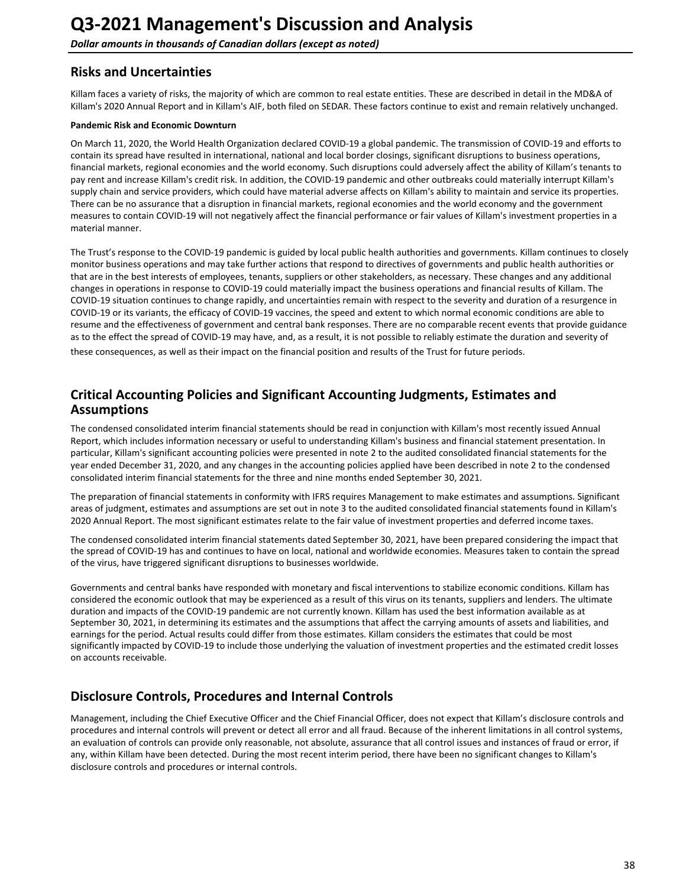## Risks and Uncertainties

Killam faces a variety of risks, the majority of which are common to real estate entities. These are described in detail in the MD&A of Killam's 2020 Annual Report and in Killam's AIF, both filed on SEDAR. These factors continue to exist and remain relatively unchanged.

**Pandemic Risk and Economic Downturn**

On March 11, 2020, the World Health Organization declared COVID-19 a global pandemic. The transmission of COVID-19 and efforts to contain its spread have resulted in international, national and local border closings, significant disruptions to business operations, financial markets, regional economies and the world economy. Such disruptions could adversely affect the ability of Killam's tenants to pay rent and increase Killam's credit risk. In addition, the COVID-19 pandemic and other outbreaks could materially interrupt Killam's supply chain and service providers, which could have material adverse affects on Killam's ability to maintain and service its properties. There can be no assurance that a disruption in financial markets, regional economies and the world economy and the government measures to contain COVID-19 will not negatively affect the financial performance or fair values of Killam's investment properties in a material manner.

The Trust's response to the COVID-19 pandemic is guided by local public health authorities and governments. Killam continues to closely monitor business operations and may take further actions that respond to directives of governments and public health authorities or that are in the best interests of employees, tenants, suppliers or other stakeholders, as necessary. These changes and any additional changes in operations in response to COVID-19 could materially impact the business operations and financial results of Killam. The COVID-19 situation continues to change rapidly, and uncertainties remain with respect to the severity and duration of a resurgence in COVID-19 or its variants, the efficacy of COVID-19 vaccines, the speed and extent to which normal economic conditions are able to resume and the effectiveness of government and central bank responses. There are no comparable recent events that provide guidance as to the effect the spread of COVID-19 may have, and, as a result, it is not possible to reliably estimate the duration and severity of these consequences, as well as their impact on the financial position and results of the Trust for future periods.

## Critical Accounting Policies and Significant Accounting Judgments, Estimates and Assumptions

The condensed consolidated interim financial statements should be read in conjunction with Killam's most recently issued Annual Report, which includes information necessary or useful to understanding Killam's business and financial statement presentation. In particular, Killam's significant accounting policies were presented in note 2 to the audited consolidated financial statements for the year ended December 31, 2020, and any changes in the accounting policies applied have been described in note 2 to the condensed consolidated interim financial statements for the three and nine months ended September 30, 2021.

The preparation of financial statements in conformity with IFRS requires Management to make estimates and assumptions. Significant areas of judgment, estimates and assumptions are set out in note 3 to the audited consolidated financial statements found in Killam's 2020 Annual Report. The most significant estimates relate to the fair value of investment properties and deferred income taxes.

The condensed consolidated interim financial statements dated September 30, 2021, have been prepared considering the impact that the spread of COVID-19 has and continues to have on local, national and worldwide economies. Measures taken to contain the spread of the virus, have triggered significant disruptions to businesses worldwide.

Governments and central banks have responded with monetary and fiscal interventions to stabilize economic conditions. Killam has considered the economic outlook that may be experienced as a result of this virus on its tenants, suppliers and lenders. The ultimate duration and impacts of the COVID-19 pandemic are not currently known. Killam has used the best information available as at September 30, 2021, in determining its estimates and the assumptions that affect the carrying amounts of assets and liabilities, and earnings for the period. Actual results could differ from those estimates. Killam considers the estimates that could be most significantly impacted by COVID-19 to include those underlying the valuation of investment properties and the estimated credit losses on accounts receivable.

## Disclosure Controls, Procedures and Internal Controls

Management, including the Chief Executive Officer and the Chief Financial Officer, does not expect that Killam's disclosure controls and procedures and internal controls will prevent or detect all error and all fraud. Because of the inherent limitations in all control systems, an evaluation of controls can provide only reasonable, not absolute, assurance that all control issues and instances of fraud or error, if any, within Killam have been detected. During the most recent interim period, there have been no significant changes to Killam's disclosure controls and procedures or internal controls.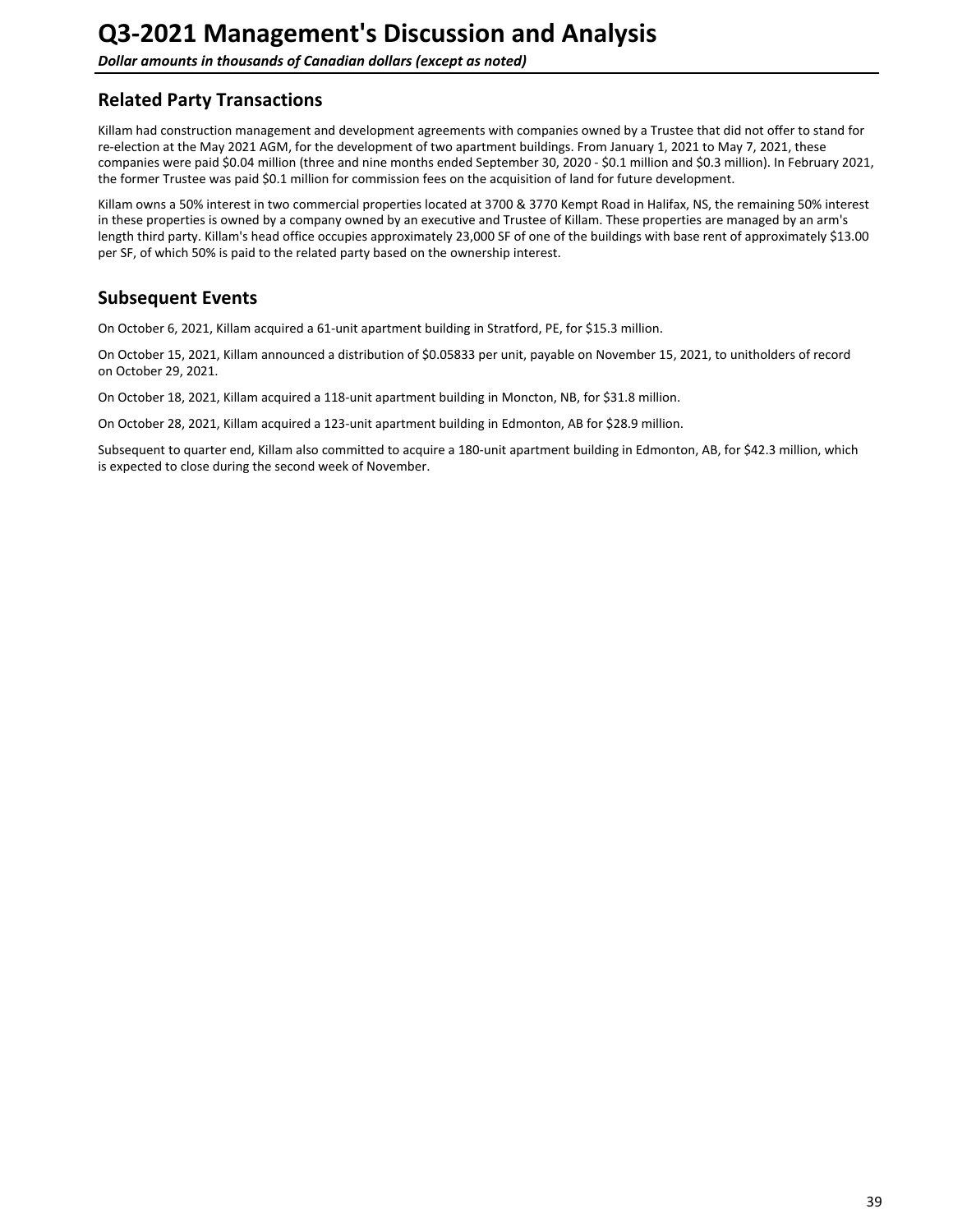## Related Party Transactions

Killam had construction management and development agreements with companies owned by a Trustee that did not offer to stand for re-election at the May 2021 AGM, for the development of two apartment buildings. From January 1, 2021 to May 7, 2021, these companies were paid $0.04 million (three and nine months ended September 30, 2020 - $0.1 million and $0.3 million). In February 2021, the former Trustee was paid $0.1 million for commission fees on the acquisition of land for future development.

Killam owns a 50% interest in two commercial properties located at 3700 & 3770 Kempt Road in Halifax, NS, the remaining 50% interest in these properties is owned by a company owned by an executive and Trustee of Killam. These properties are managed by an arm's length third party. Killam's head office occupies approximately 23,000 SF of one of the buildings with base rent of approximately $13.00 per SF, of which 50% is paid to the related party based on the ownership interest.

## Subsequent Events

On October 6, 2021, Killam acquired a 61-unit apartment building in Stratford, PE, for $15.3 million.

On October 15, 2021, Killam announced a distribution of $0.05833 per unit, payable on November 15, 2021, to unitholders of record on October 29, 2021.

On October 18, 2021, Killam acquired a 118-unit apartment building in Moncton, NB, for $31.8 million.

On October 28, 2021, Killam acquired a 123-unit apartment building in Edmonton, AB for $28.9 million.

Subsequent to quarter end, Killam also committed to acquire a 180-unit apartment building in Edmonton, AB, for $42.3 million, which is expected to close during the second week of November.